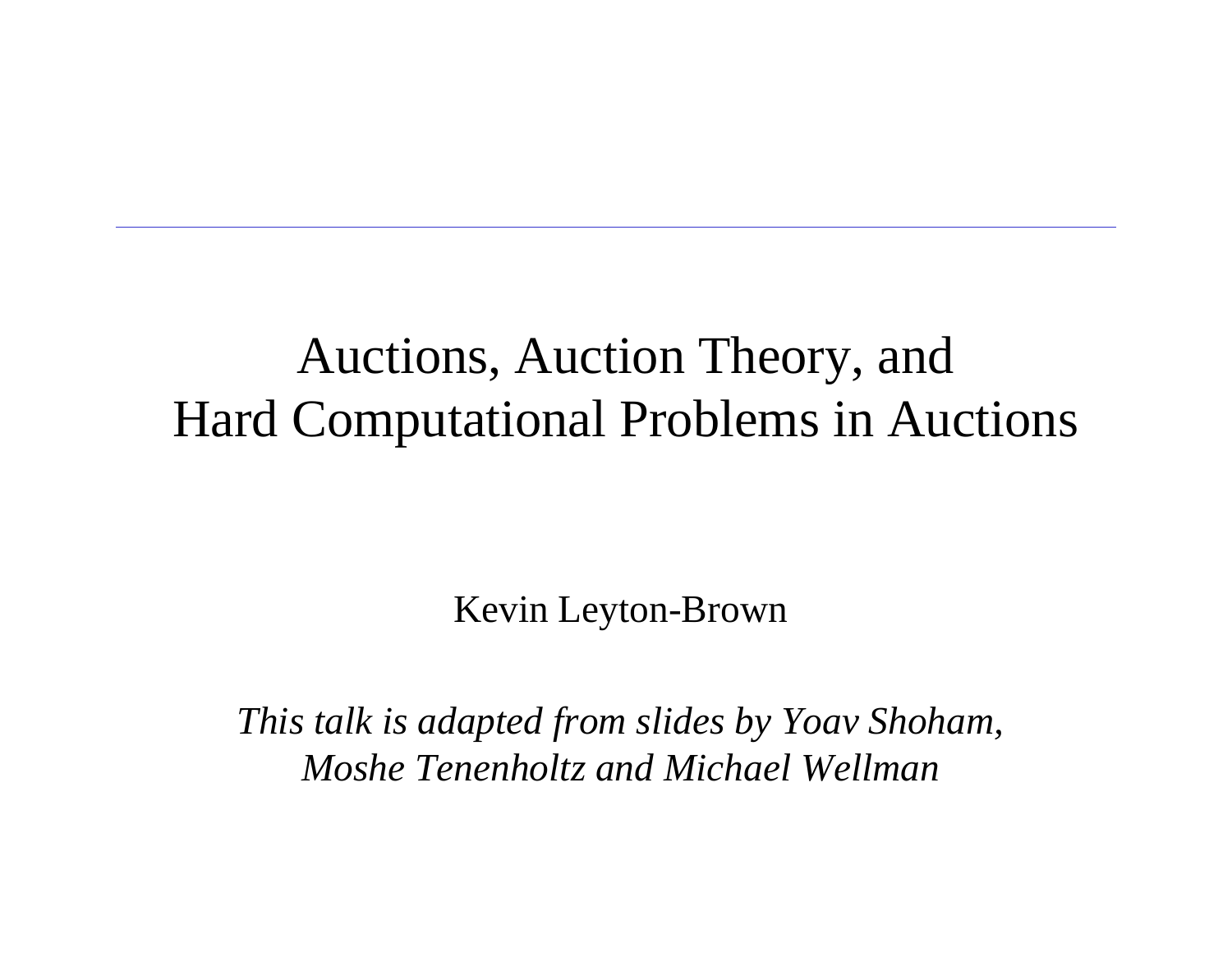# Auctions, Auction Theory, and Hard Computational Problems in Auctions

Kevin Leyton-Brown

*This talk is adapted from slides by Yoav Shoham, Moshe Tenenholtz and Michael Wellman*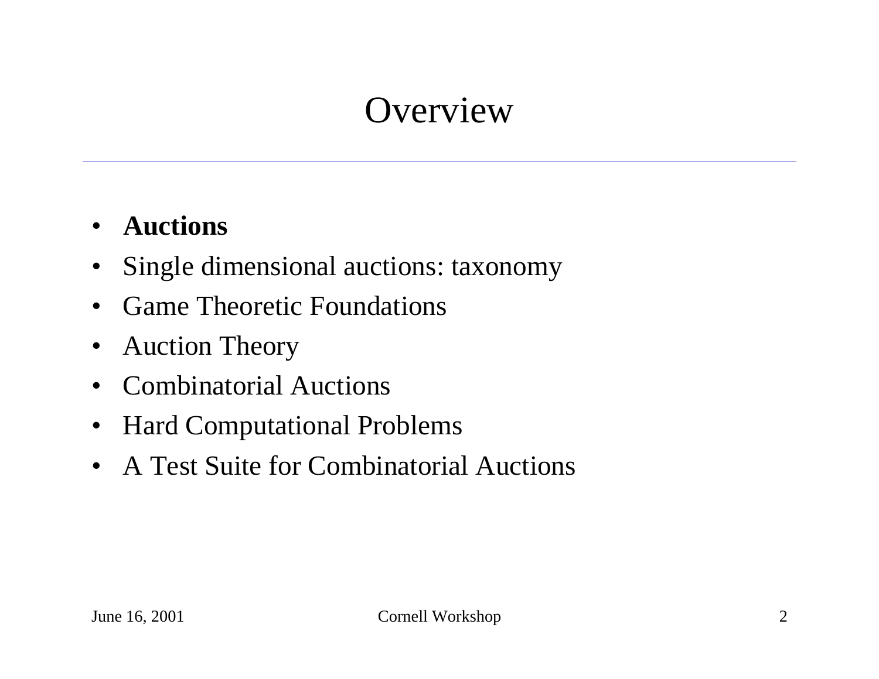# Overview

- **Auctions**
- Single dimensional auctions: taxonomy
- Game Theoretic Foundations
- Auction Theory
- Combinatorial Auctions
- Hard Computational Problems
- A Test Suite for Combinatorial Auctions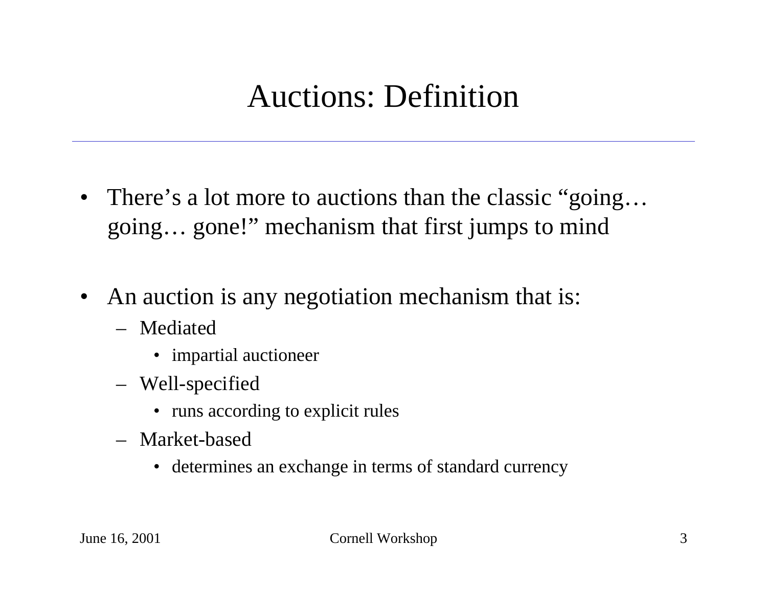# Auctions: Definition

- There's a lot more to auctions than the classic "going… going… gone!" mechanism that first jumps to mind

- An auction is any negotiation mechanism that is:
  - Mediated
    - impartial auctioneer
  - Well-specified
    - runs according to explicit rules
  - Market-based
    - determines an exchange in terms of standard currency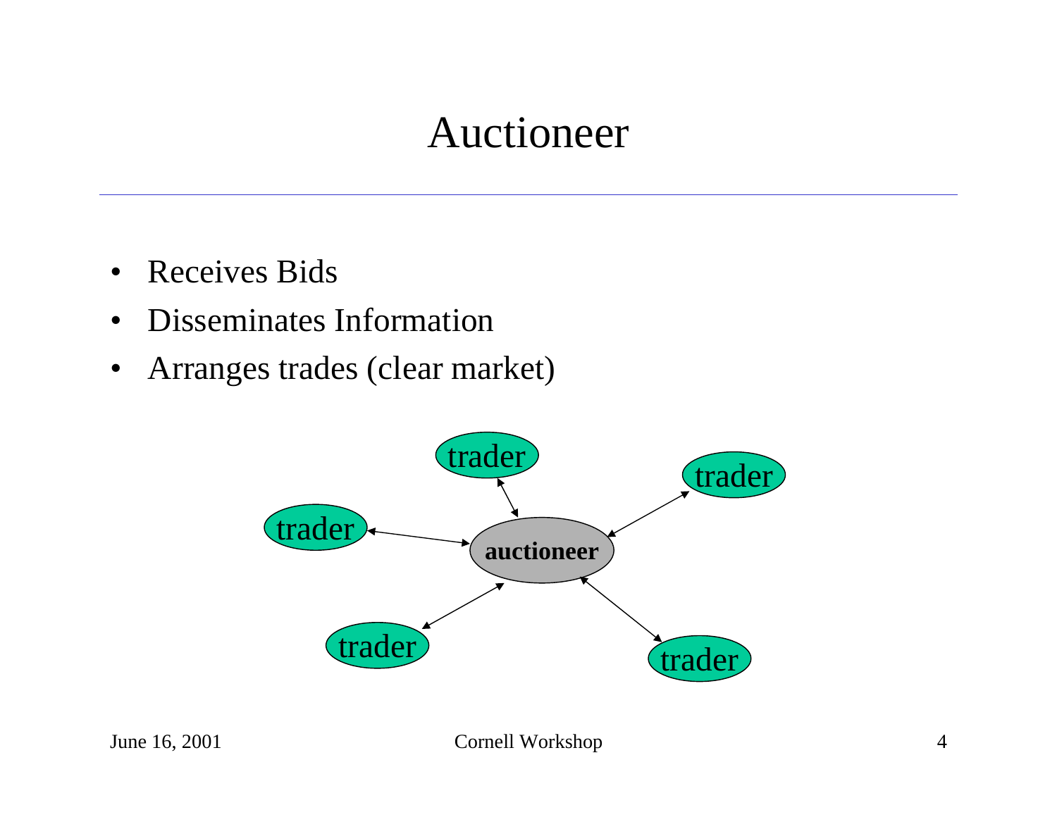# Auctioneer

- Receives Bids
- Disseminates Information
- Arranges trades (clear market)

trader
trader
trader
auctioneer
trader
trader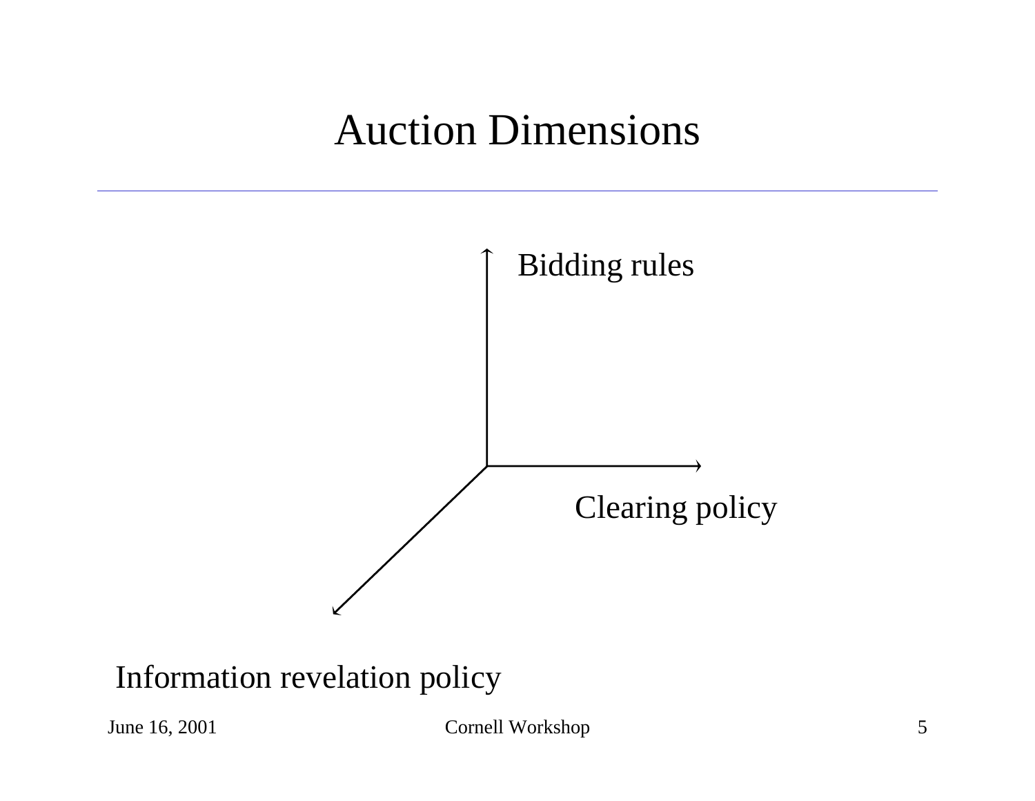# Auction Dimensions

Bidding rules

Clearing policy

Information revelation policy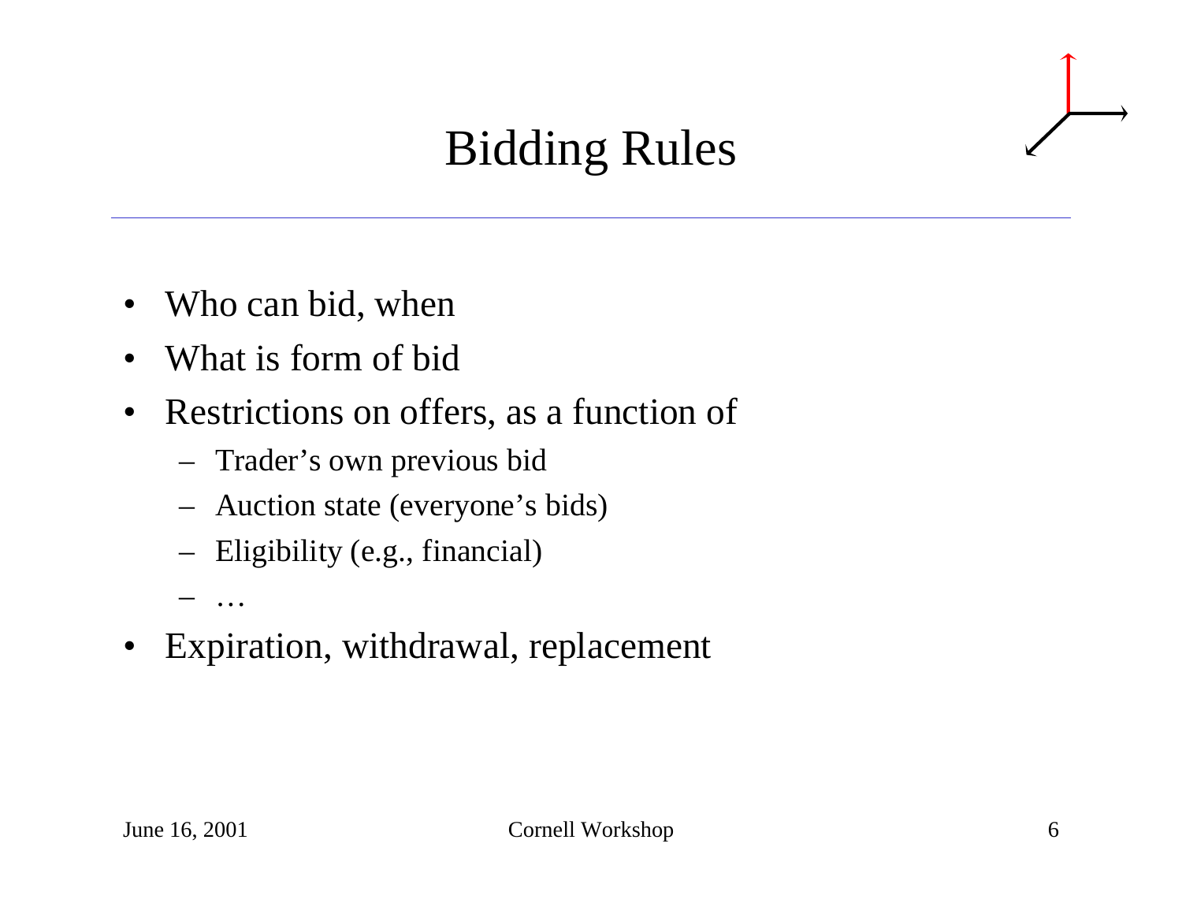# Bidding Rules

- Who can bid, when
- What is form of bid
- Restrictions on offers, as a function of
  - Trader's own previous bid
  - Auction state (everyone's bids)
  - Eligibility (e.g., financial)
  - …
- Expiration, withdrawal, replacement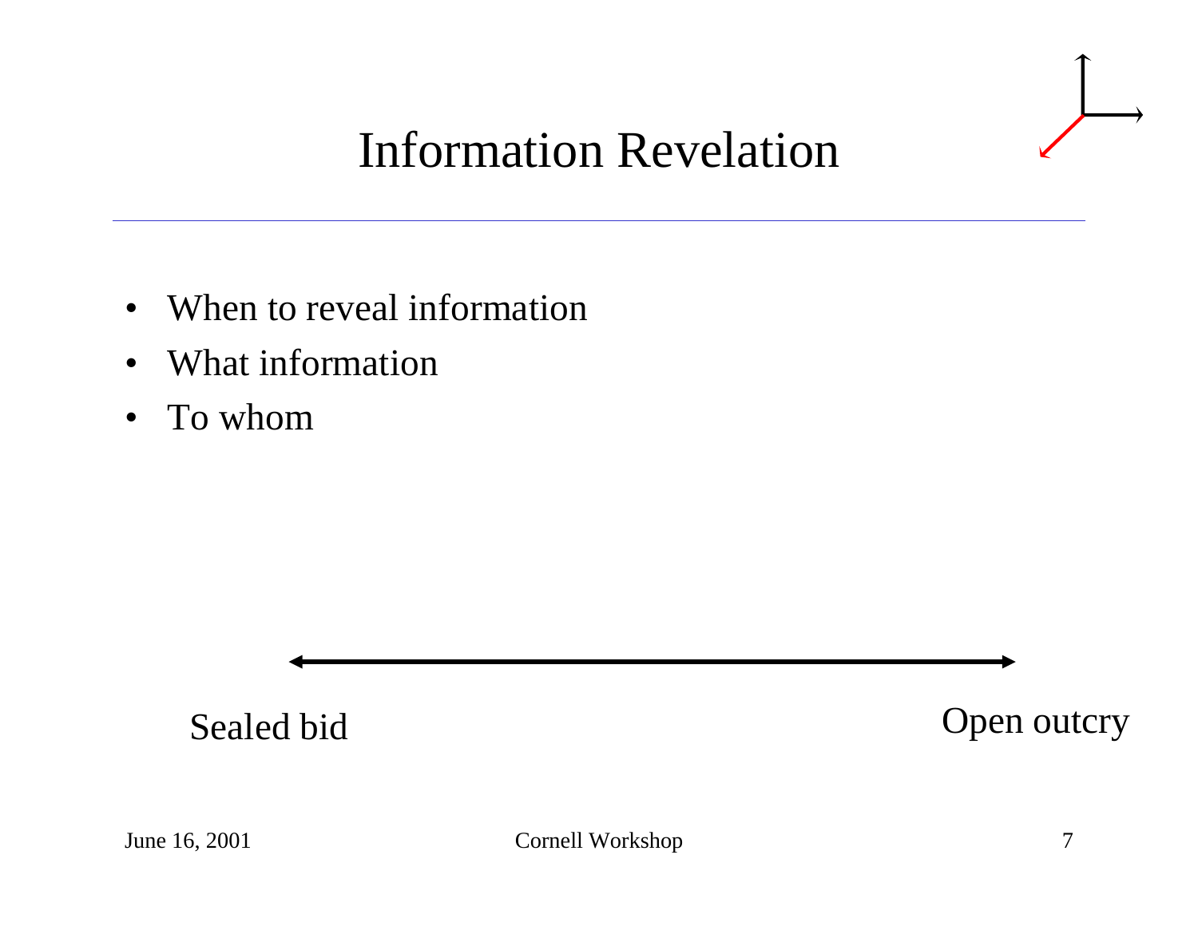# Information Revelation

- When to reveal information
- What information
- To whom

Sealed bid ⟷ Open outcry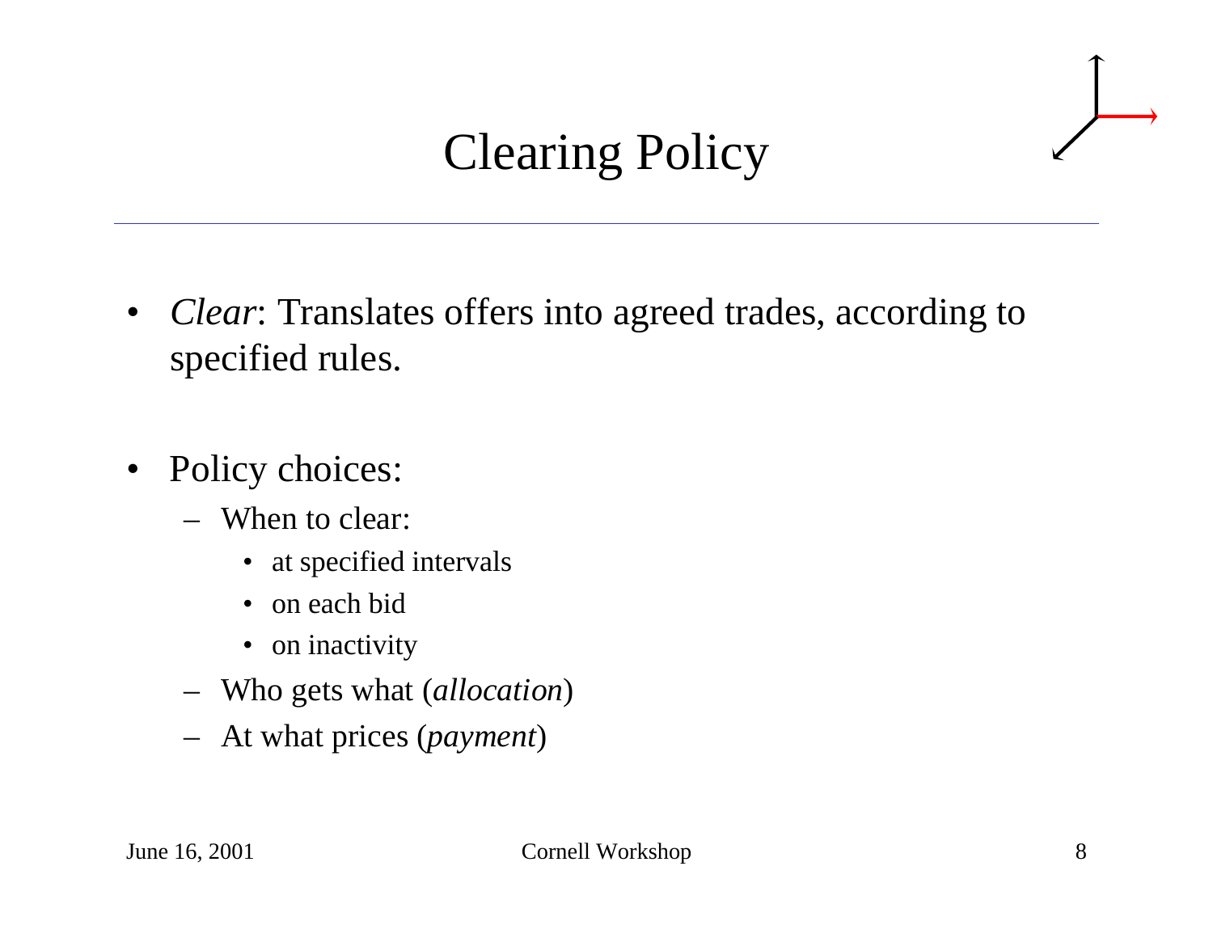# Clearing Policy

- *Clear*: Translates offers into agreed trades, according to specified rules.

- Policy choices:
  - When to clear:
    - at specified intervals
    - on each bid
    - on inactivity
  - Who gets what (*allocation*)
  - At what prices (*payment*)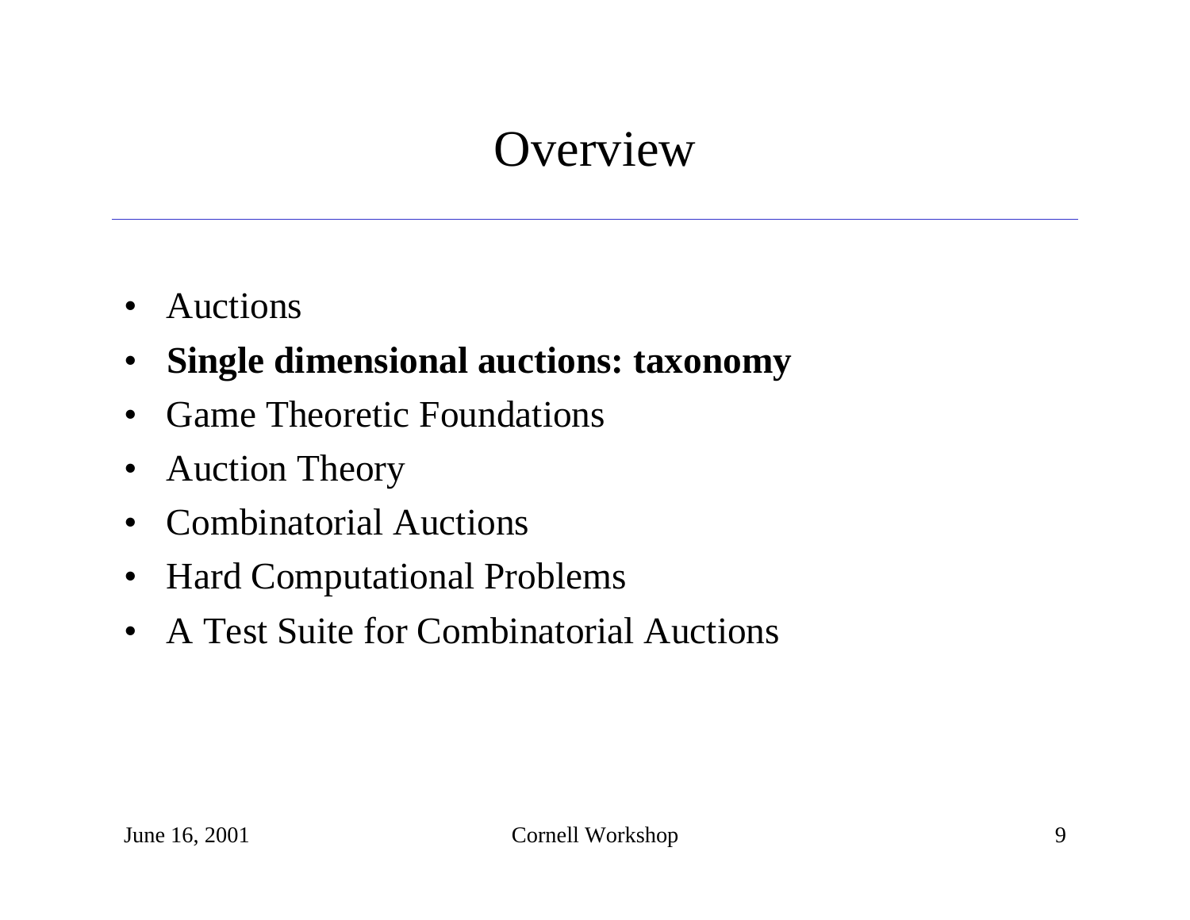# Overview

- Auctions
- **Single dimensional auctions: taxonomy**
- Game Theoretic Foundations
- Auction Theory
- Combinatorial Auctions
- Hard Computational Problems
- A Test Suite for Combinatorial Auctions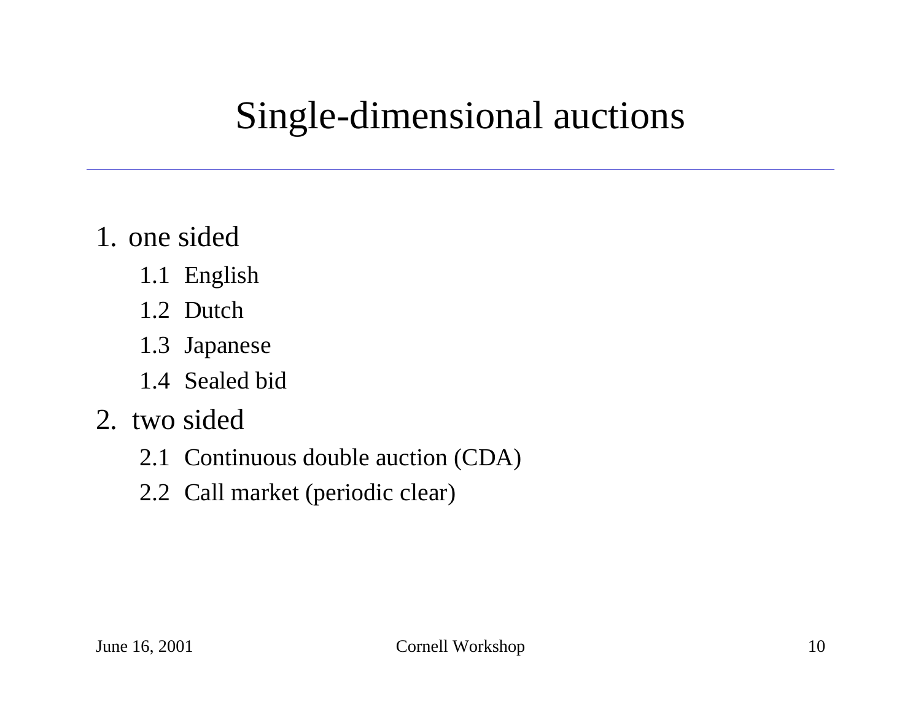# Single-dimensional auctions

1. one sided
   - 1.1 English
   - 1.2 Dutch
   - 1.3 Japanese
   - 1.4 Sealed bid
2. two sided
   - 2.1 Continuous double auction (CDA)
   - 2.2 Call market (periodic clear)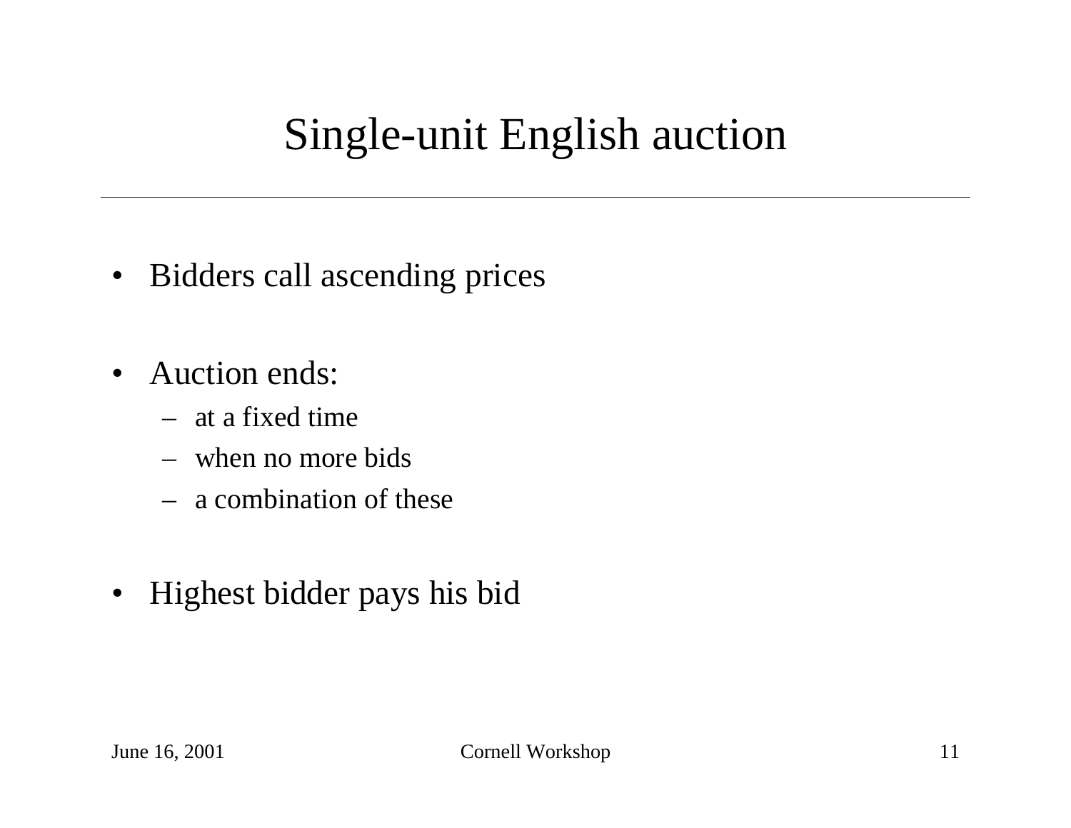# Single-unit English auction

- Bidders call ascending prices
- Auction ends:
  - at a fixed time
  - when no more bids
  - a combination of these
- Highest bidder pays his bid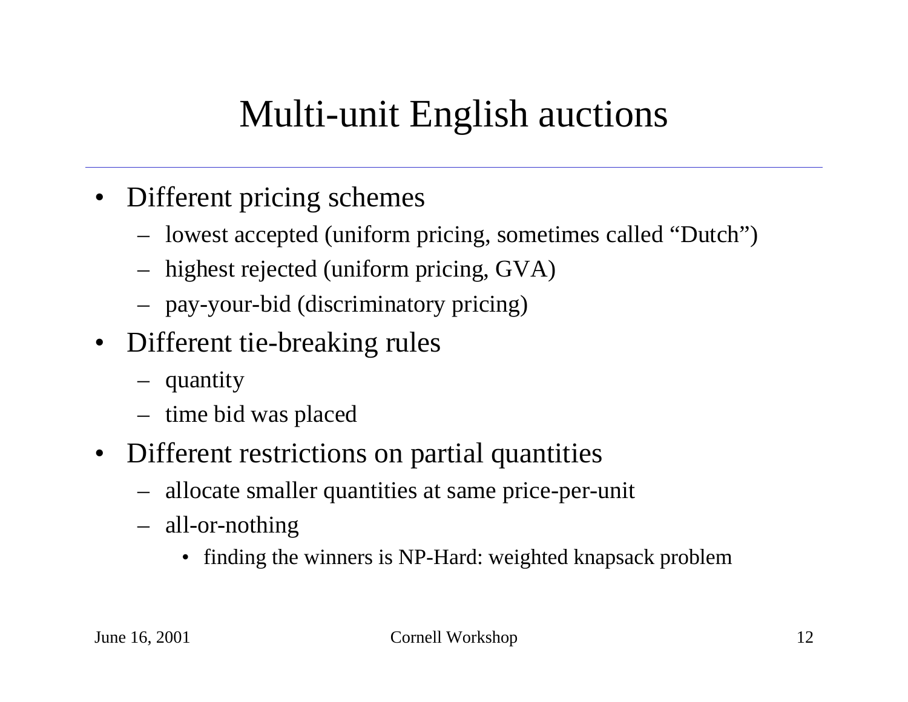# Multi-unit English auctions

- Different pricing schemes
  - lowest accepted (uniform pricing, sometimes called "Dutch")
  - highest rejected (uniform pricing, GVA)
  - pay-your-bid (discriminatory pricing)
- Different tie-breaking rules
  - quantity
  - time bid was placed
- Different restrictions on partial quantities
  - allocate smaller quantities at same price-per-unit
  - all-or-nothing
    - finding the winners is NP-Hard: weighted knapsack problem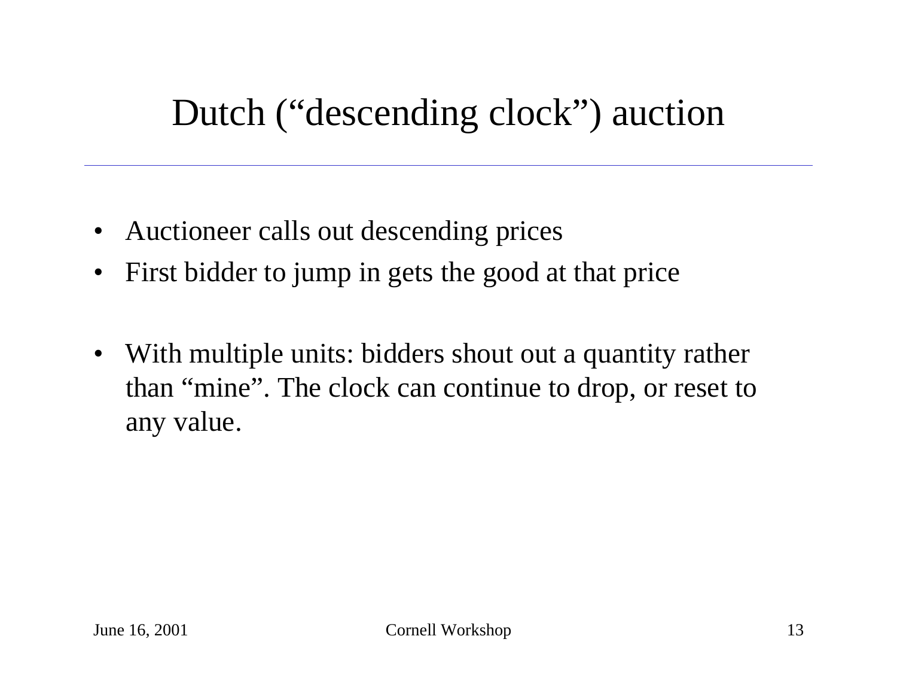# Dutch (“descending clock”) auction

- Auctioneer calls out descending prices
- First bidder to jump in gets the good at that price

- With multiple units: bidders shout out a quantity rather than “mine”. The clock can continue to drop, or reset to any value.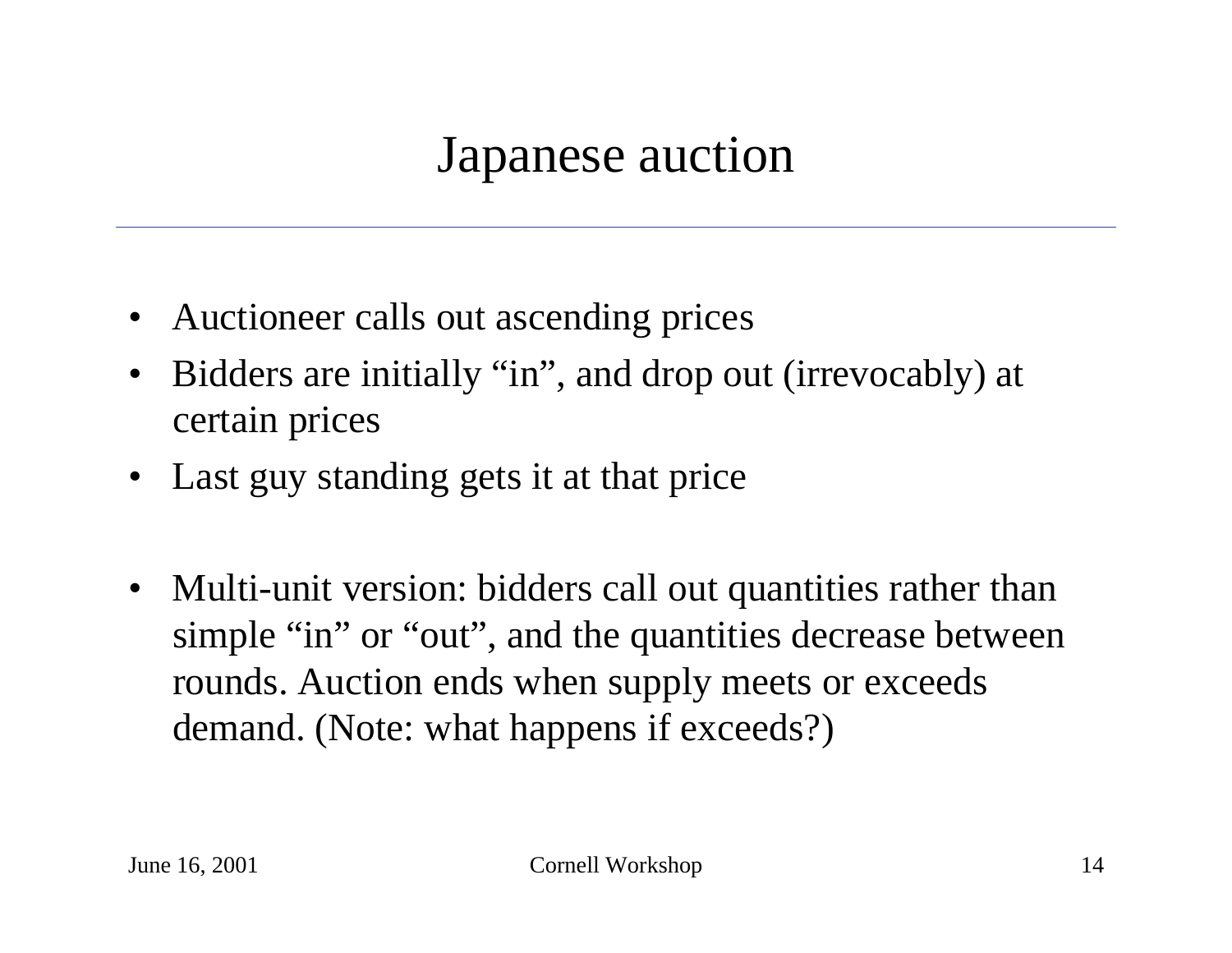# Japanese auction

- Auctioneer calls out ascending prices
- Bidders are initially "in", and drop out (irrevocably) at certain prices
- Last guy standing gets it at that price

- Multi-unit version: bidders call out quantities rather than simple "in" or "out", and the quantities decrease between rounds. Auction ends when supply meets or exceeds demand. (Note: what happens if exceeds?)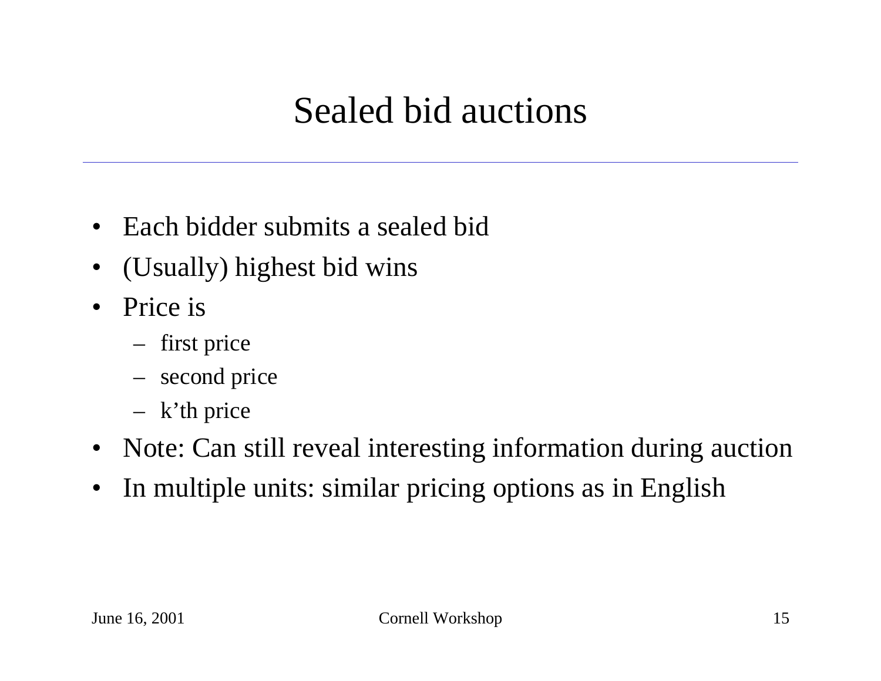# Sealed bid auctions

- Each bidder submits a sealed bid
- (Usually) highest bid wins
- Price is
  - first price
  - second price
  - k’th price
- Note: Can still reveal interesting information during auction
- In multiple units: similar pricing options as in English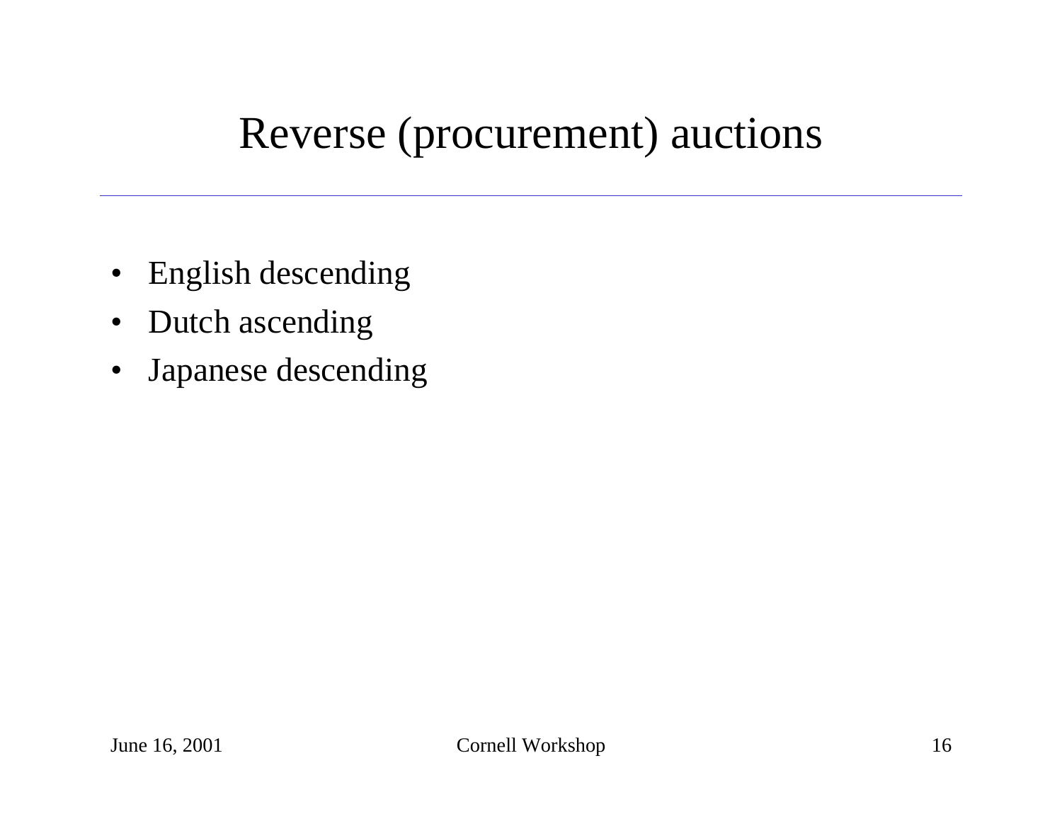# Reverse (procurement) auctions

- English descending
- Dutch ascending
- Japanese descending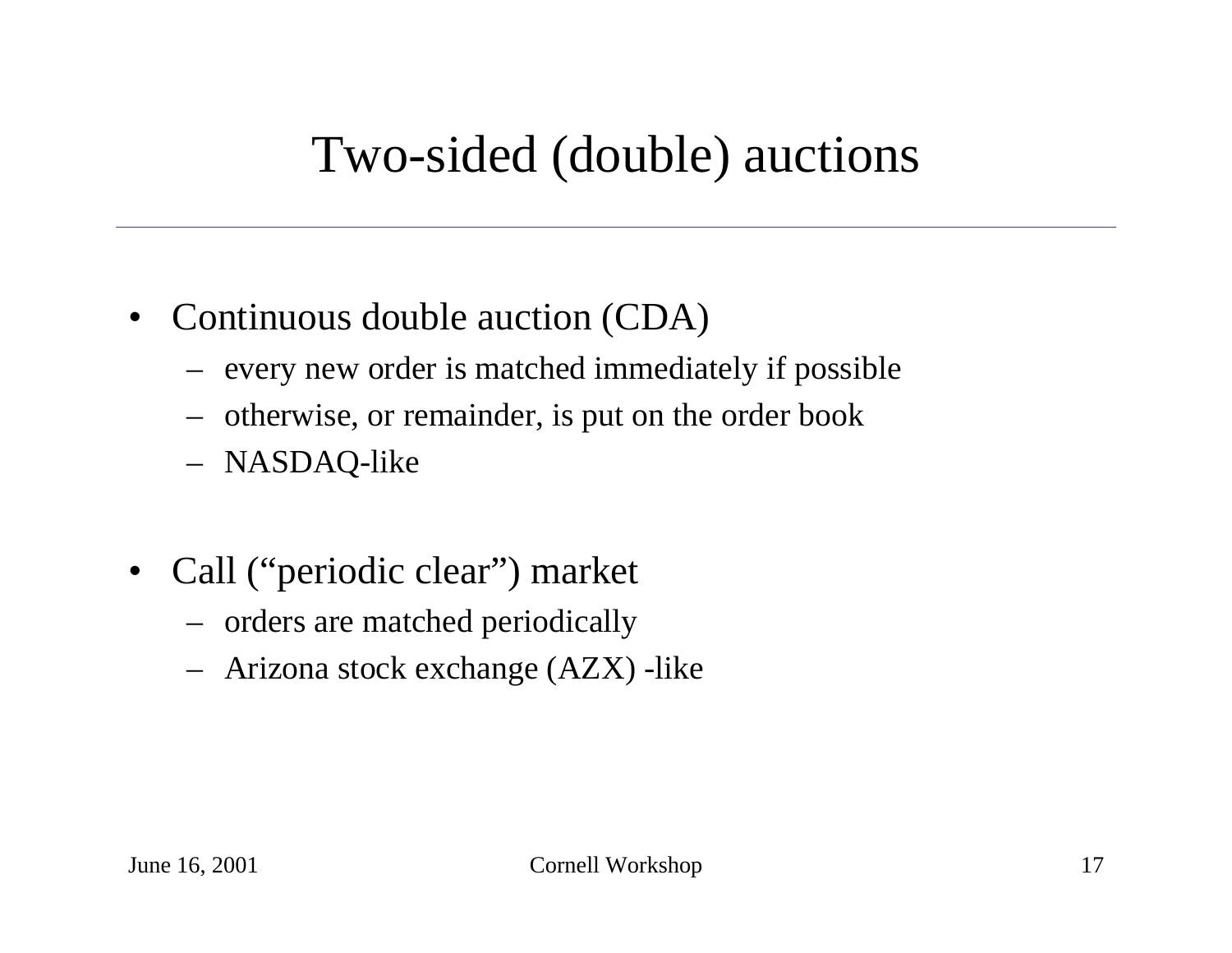# Two-sided (double) auctions

- Continuous double auction (CDA)
  - every new order is matched immediately if possible
  - otherwise, or remainder, is put on the order book
  - NASDAQ-like

- Call ("periodic clear") market
  - orders are matched periodically
  - Arizona stock exchange (AZX) -like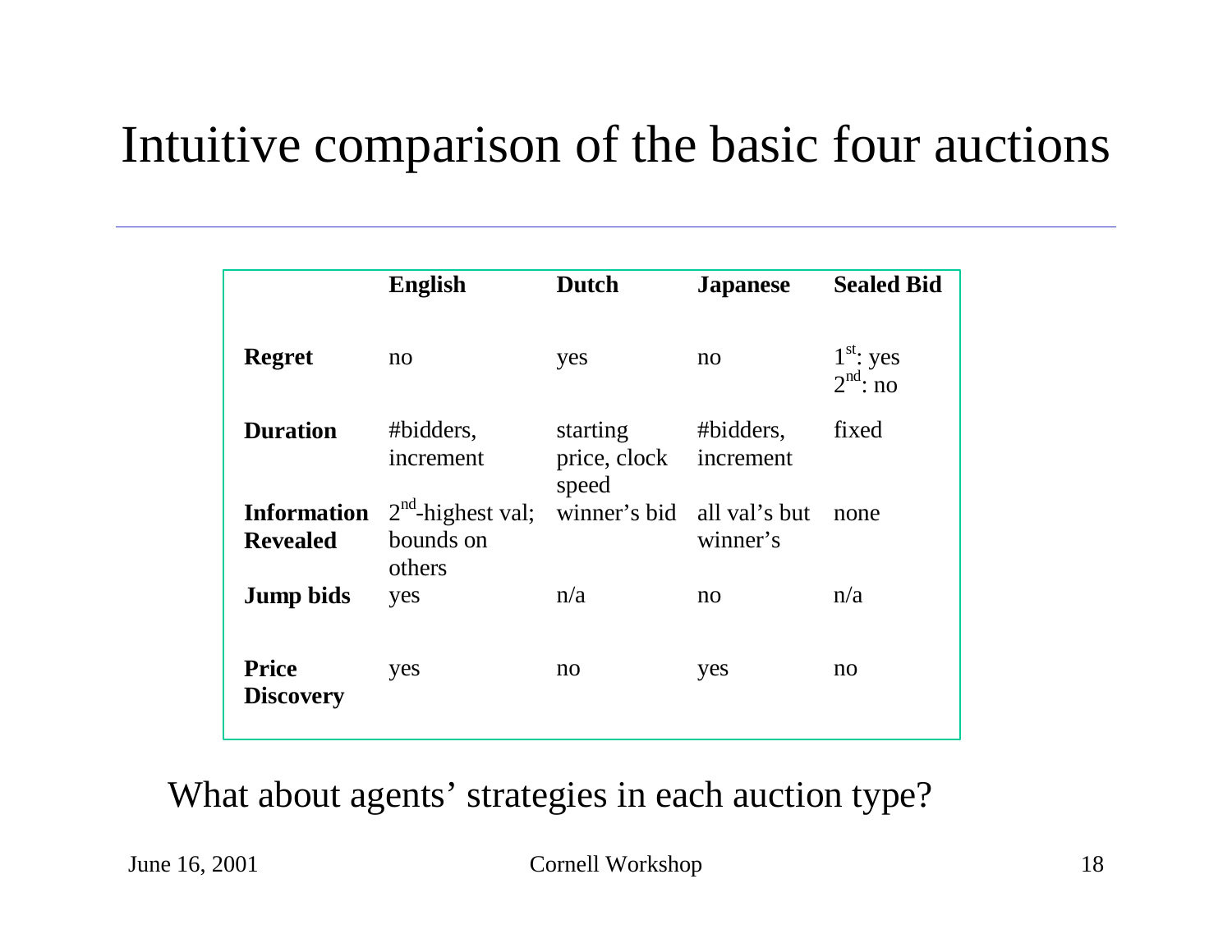# Intuitive comparison of the basic four auctions

| | English | Dutch | Japanese | Sealed Bid |
|---|---|---|---|---|
| **Regret** | no | yes | no | $1^{st}$: yes<br>$2^{nd}$: no |
| **Duration** | #bidders, increment | starting price, clock speed | #bidders, increment | fixed |
| **Information Revealed** | $2^{nd}$-highest val; bounds on others | winner's bid | all val's but winner's | none |
| **Jump bids** | yes | n/a | no | n/a |
| **Price Discovery** | yes | no | yes | no |

What about agents' strategies in each auction type?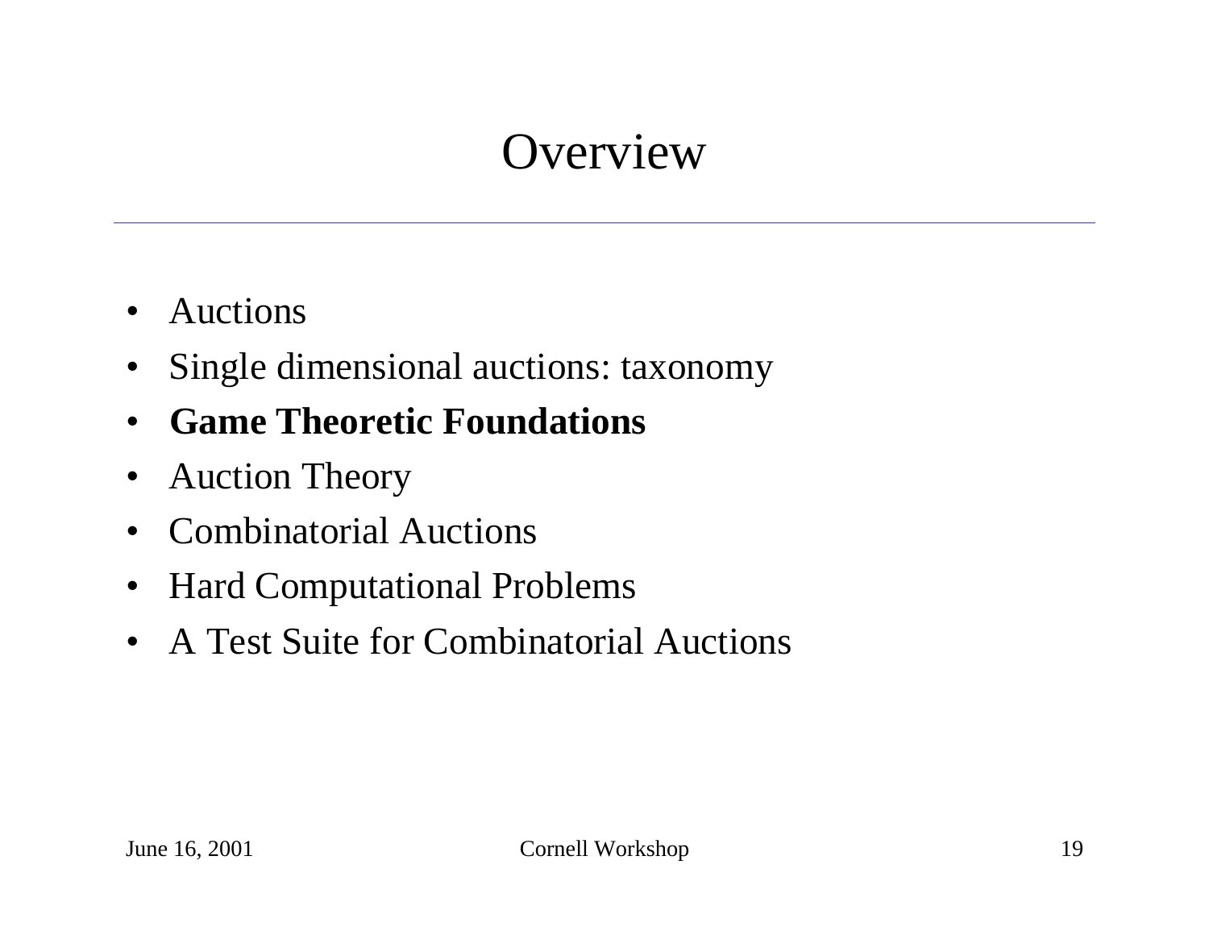# Overview

- Auctions
- Single dimensional auctions: taxonomy
- **Game Theoretic Foundations**
- Auction Theory
- Combinatorial Auctions
- Hard Computational Problems
- A Test Suite for Combinatorial Auctions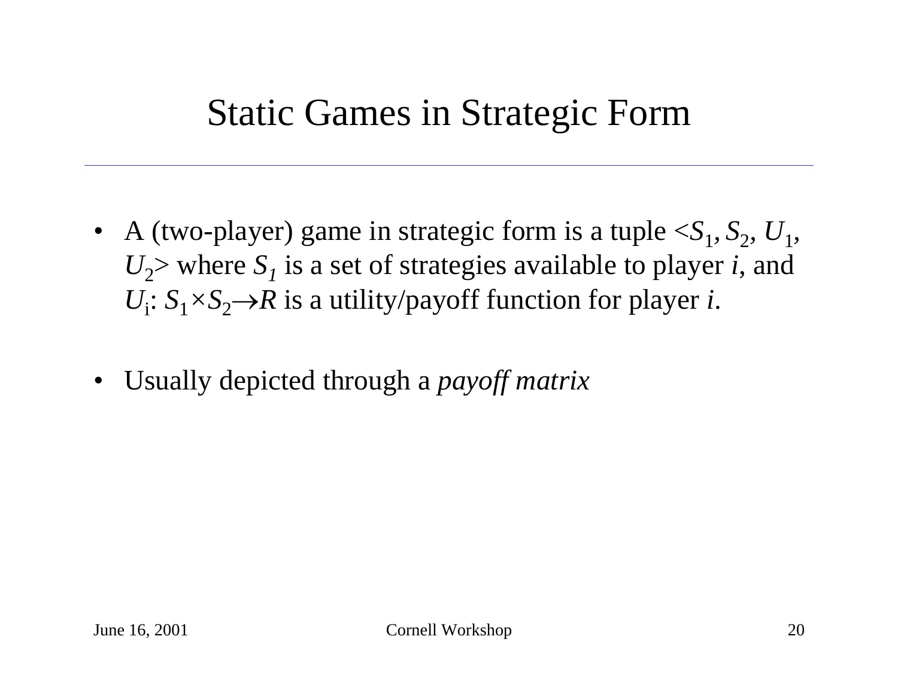# Static Games in Strategic Form

- A (two-player) game in strategic form is a tuple $<S_1, S_2, U_1, U_2>$ where $S_1$ is a set of strategies available to player *i*, and $U_i$: $S_1 \times S_2 \rightarrow R$ is a utility/payoff function for player *i*.

- Usually depicted through a *payoff matrix*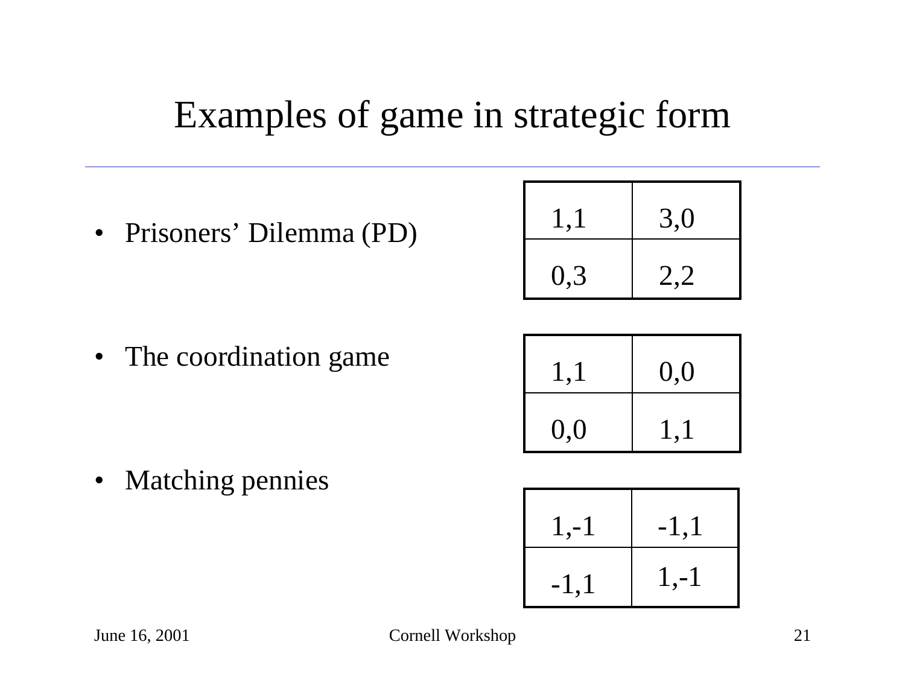# Examples of game in strategic form

- Prisoners' Dilemma (PD)

| | |
|---|---|
| 1,1 | 3,0 |
| 0,3 | 2,2 |

- The coordination game

| | |
|---|---|
| 1,1 | 0,0 |
| 0,0 | 1,1 |

- Matching pennies

| | |
|---|---|
| 1,-1 | -1,1 |
| -1,1 | 1,-1 |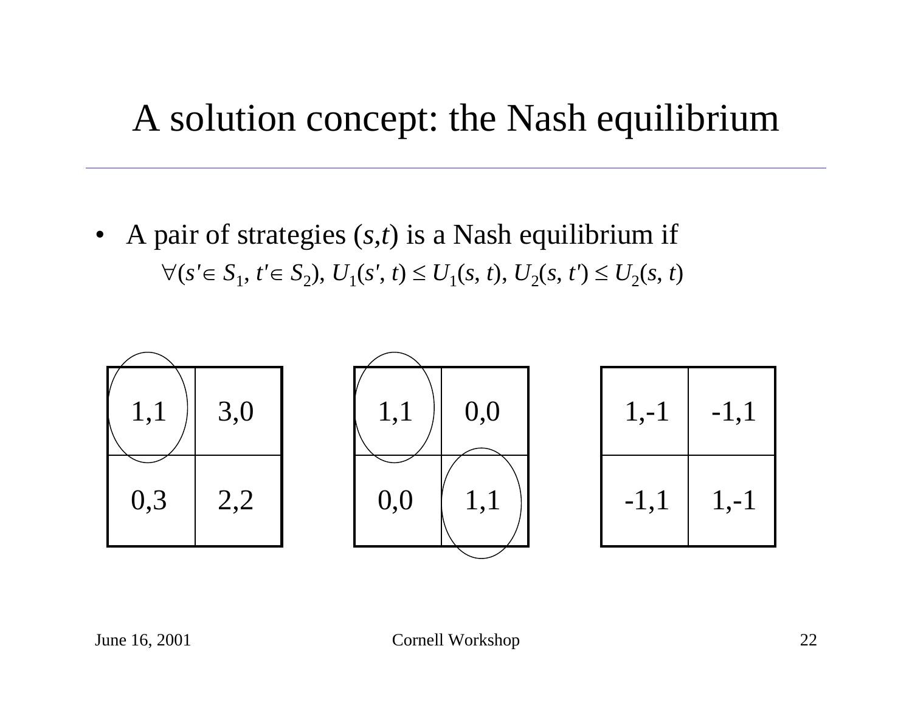# A solution concept: the Nash equilibrium

- A pair of strategies $(s,t)$ is a Nash equilibrium if
  $\forall(s' \in S_1, t' \in S_2)$, $U_1(s', t) \leq U_1(s, t)$, $U_2(s, t') \leq U_2(s, t)$

| | |
|---|---|
| 1,1 | 3,0 |
| 0,3 | 2,2 |

| | |
|---|---|
| 1,1 | 0,0 |
| 0,0 | 1,1 |

| | |
|---|---|
| 1,-1 | -1,1 |
| -1,1 | 1,-1 |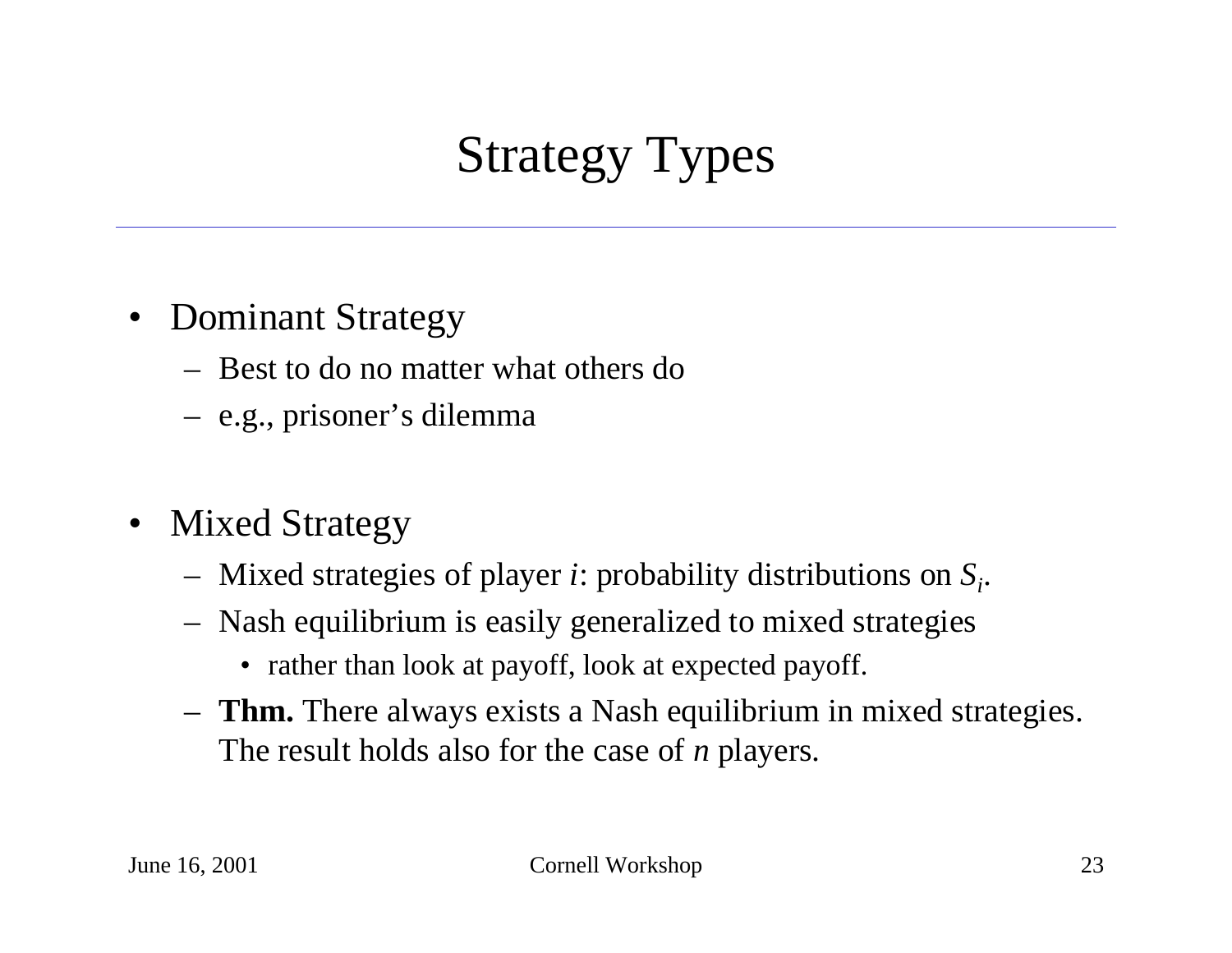# Strategy Types

- Dominant Strategy
  - Best to do no matter what others do
  - e.g., prisoner's dilemma

- Mixed Strategy
  - Mixed strategies of player $i$: probability distributions on $S_i$.
  - Nash equilibrium is easily generalized to mixed strategies
    - rather than look at payoff, look at expected payoff.
  - **Thm.** There always exists a Nash equilibrium in mixed strategies. The result holds also for the case of $n$ players.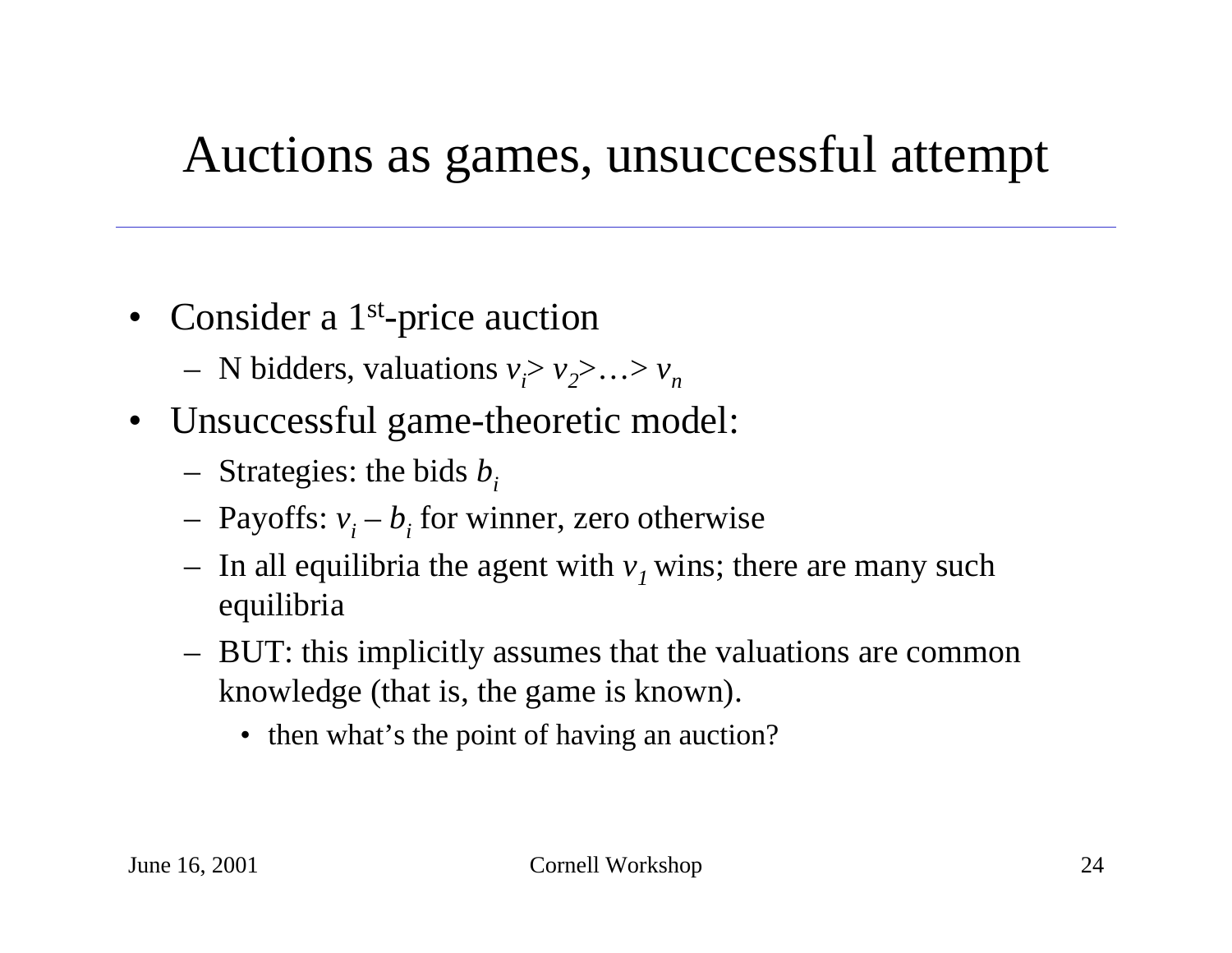# Auctions as games, unsuccessful attempt

- Consider a 1st-price auction
  - N bidders, valuations $v_i > v_2 > \ldots > v_n$
- Unsuccessful game-theoretic model:
  - Strategies: the bids $b_i$
  - Payoffs: $v_i - b_i$ for winner, zero otherwise
  - In all equilibria the agent with $v_1$ wins; there are many such equilibria
  - BUT: this implicitly assumes that the valuations are common knowledge (that is, the game is known).
    - then what's the point of having an auction?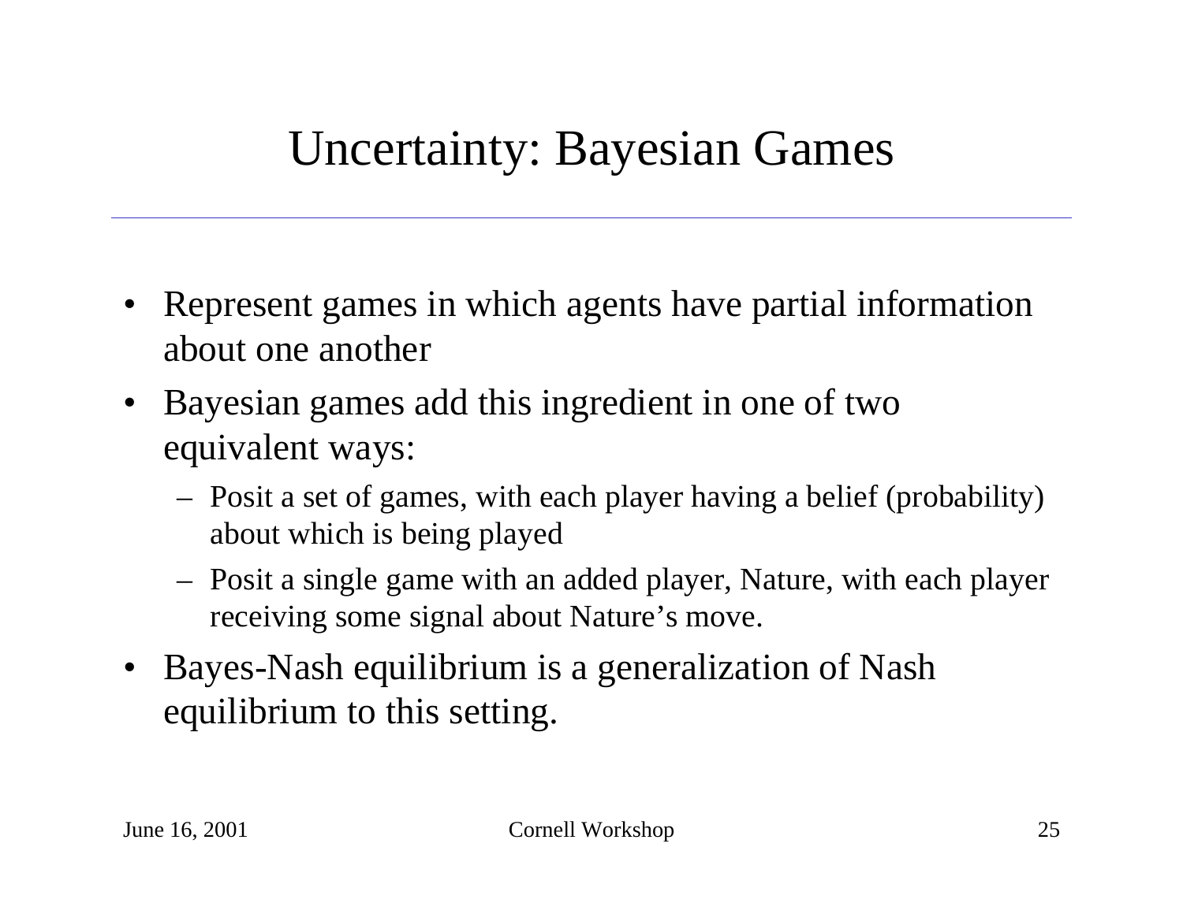# Uncertainty: Bayesian Games

- Represent games in which agents have partial information about one another
- Bayesian games add this ingredient in one of two equivalent ways:
  - Posit a set of games, with each player having a belief (probability) about which is being played
  - Posit a single game with an added player, Nature, with each player receiving some signal about Nature's move.
- Bayes-Nash equilibrium is a generalization of Nash equilibrium to this setting.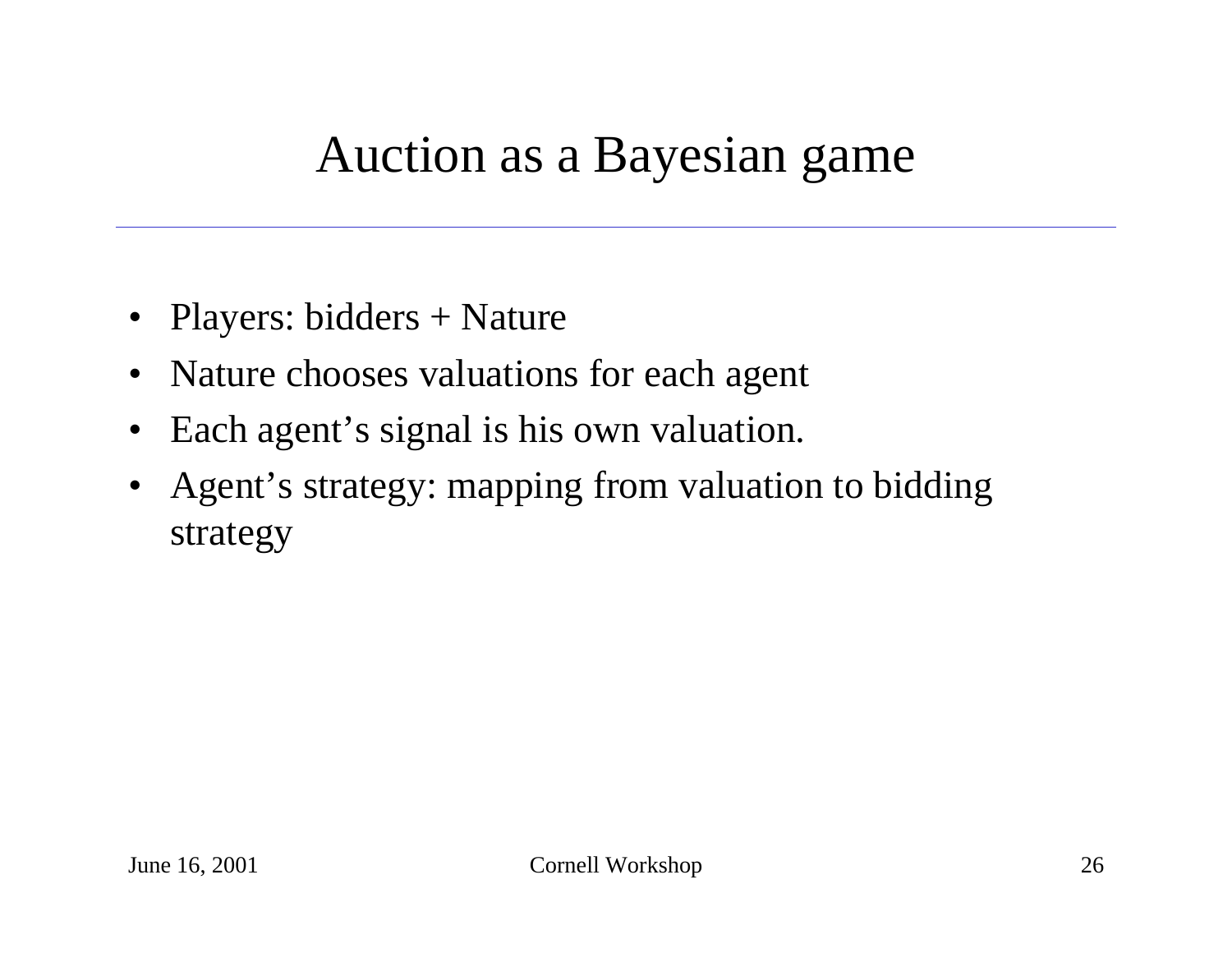# Auction as a Bayesian game

- Players: bidders + Nature
- Nature chooses valuations for each agent
- Each agent's signal is his own valuation.
- Agent's strategy: mapping from valuation to bidding strategy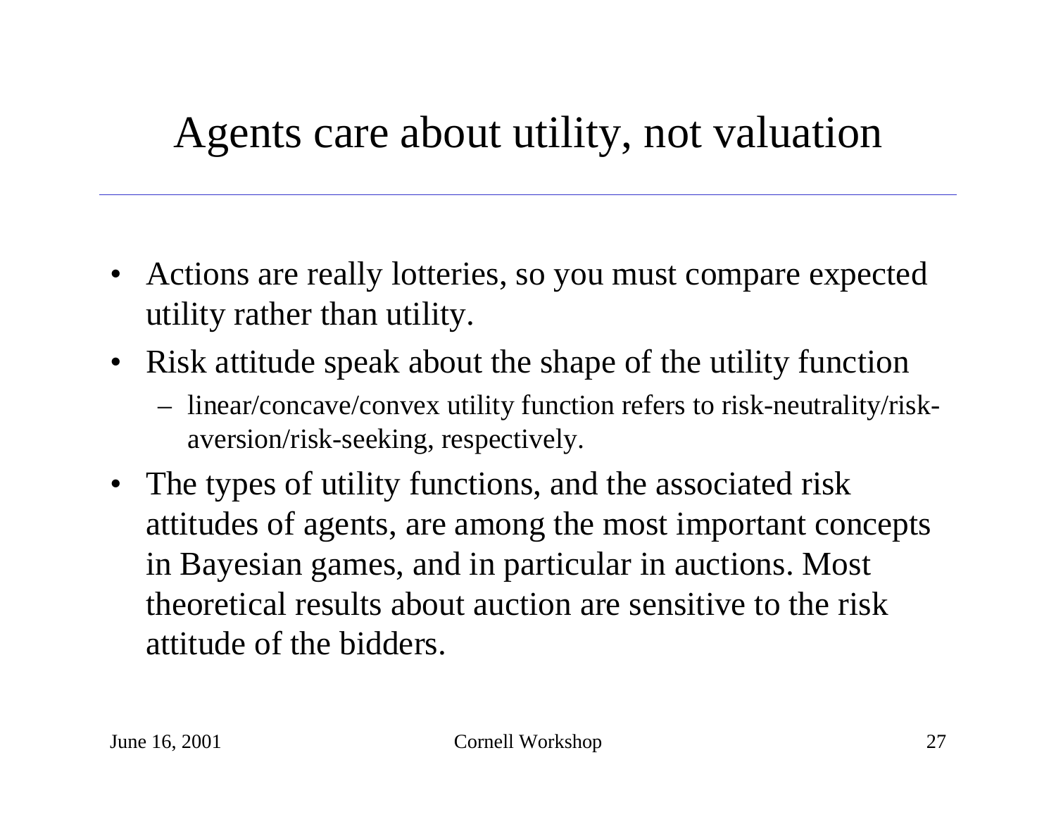# Agents care about utility, not valuation

- Actions are really lotteries, so you must compare expected utility rather than utility.
- Risk attitude speak about the shape of the utility function
  - linear/concave/convex utility function refers to risk-neutrality/risk-aversion/risk-seeking, respectively.
- The types of utility functions, and the associated risk attitudes of agents, are among the most important concepts in Bayesian games, and in particular in auctions. Most theoretical results about auction are sensitive to the risk attitude of the bidders.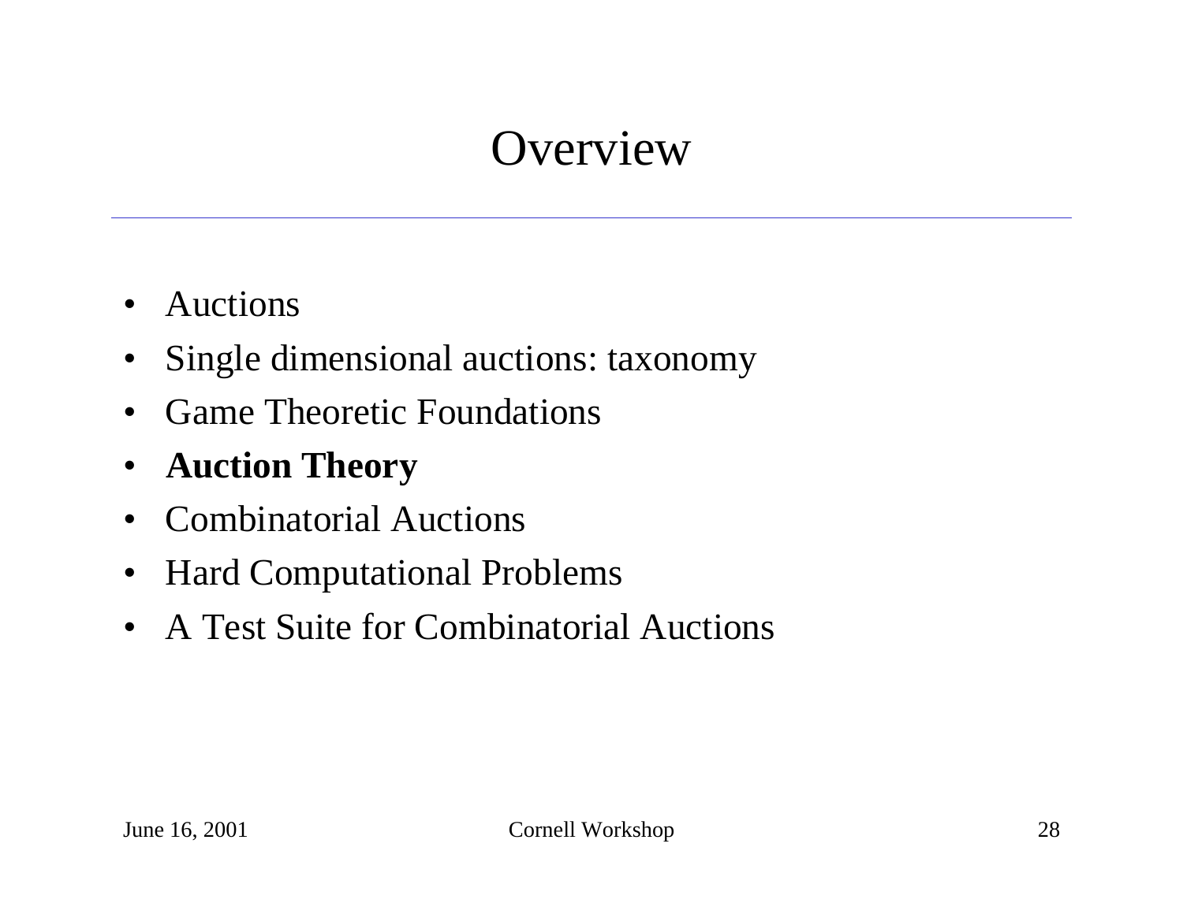# Overview

- Auctions
- Single dimensional auctions: taxonomy
- Game Theoretic Foundations
- **Auction Theory**
- Combinatorial Auctions
- Hard Computational Problems
- A Test Suite for Combinatorial Auctions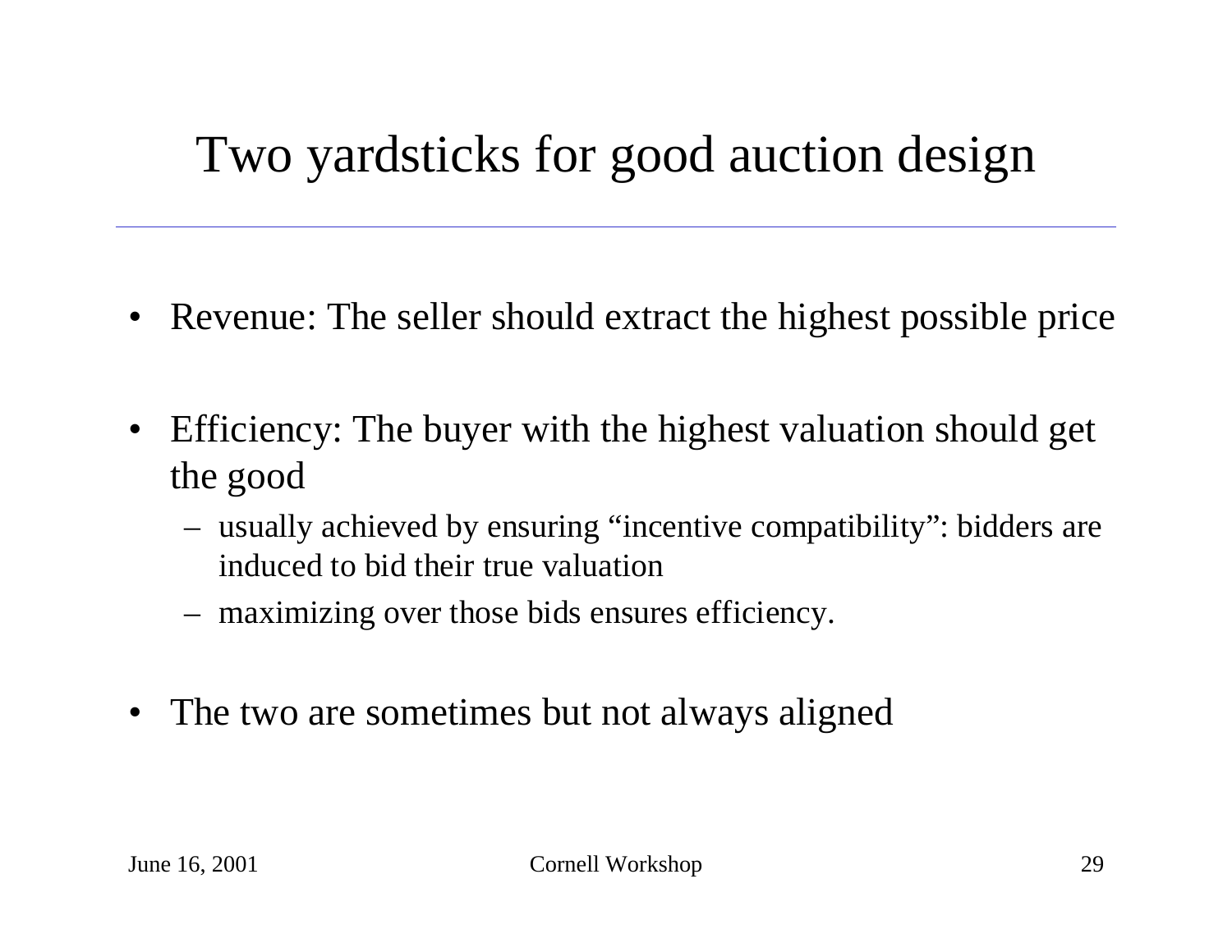# Two yardsticks for good auction design

- Revenue: The seller should extract the highest possible price
- Efficiency: The buyer with the highest valuation should get the good
  - usually achieved by ensuring "incentive compatibility": bidders are induced to bid their true valuation
  - maximizing over those bids ensures efficiency.
- The two are sometimes but not always aligned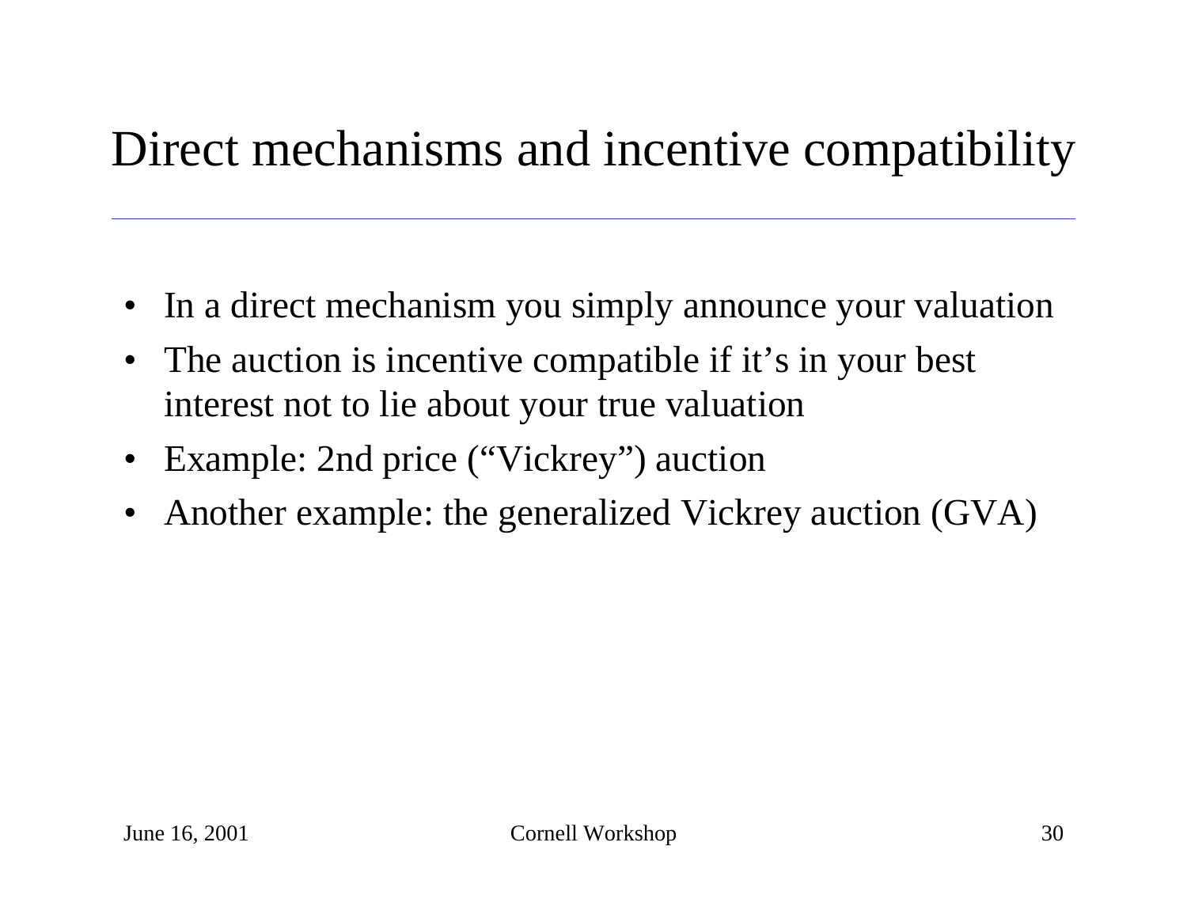# Direct mechanisms and incentive compatibility

- In a direct mechanism you simply announce your valuation
- The auction is incentive compatible if it's in your best interest not to lie about your true valuation
- Example: 2nd price ("Vickrey") auction
- Another example: the generalized Vickrey auction (GVA)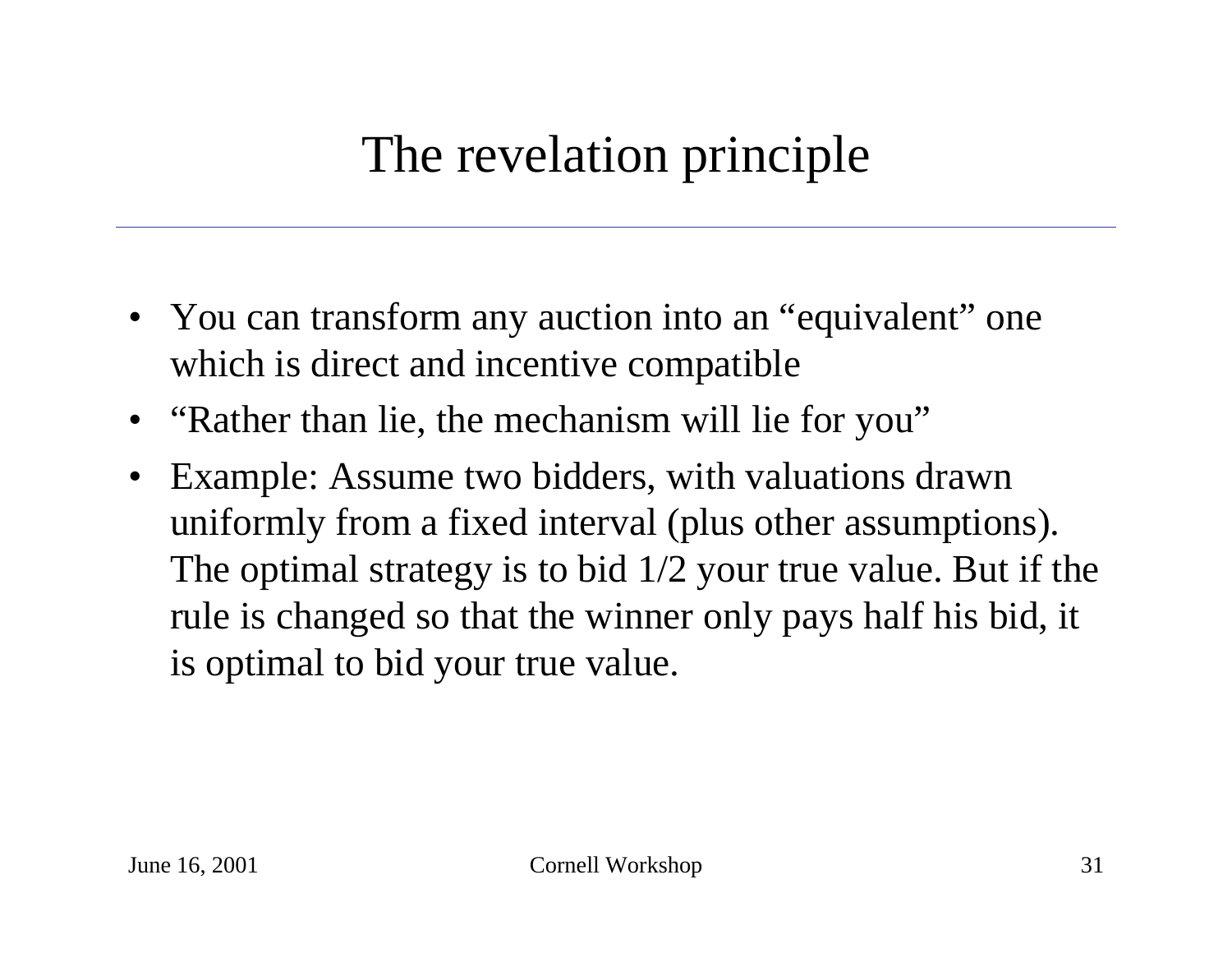# The revelation principle

- You can transform any auction into an "equivalent" one which is direct and incentive compatible
- "Rather than lie, the mechanism will lie for you"
- Example: Assume two bidders, with valuations drawn uniformly from a fixed interval (plus other assumptions). The optimal strategy is to bid 1/2 your true value. But if the rule is changed so that the winner only pays half his bid, it is optimal to bid your true value.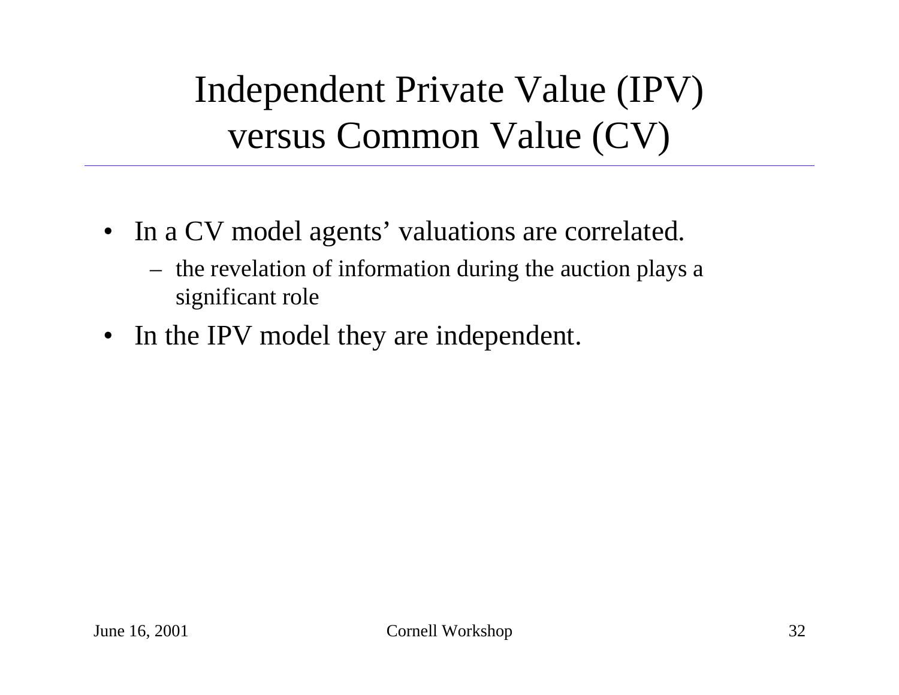# Independent Private Value (IPV) versus Common Value (CV)

- In a CV model agents' valuations are correlated.
  - the revelation of information during the auction plays a significant role
- In the IPV model they are independent.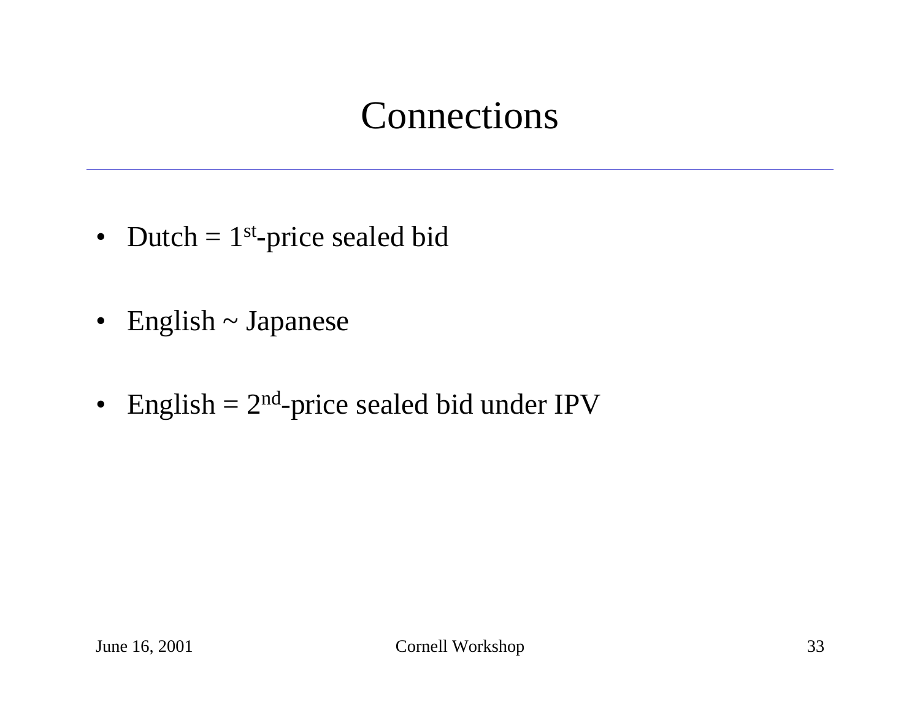# Connections

- Dutch = 1st-price sealed bid
- English ~ Japanese
- English = 2nd-price sealed bid under IPV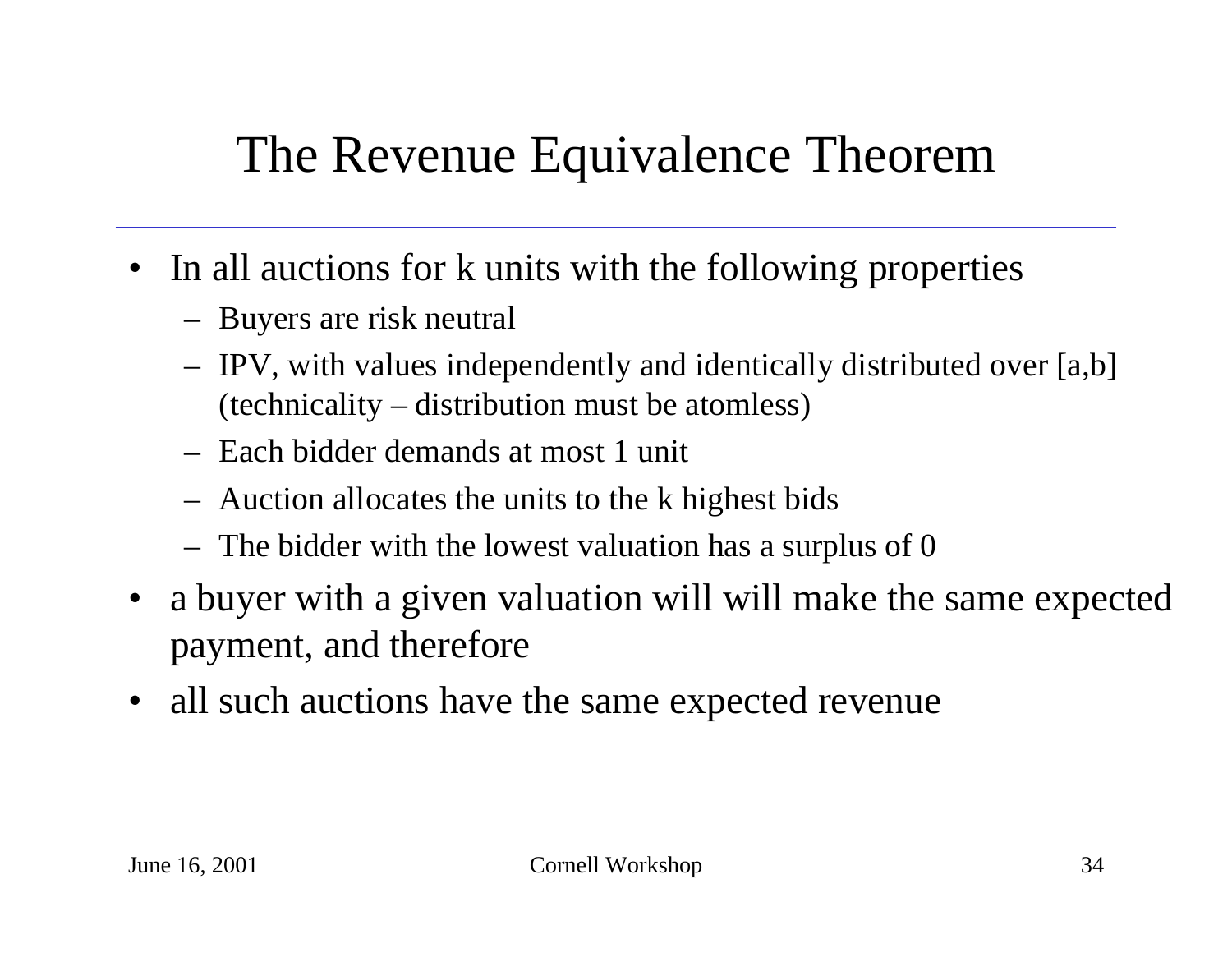# The Revenue Equivalence Theorem

- In all auctions for k units with the following properties
  - Buyers are risk neutral
  - IPV, with values independently and identically distributed over [a,b] (technicality – distribution must be atomless)
  - Each bidder demands at most 1 unit
  - Auction allocates the units to the k highest bids
  - The bidder with the lowest valuation has a surplus of 0
- a buyer with a given valuation will will make the same expected payment, and therefore
- all such auctions have the same expected revenue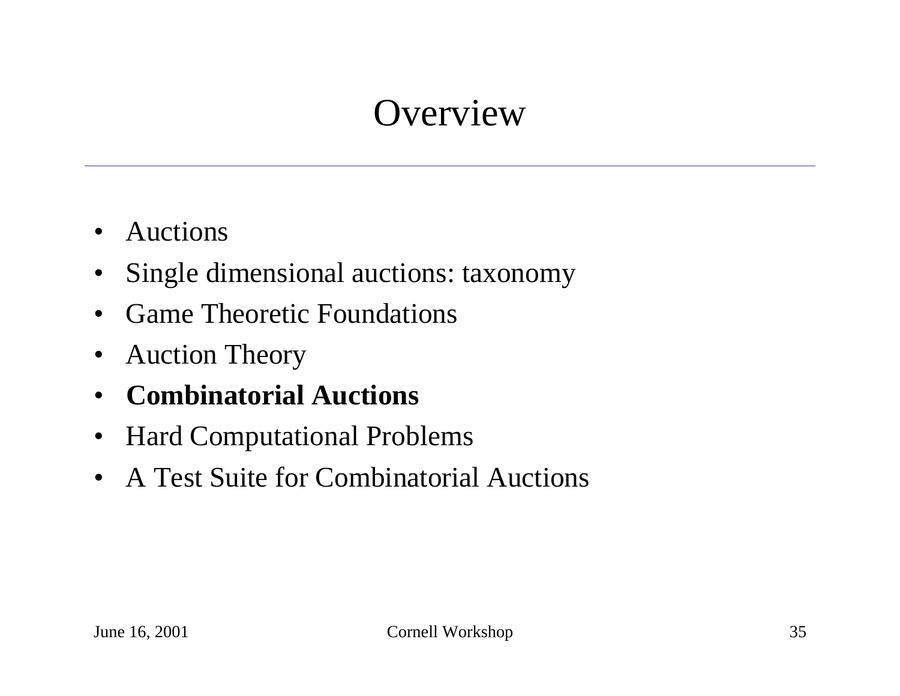# Overview

- Auctions
- Single dimensional auctions: taxonomy
- Game Theoretic Foundations
- Auction Theory
- **Combinatorial Auctions**
- Hard Computational Problems
- A Test Suite for Combinatorial Auctions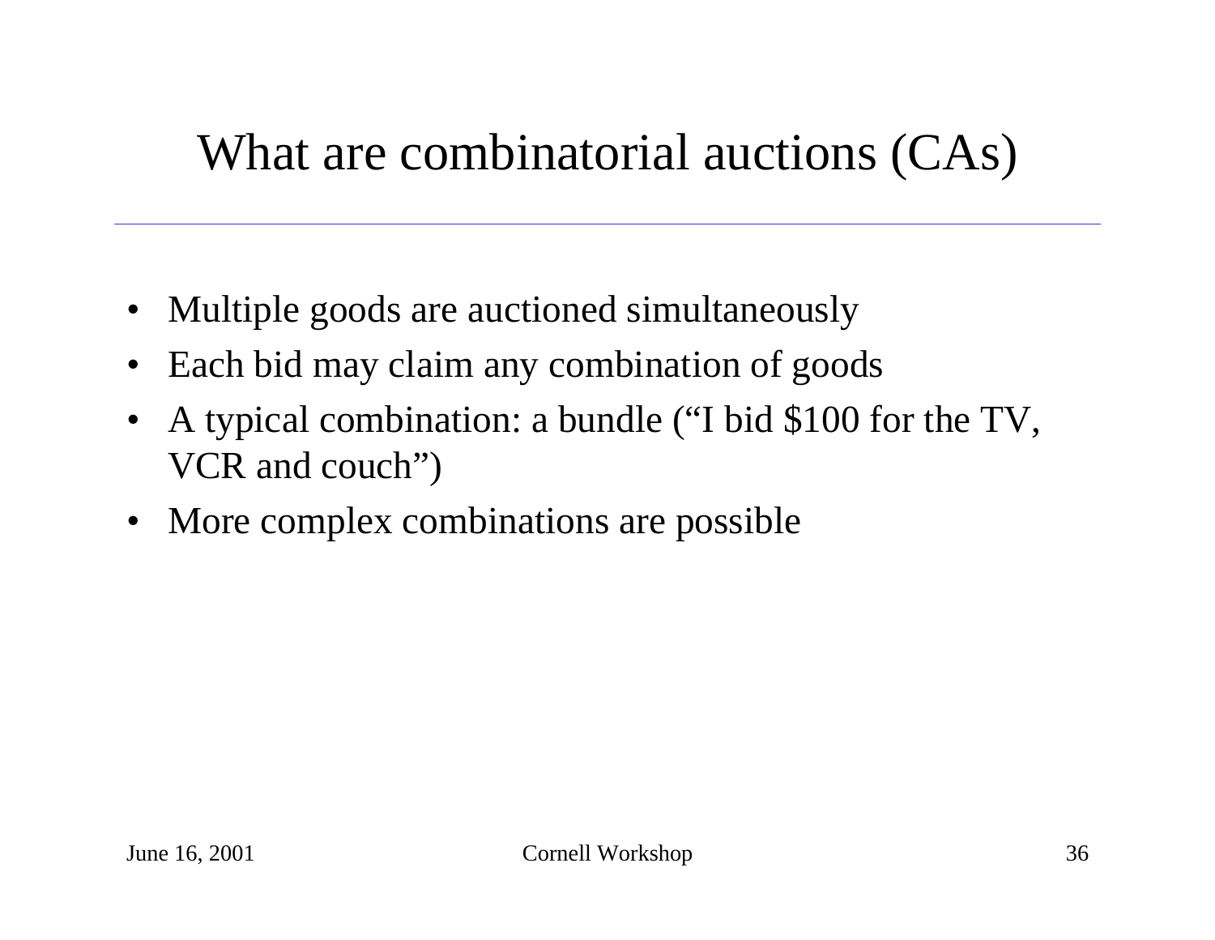# What are combinatorial auctions (CAs)

- Multiple goods are auctioned simultaneously
- Each bid may claim any combination of goods
- A typical combination: a bundle ("I bid $100 for the TV, VCR and couch")
- More complex combinations are possible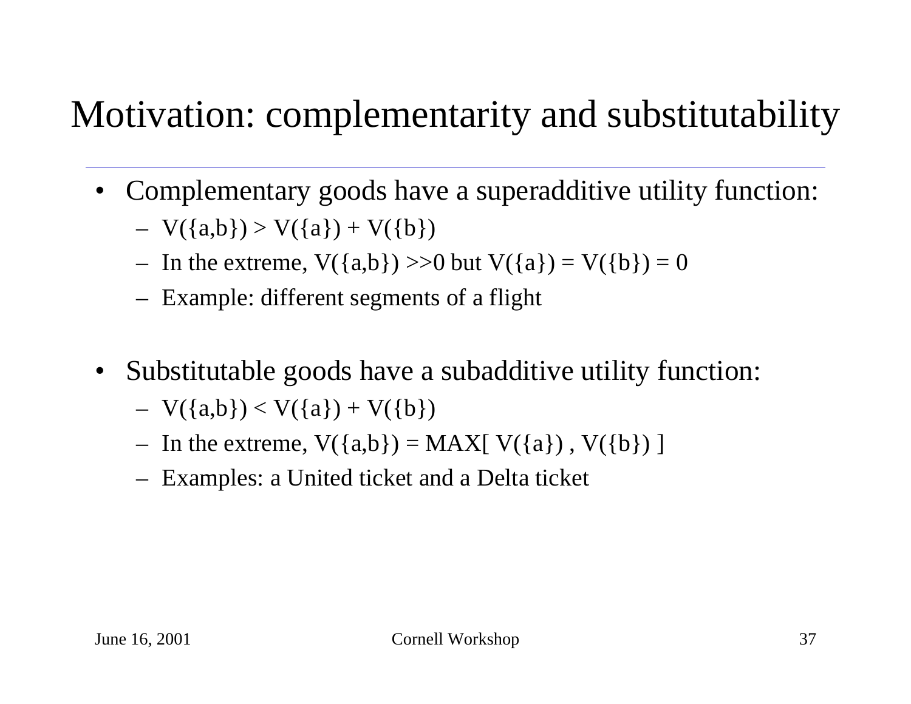# Motivation: complementarity and substitutability

- Complementary goods have a superadditive utility function:
  - $V(\{a,b\}) > V(\{a\}) + V(\{b\})$
  - In the extreme, $V(\{a,b\}) >> 0$ but $V(\{a\}) = V(\{b\}) = 0$
  - Example: different segments of a flight

- Substitutable goods have a subadditive utility function:
  - $V(\{a,b\}) < V(\{a\}) + V(\{b\})$
  - In the extreme, $V(\{a,b\}) = \text{MAX}[\ V(\{a\})\ ,\ V(\{b\})\ ]$
  - Examples: a United ticket and a Delta ticket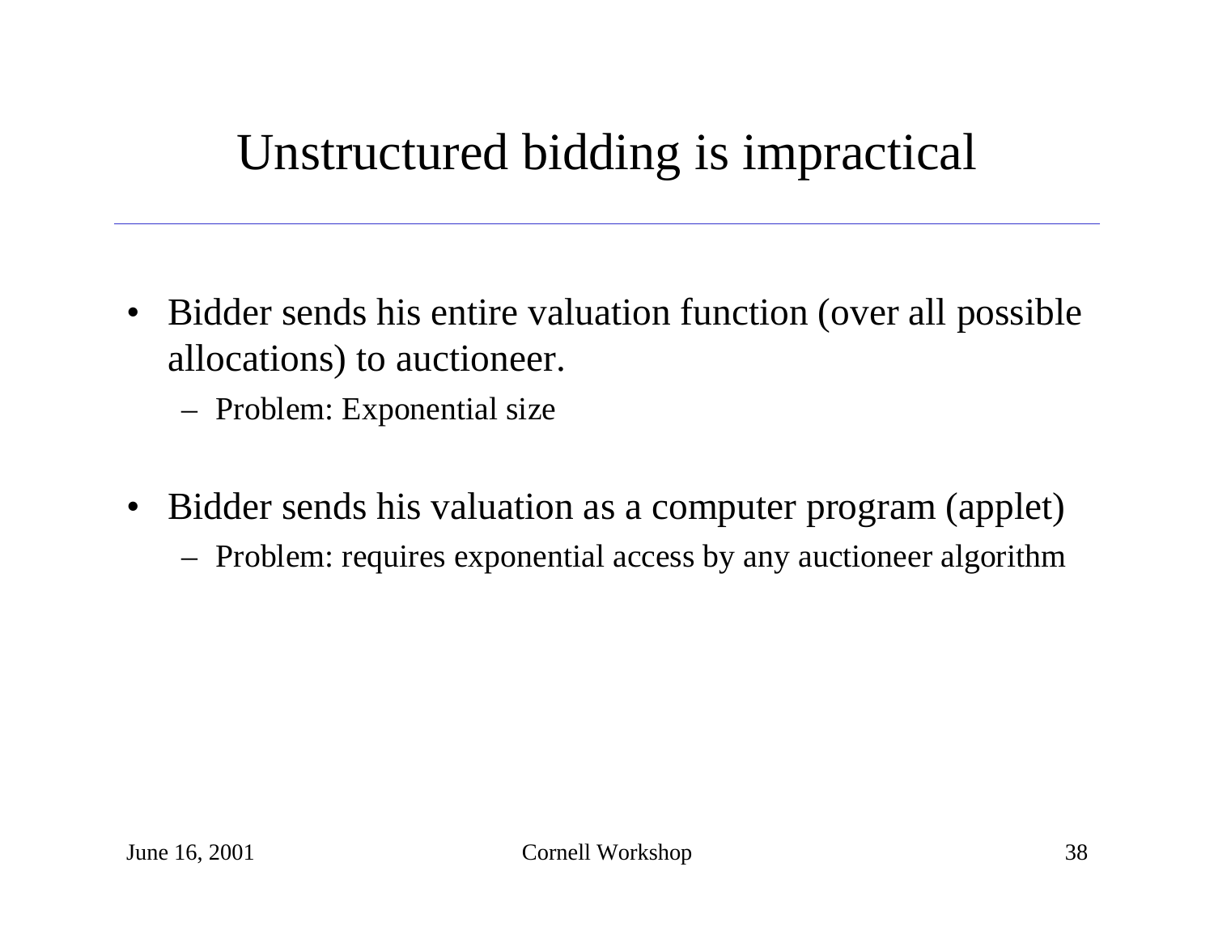# Unstructured bidding is impractical

- Bidder sends his entire valuation function (over all possible allocations) to auctioneer.
  - Problem: Exponential size

- Bidder sends his valuation as a computer program (applet)
  - Problem: requires exponential access by any auctioneer algorithm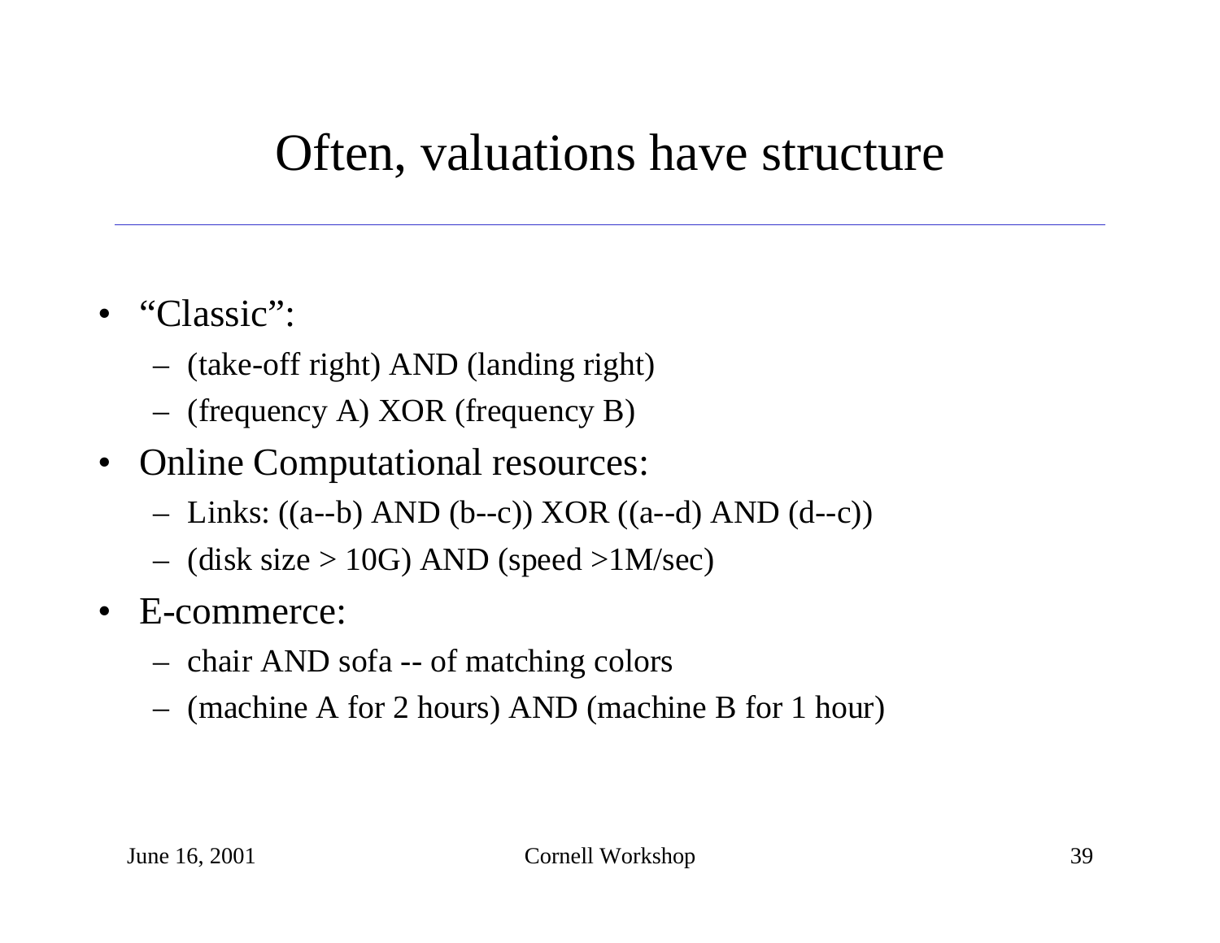# Often, valuations have structure

- "Classic":
  - (take-off right) AND (landing right)
  - (frequency A) XOR (frequency B)
- Online Computational resources:
  - Links: ((a--b) AND (b--c)) XOR ((a--d) AND (d--c))
  - (disk size > 10G) AND (speed >1M/sec)
- E-commerce:
  - chair AND sofa -- of matching colors
  - (machine A for 2 hours) AND (machine B for 1 hour)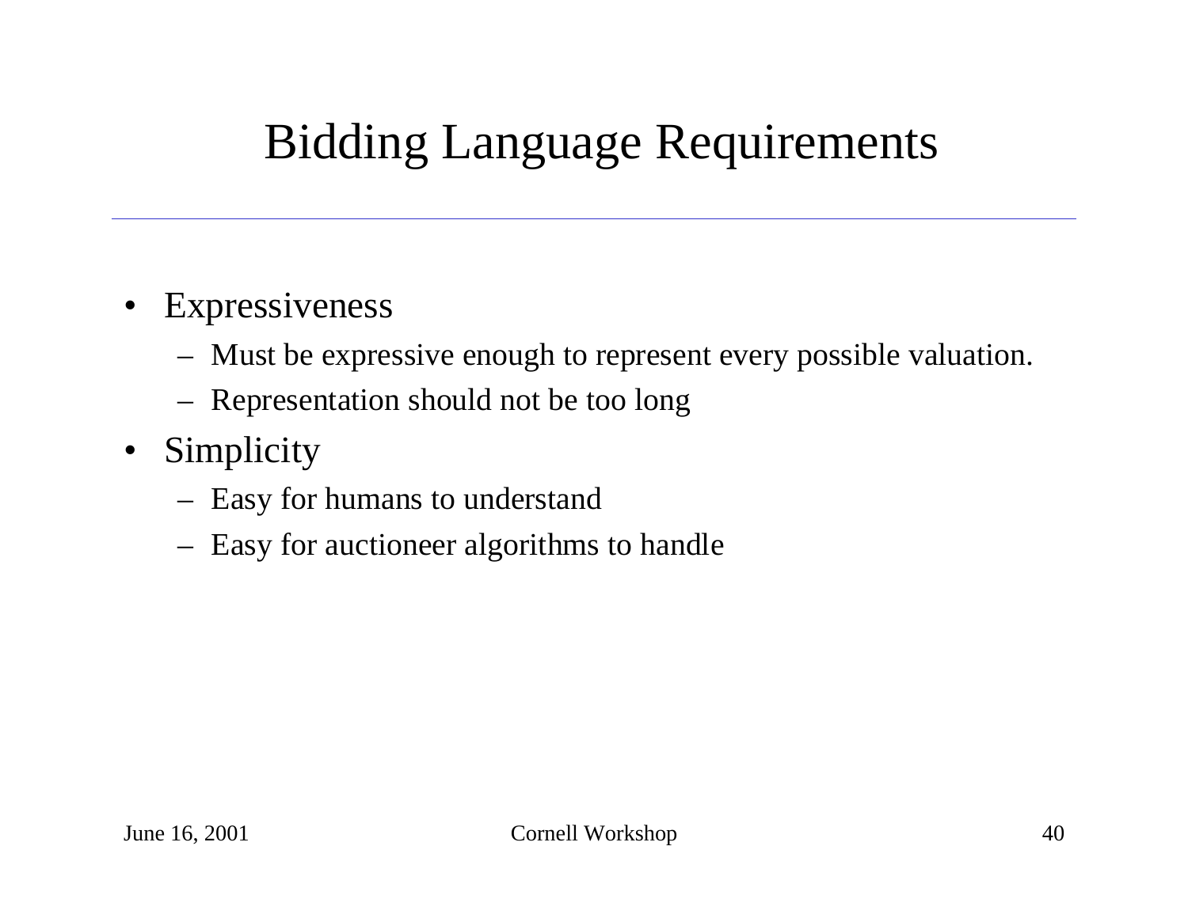# Bidding Language Requirements

- Expressiveness
  - Must be expressive enough to represent every possible valuation.
  - Representation should not be too long
- Simplicity
  - Easy for humans to understand
  - Easy for auctioneer algorithms to handle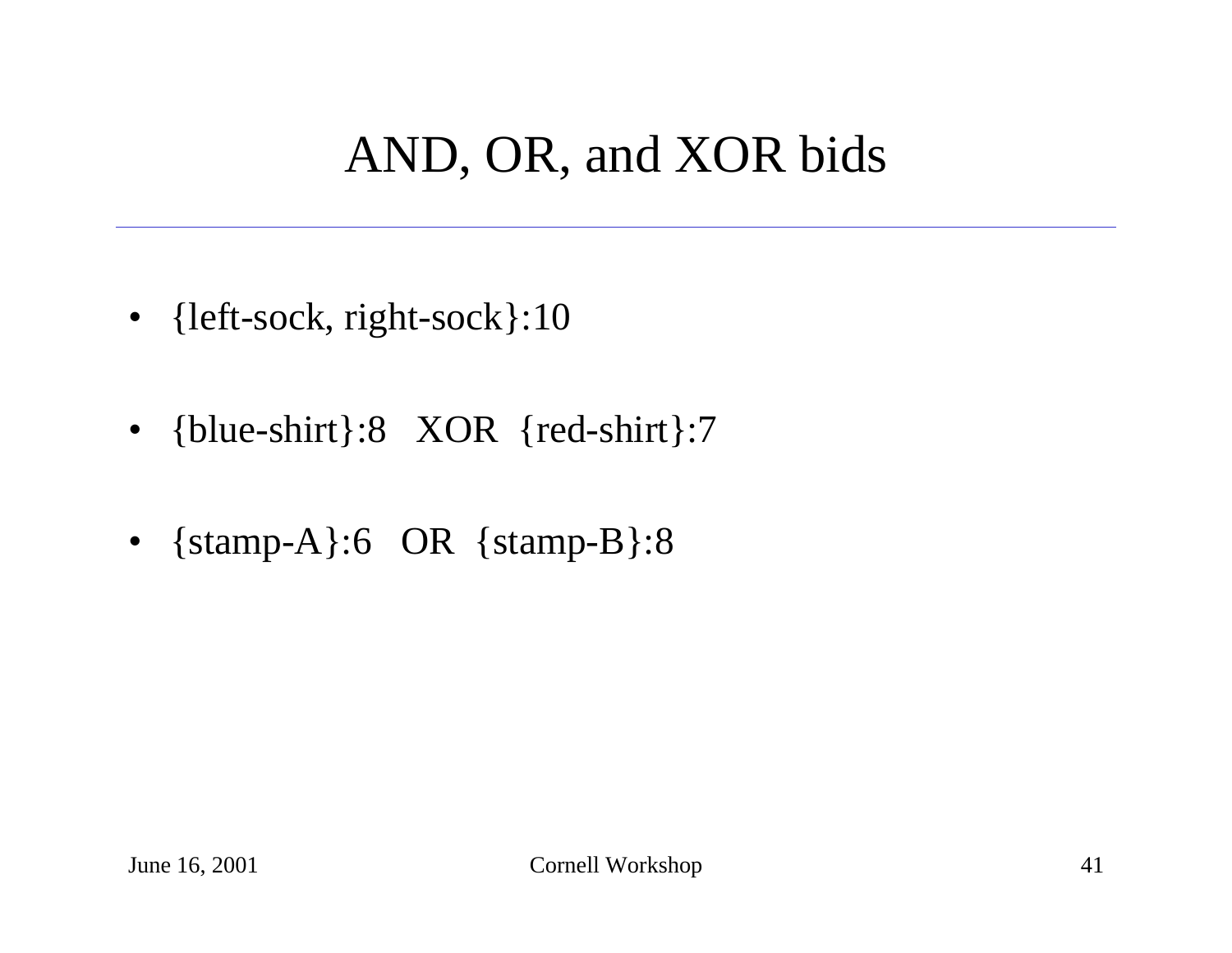# AND, OR, and XOR bids

- {left-sock, right-sock}:10
- {blue-shirt}:8 XOR {red-shirt}:7
- {stamp-A}:6 OR {stamp-B}:8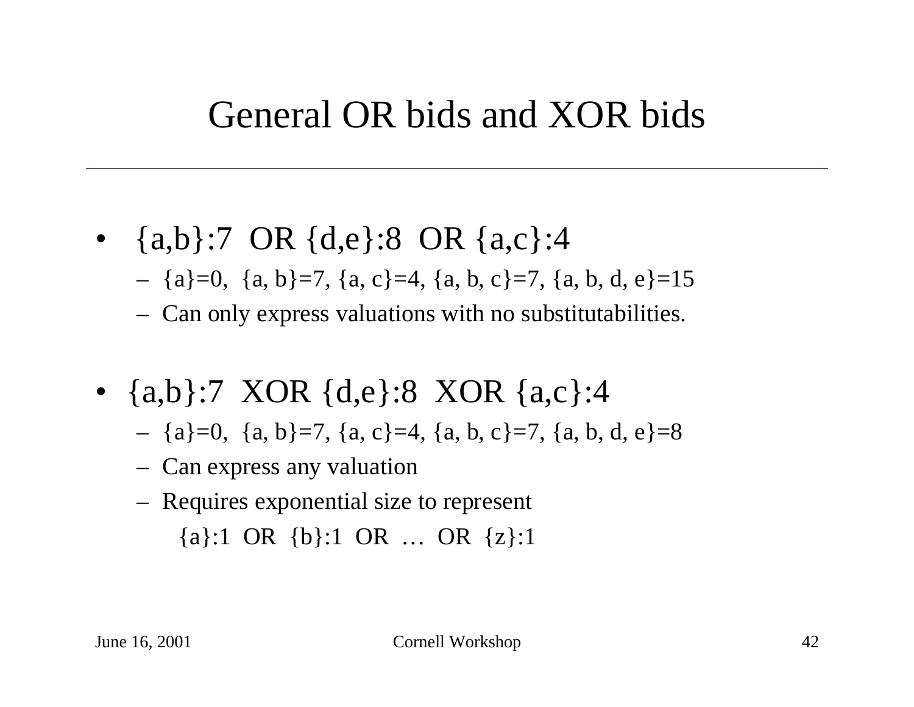# General OR bids and XOR bids

- {a,b}:7 OR {d,e}:8 OR {a,c}:4
  - {a}=0, {a, b}=7, {a, c}=4, {a, b, c}=7, {a, b, d, e}=15
  - Can only express valuations with no substitutabilities.

- {a,b}:7 XOR {d,e}:8 XOR {a,c}:4
  - {a}=0, {a, b}=7, {a, c}=4, {a, b, c}=7, {a, b, d, e}=8
  - Can express any valuation
  - Requires exponential size to represent

    {a}:1 OR {b}:1 OR … OR {z}:1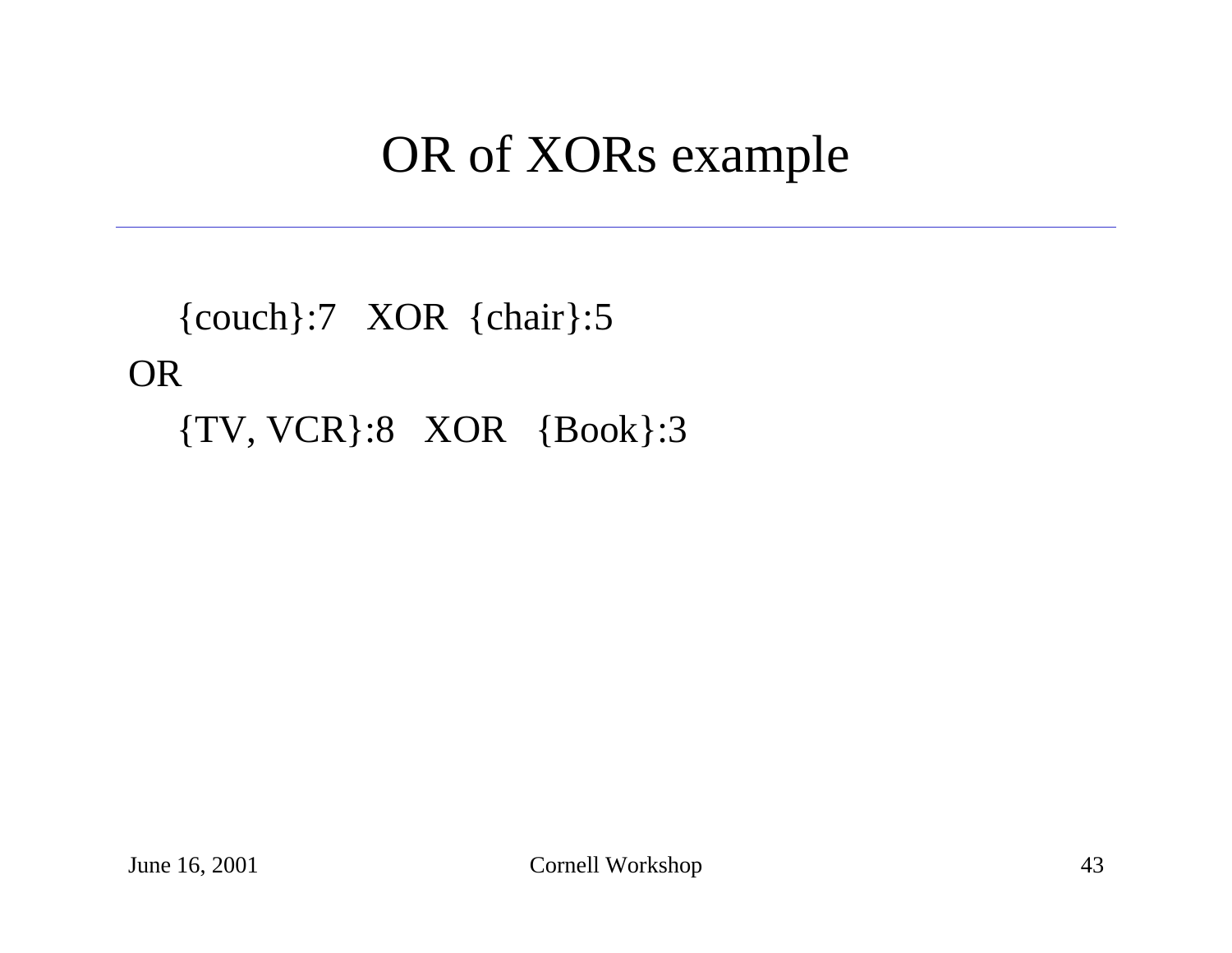# OR of XORs example

{couch}:7 XOR {chair}:5

OR

{TV, VCR}:8 XOR {Book}:3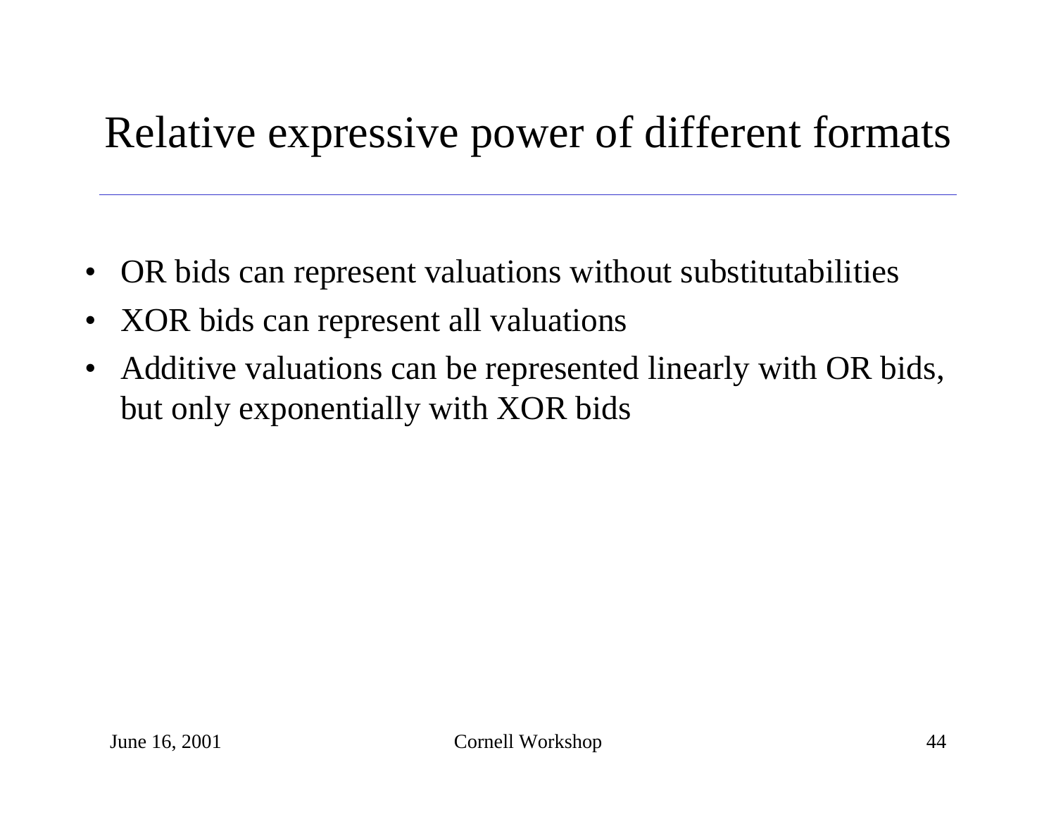# Relative expressive power of different formats

- OR bids can represent valuations without substitutabilities
- XOR bids can represent all valuations
- Additive valuations can be represented linearly with OR bids, but only exponentially with XOR bids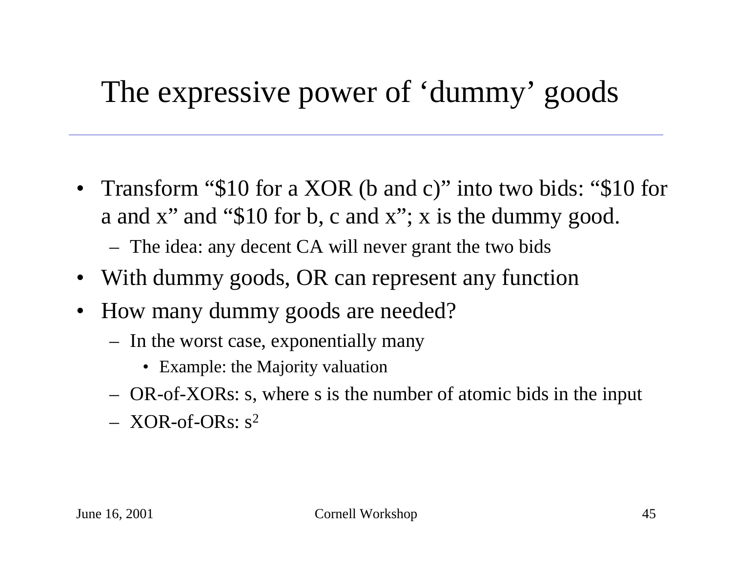# The expressive power of ‘dummy’ goods

- Transform “$10 for a XOR (b and c)” into two bids: “$10 for a and x” and “$10 for b, c and x”; x is the dummy good.
  - The idea: any decent CA will never grant the two bids
- With dummy goods, OR can represent any function
- How many dummy goods are needed?
  - In the worst case, exponentially many
    - Example: the Majority valuation
  - OR-of-XORs: s, where s is the number of atomic bids in the input
  - XOR-of-ORs: $s^2$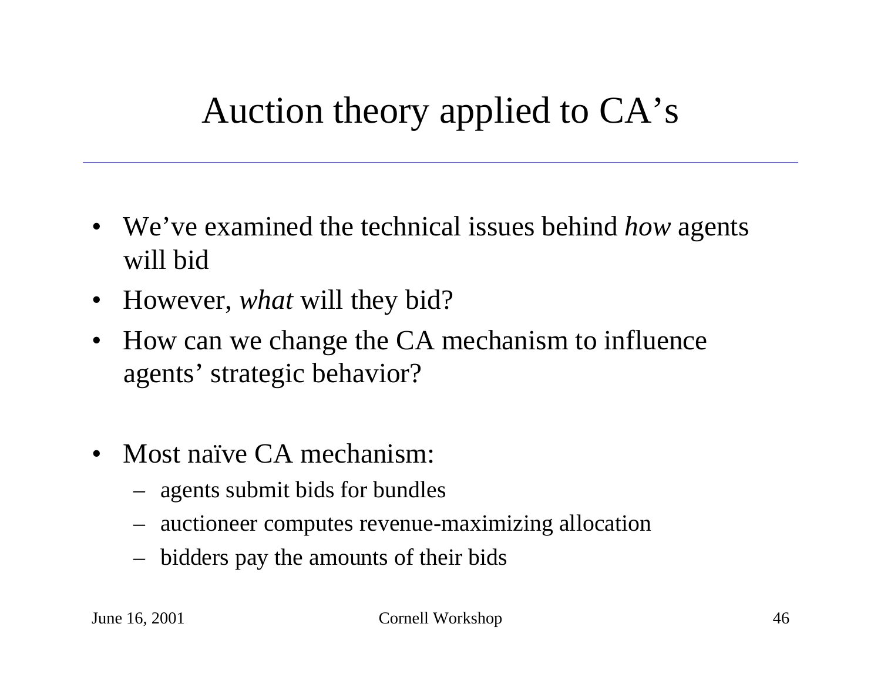# Auction theory applied to CA's

- We've examined the technical issues behind *how* agents will bid
- However, *what* will they bid?
- How can we change the CA mechanism to influence agents' strategic behavior?

- Most naïve CA mechanism:
  - agents submit bids for bundles
  - auctioneer computes revenue-maximizing allocation
  - bidders pay the amounts of their bids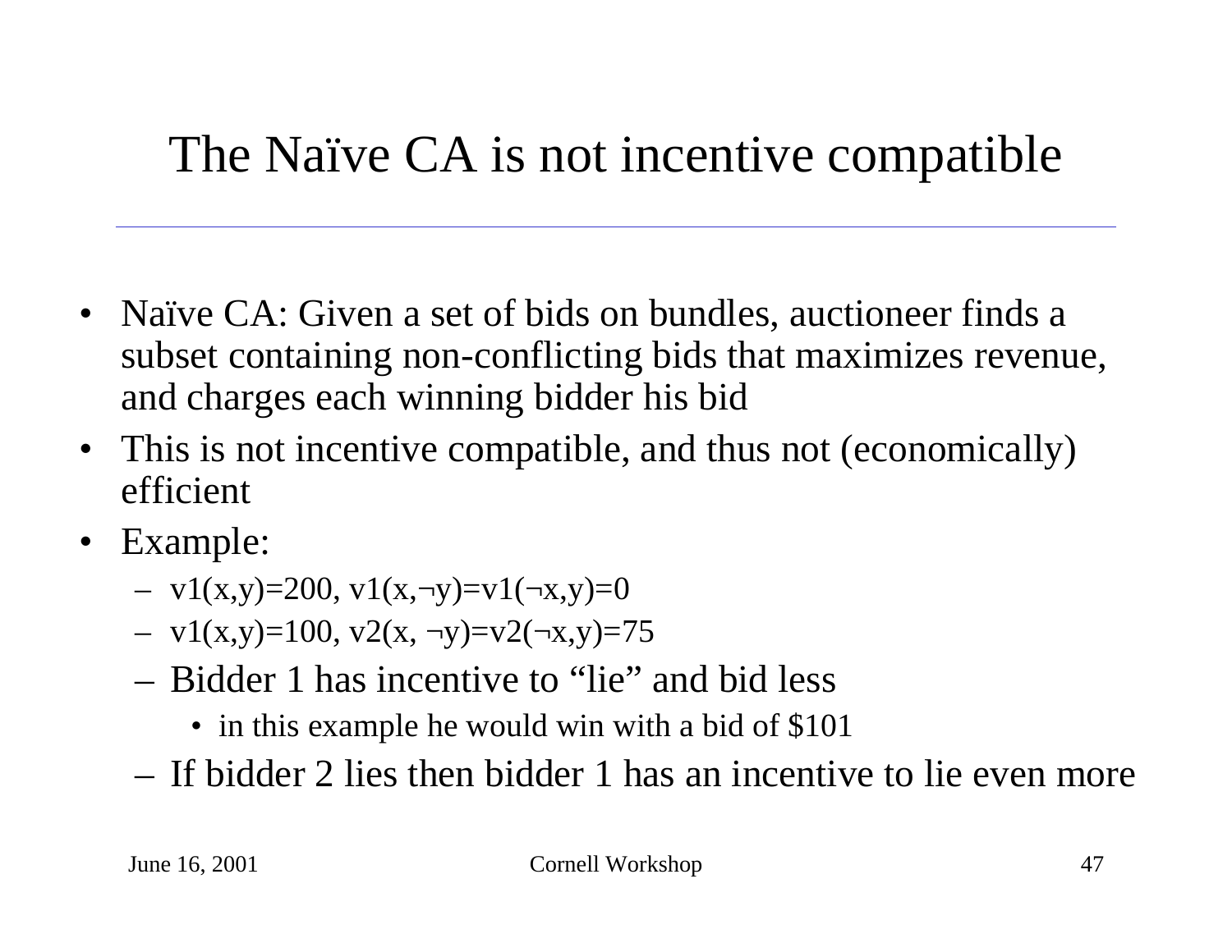# The Naïve CA is not incentive compatible

- Naïve CA: Given a set of bids on bundles, auctioneer finds a subset containing non-conflicting bids that maximizes revenue, and charges each winning bidder his bid
- This is not incentive compatible, and thus not (economically) efficient
- Example:
  - $v1(x,y)=200$, $v1(x,\neg y)=v1(\neg x,y)=0$
  - $v1(x,y)=100$, $v2(x, \neg y)=v2(\neg x,y)=75$
  - Bidder 1 has incentive to "lie" and bid less
    - in this example he would win with a bid of $101
  - If bidder 2 lies then bidder 1 has an incentive to lie even more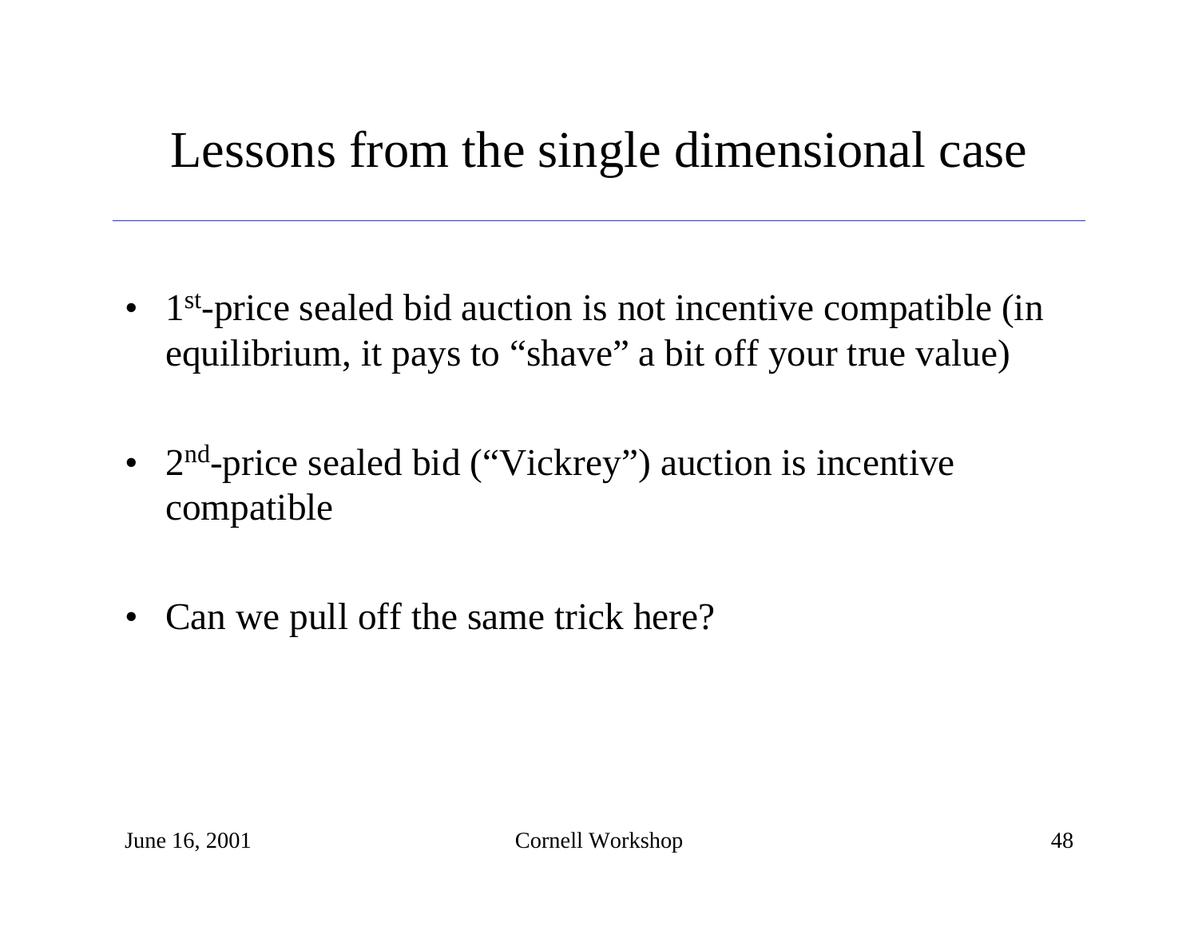# Lessons from the single dimensional case

- 1st-price sealed bid auction is not incentive compatible (in equilibrium, it pays to “shave” a bit off your true value)
- 2nd-price sealed bid (“Vickrey”) auction is incentive compatible
- Can we pull off the same trick here?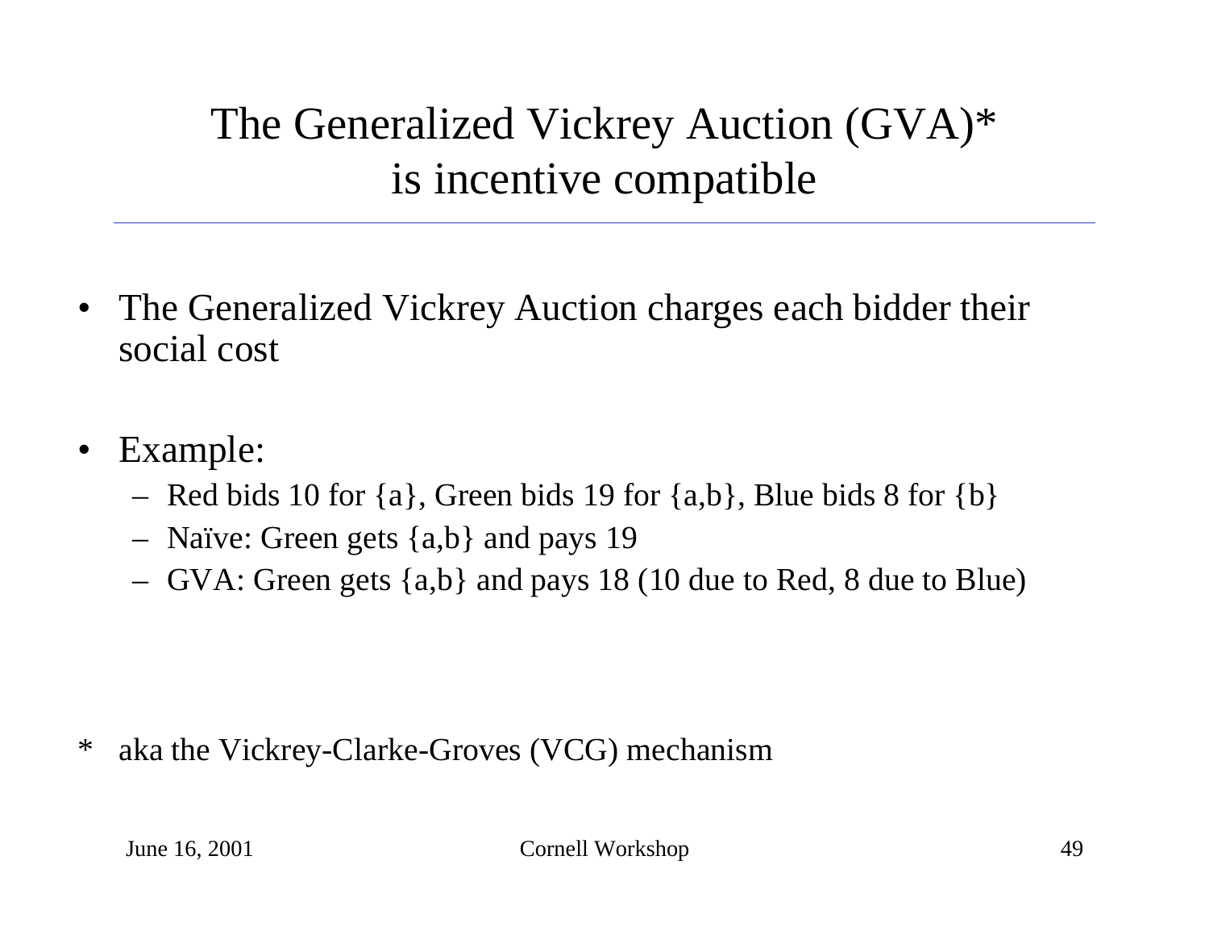# The Generalized Vickrey Auction (GVA)* is incentive compatible

- The Generalized Vickrey Auction charges each bidder their social cost

- Example:
  - Red bids 10 for {a}, Green bids 19 for {a,b}, Blue bids 8 for {b}
  - Naïve: Green gets {a,b} and pays 19
  - GVA: Green gets {a,b} and pays 18 (10 due to Red, 8 due to Blue)

\* aka the Vickrey-Clarke-Groves (VCG) mechanism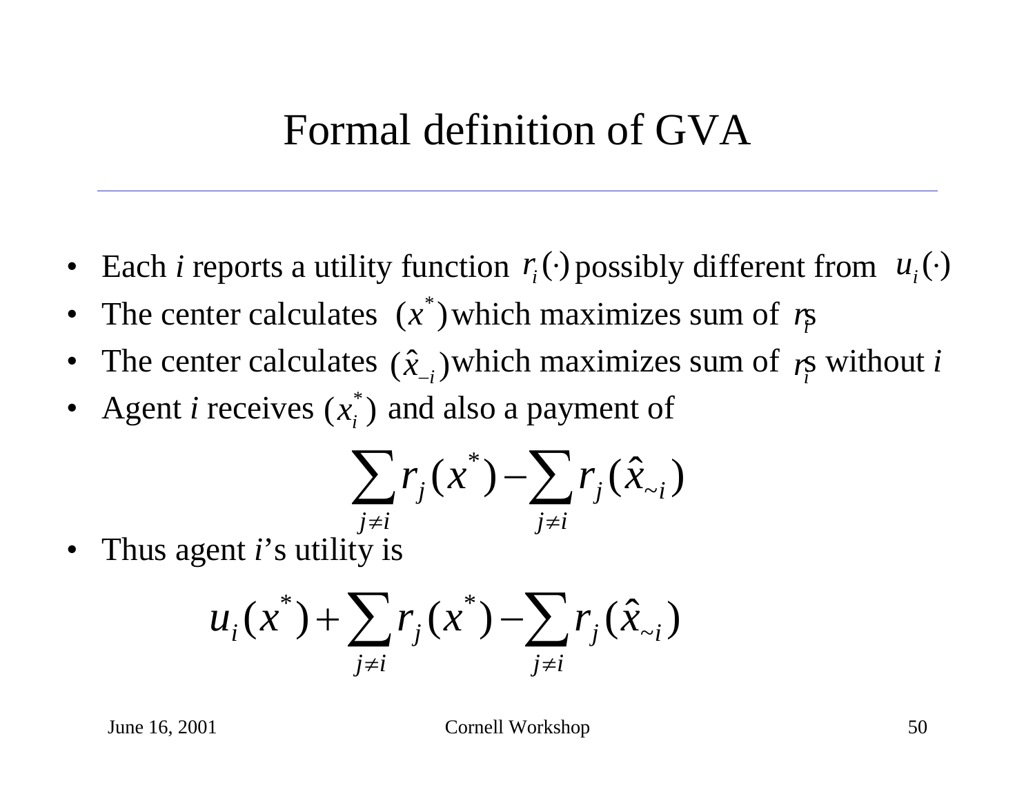# Formal definition of GVA

- Each *i* reports a utility function $r_i(\cdot)$ possibly different from $u_i(\cdot)$
- The center calculates $(x^*)$ which maximizes sum of $r_i$s
- The center calculates $(\hat{x}_{-i})$ which maximizes sum of $r_i$s without *i*
- Agent *i* receives $(x_i^*)$ and also a payment of

$$\sum_{j \neq i} r_j(x^*) - \sum_{j \neq i} r_j(\hat{x}_{\sim i})$$

- Thus agent *i*'s utility is

$$u_i(x^*) + \sum_{j \neq i} r_j(x^*) - \sum_{j \neq i} r_j(\hat{x}_{\sim i})$$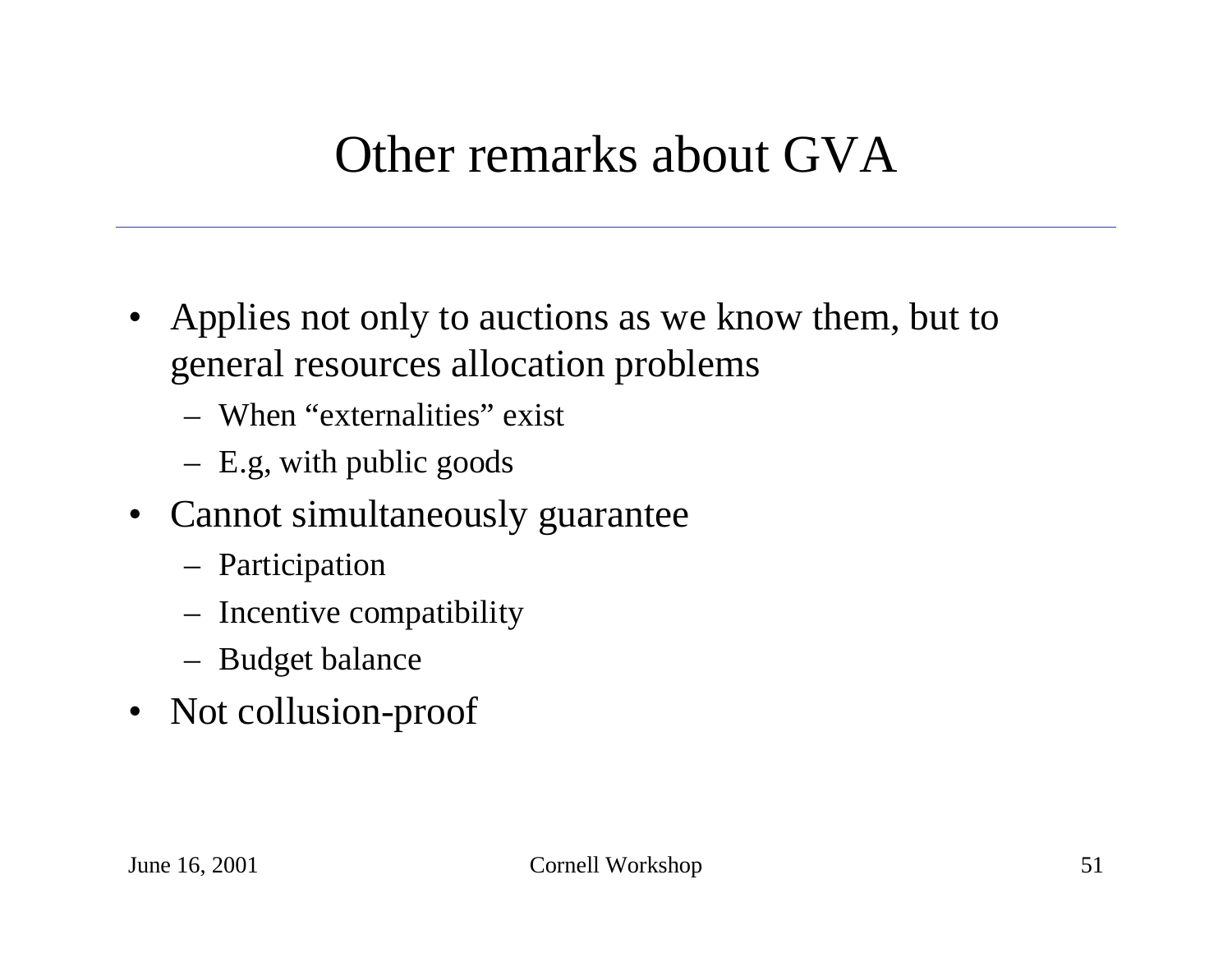# Other remarks about GVA

- Applies not only to auctions as we know them, but to general resources allocation problems
  - When “externalities” exist
  - E.g, with public goods
- Cannot simultaneously guarantee
  - Participation
  - Incentive compatibility
  - Budget balance
- Not collusion-proof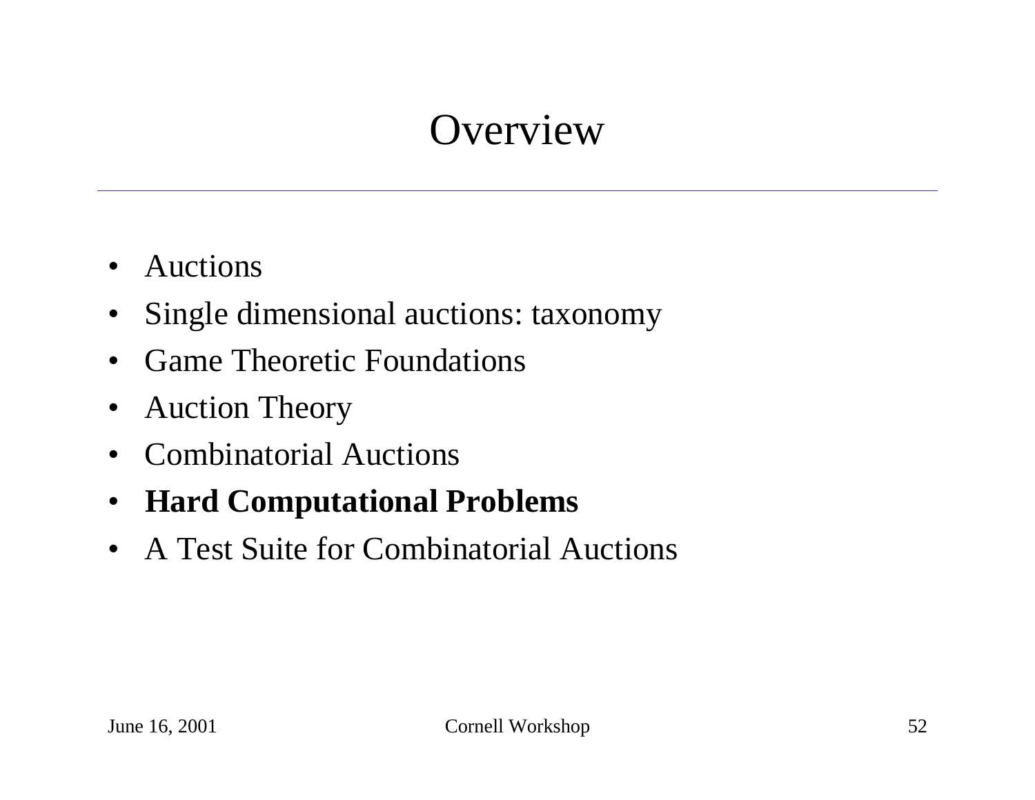# Overview

- Auctions
- Single dimensional auctions: taxonomy
- Game Theoretic Foundations
- Auction Theory
- Combinatorial Auctions
- **Hard Computational Problems**
- A Test Suite for Combinatorial Auctions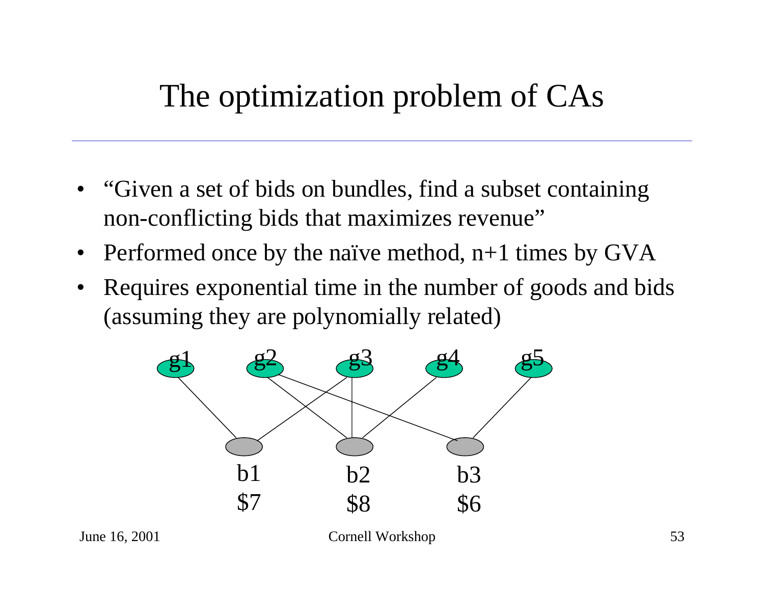# The optimization problem of CAs

- "Given a set of bids on bundles, find a subset containing non-conflicting bids that maximizes revenue"
- Performed once by the naïve method, n+1 times by GVA
- Requires exponential time in the number of goods and bids (assuming they are polynomially related)

g1 g2 g3 g4 g5

b1 $7

b2 $8

b3 $6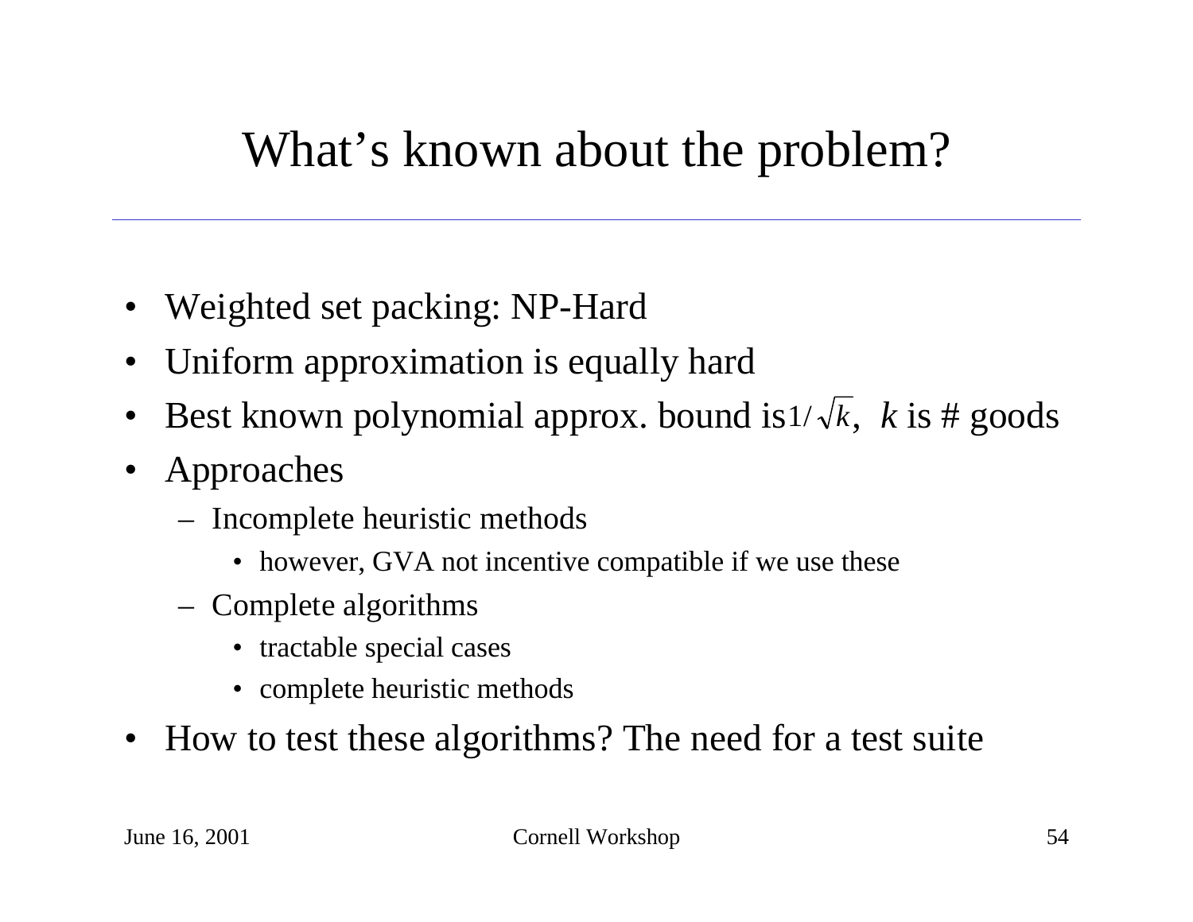# What's known about the problem?

- Weighted set packing: NP-Hard
- Uniform approximation is equally hard
- Best known polynomial approx. bound is $1/\sqrt{k}$, $k$ is # goods
- Approaches
  - Incomplete heuristic methods
    - however, GVA not incentive compatible if we use these
  - Complete algorithms
    - tractable special cases
    - complete heuristic methods
- How to test these algorithms? The need for a test suite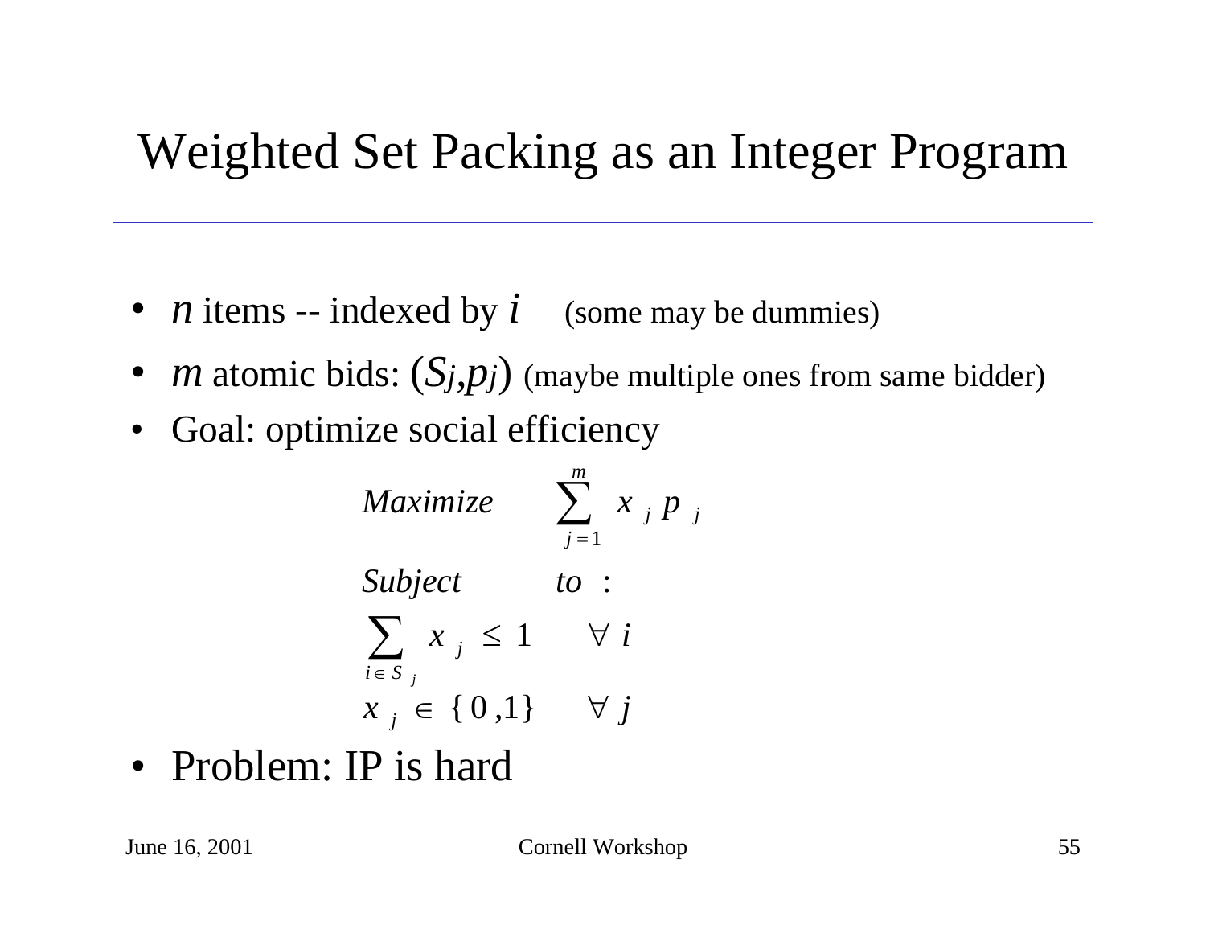# Weighted Set Packing as an Integer Program

- $n$ items -- indexed by $i$ (some may be dummies)
- $m$ atomic bids: $(S_j, p_j)$ (maybe multiple ones from same bidder)
- Goal: optimize social efficiency

$$
\begin{aligned}
&\textit{Maximize} \quad \sum_{j=1}^{m} x_j \, p_j \\
&\textit{Subject to}: \\
&\sum_{i \in S_j} x_j \leq 1 \quad \forall i \\
&x_j \in \{0,1\} \quad \forall j
\end{aligned}
$$

- Problem: IP is hard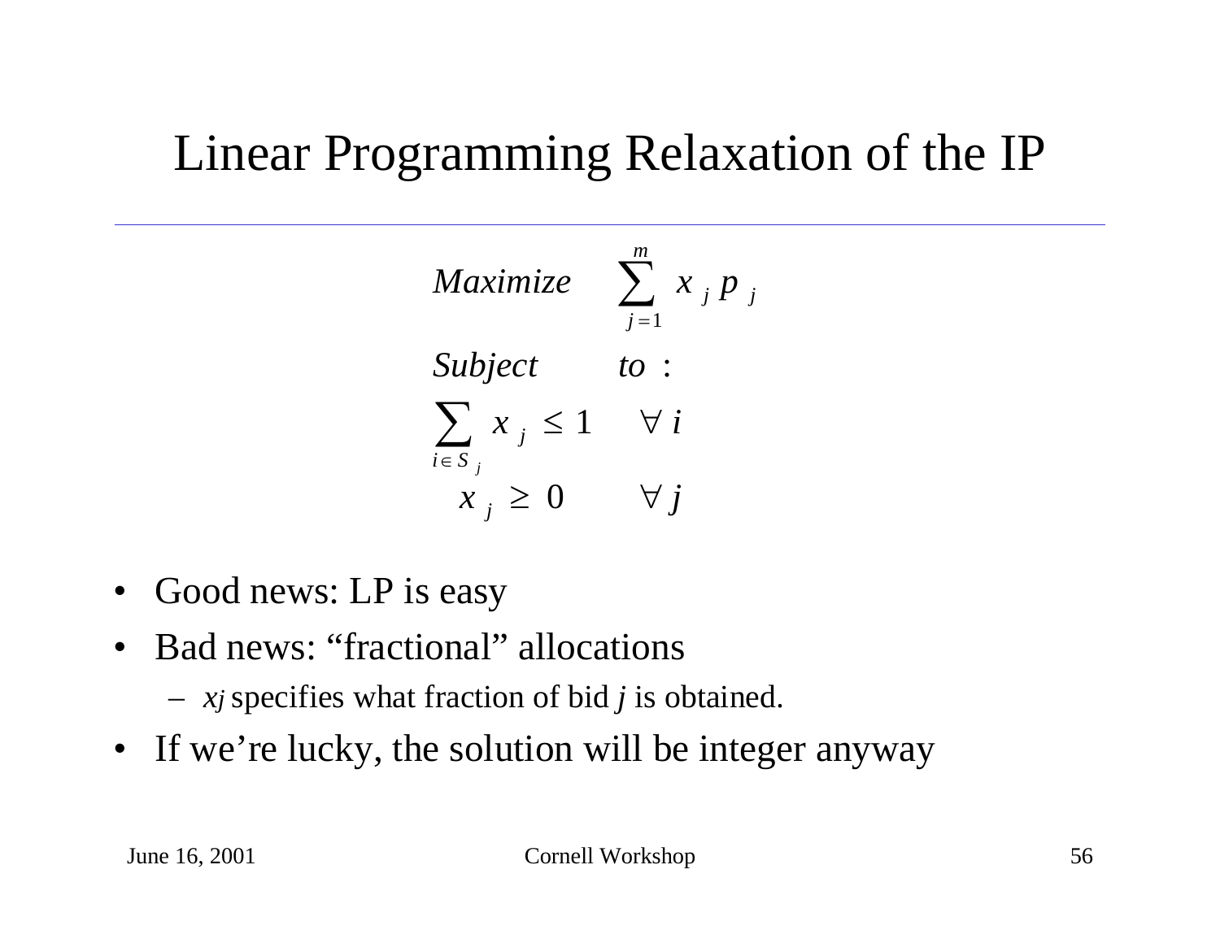# Linear Programming Relaxation of the IP

$$
\begin{aligned}
&\textit{Maximize} \quad \sum_{j=1}^{m} x_j p_j \\
&\textit{Subject} \quad \textit{to}: \\
&\sum_{i \in S_j} x_j \leq 1 \quad \forall i \\
&\quad x_j \geq 0 \quad \forall j
\end{aligned}
$$

- Good news: LP is easy
- Bad news: "fractional" allocations
  - $x_j$ specifies what fraction of bid $j$ is obtained.
- If we're lucky, the solution will be integer anyway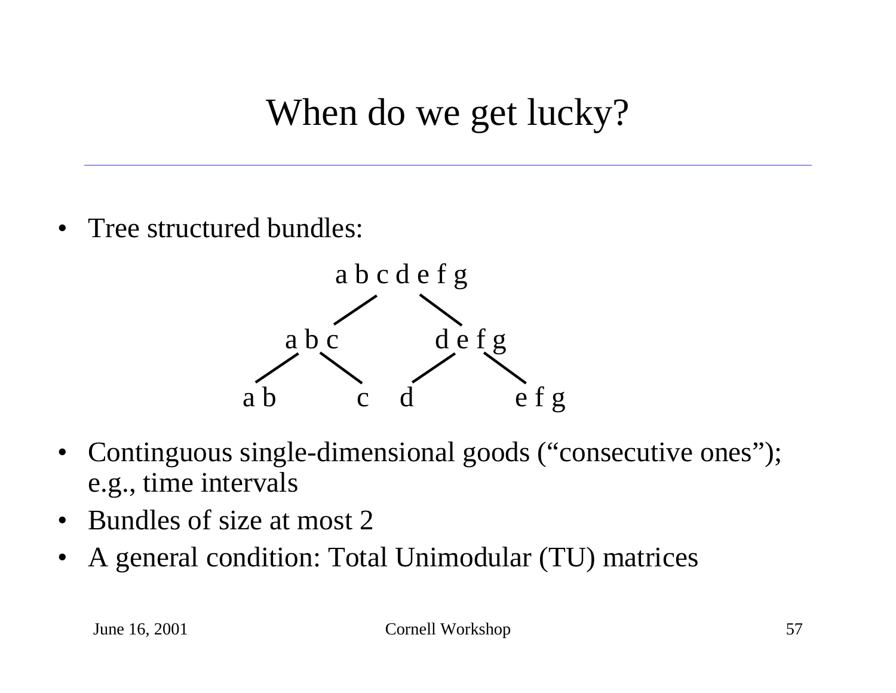# When do we get lucky?

- Tree structured bundles:

a b c d e f g

a b c

d e f g

a b

c

d

e f g

- Continguous single-dimensional goods (“consecutive ones”); e.g., time intervals
- Bundles of size at most 2
- A general condition: Total Unimodular (TU) matrices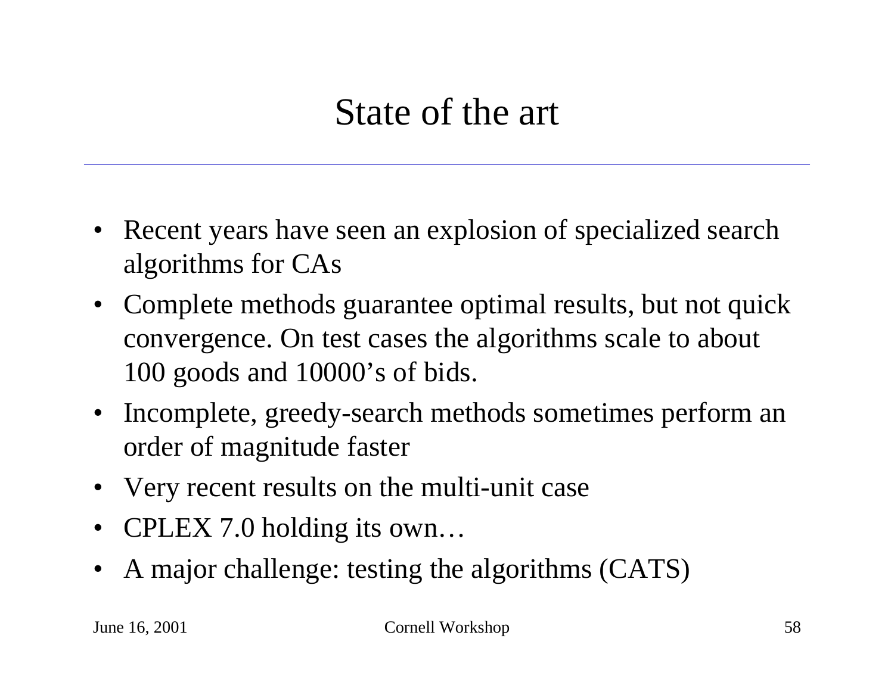# State of the art

- Recent years have seen an explosion of specialized search algorithms for CAs
- Complete methods guarantee optimal results, but not quick convergence. On test cases the algorithms scale to about 100 goods and 10000's of bids.
- Incomplete, greedy-search methods sometimes perform an order of magnitude faster
- Very recent results on the multi-unit case
- CPLEX 7.0 holding its own…
- A major challenge: testing the algorithms (CATS)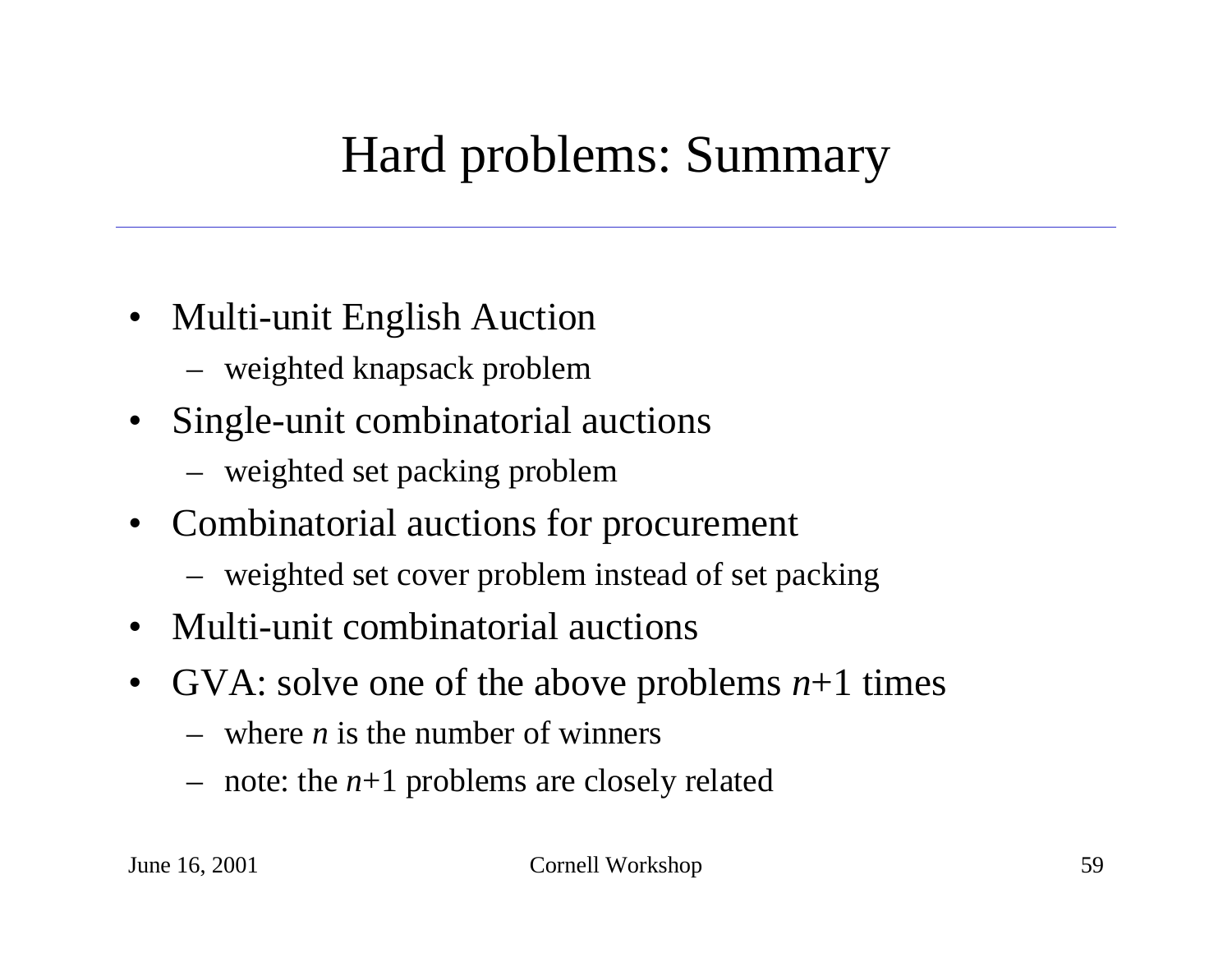# Hard problems: Summary

- Multi-unit English Auction
  - weighted knapsack problem
- Single-unit combinatorial auctions
  - weighted set packing problem
- Combinatorial auctions for procurement
  - weighted set cover problem instead of set packing
- Multi-unit combinatorial auctions
- GVA: solve one of the above problems $n$+1 times
  - where $n$ is the number of winners
  - note: the $n$+1 problems are closely related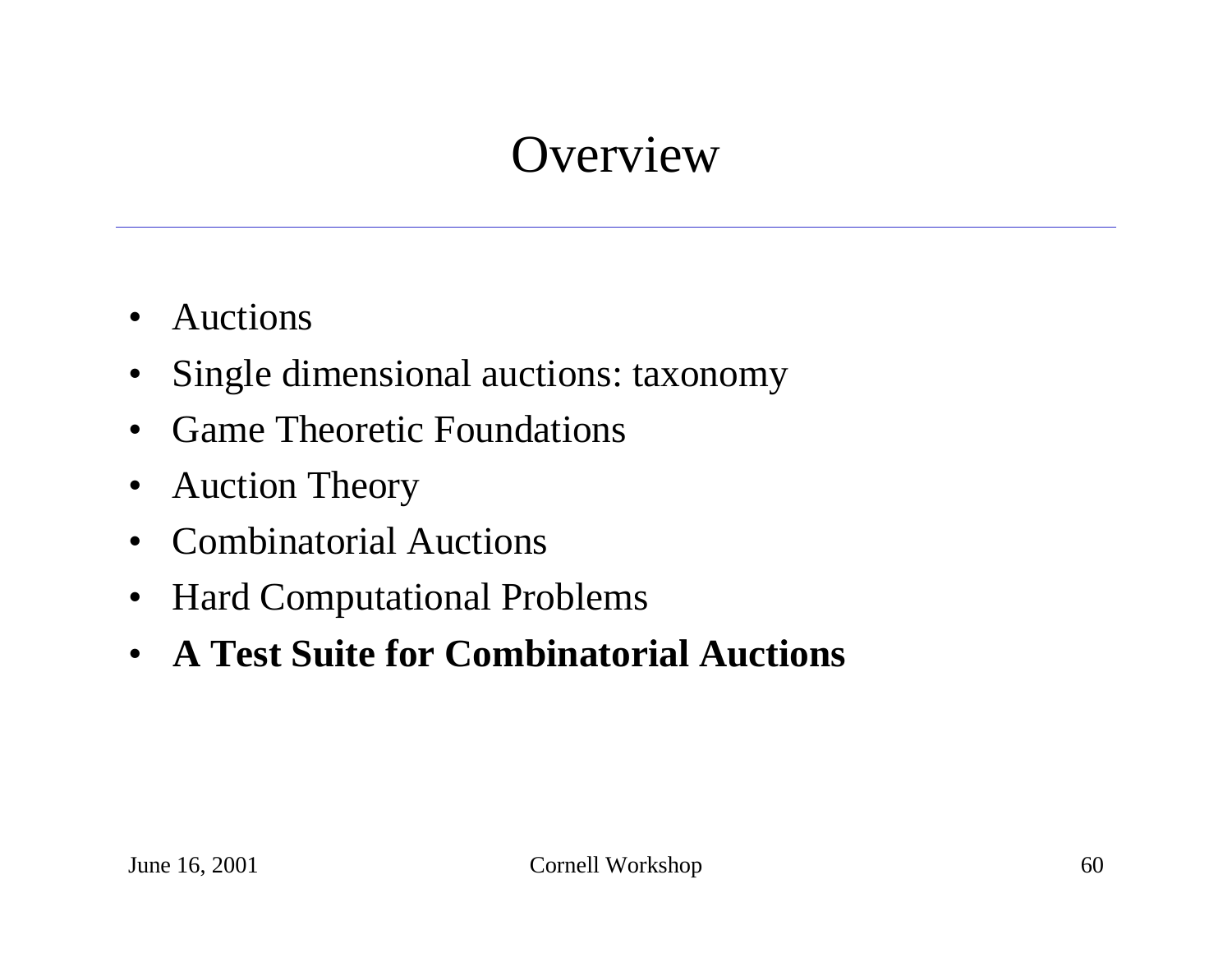# Overview

- Auctions
- Single dimensional auctions: taxonomy
- Game Theoretic Foundations
- Auction Theory
- Combinatorial Auctions
- Hard Computational Problems
- **A Test Suite for Combinatorial Auctions**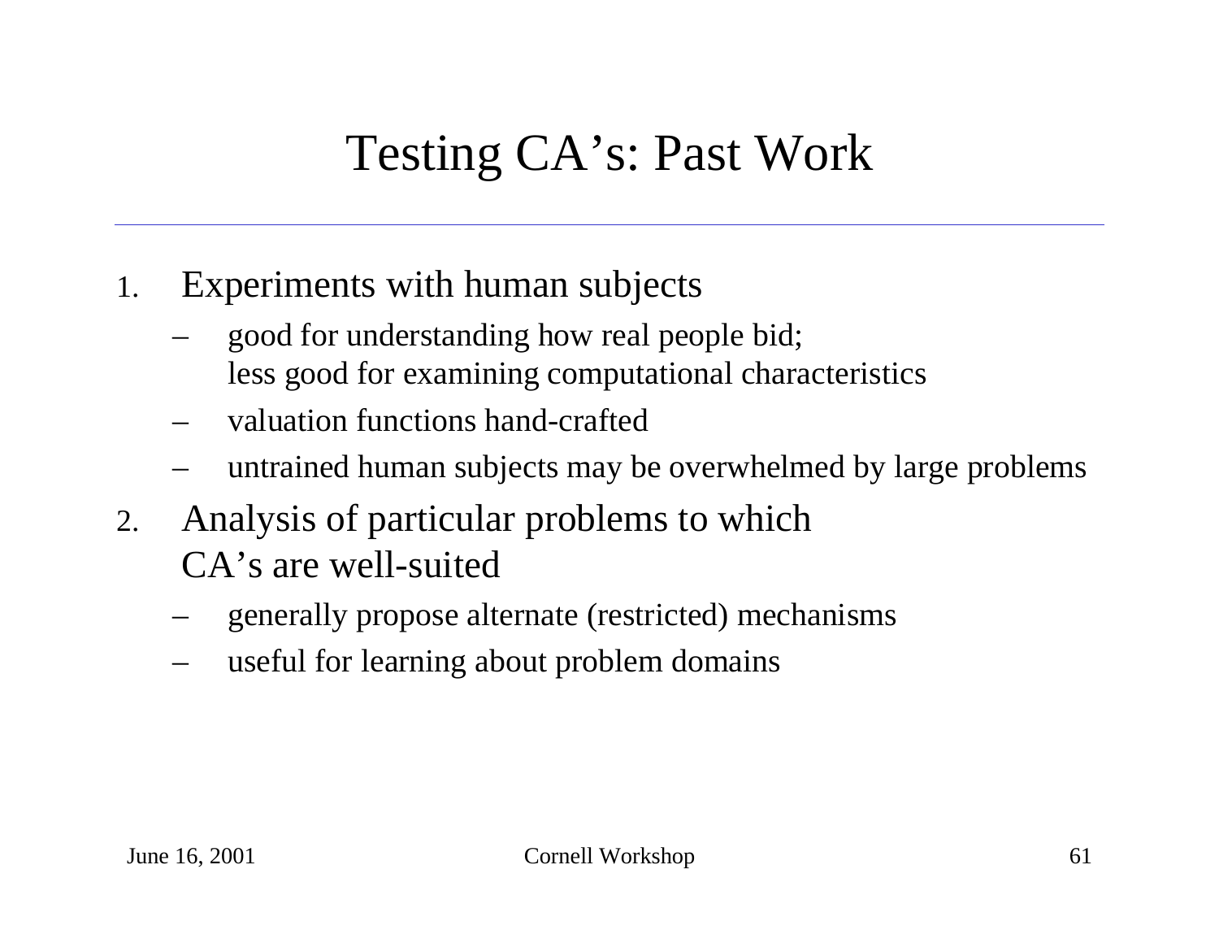# Testing CA's: Past Work

1. Experiments with human subjects
   - good for understanding how real people bid; less good for examining computational characteristics
   - valuation functions hand-crafted
   - untrained human subjects may be overwhelmed by large problems
2. Analysis of particular problems to which CA's are well-suited
   - generally propose alternate (restricted) mechanisms
   - useful for learning about problem domains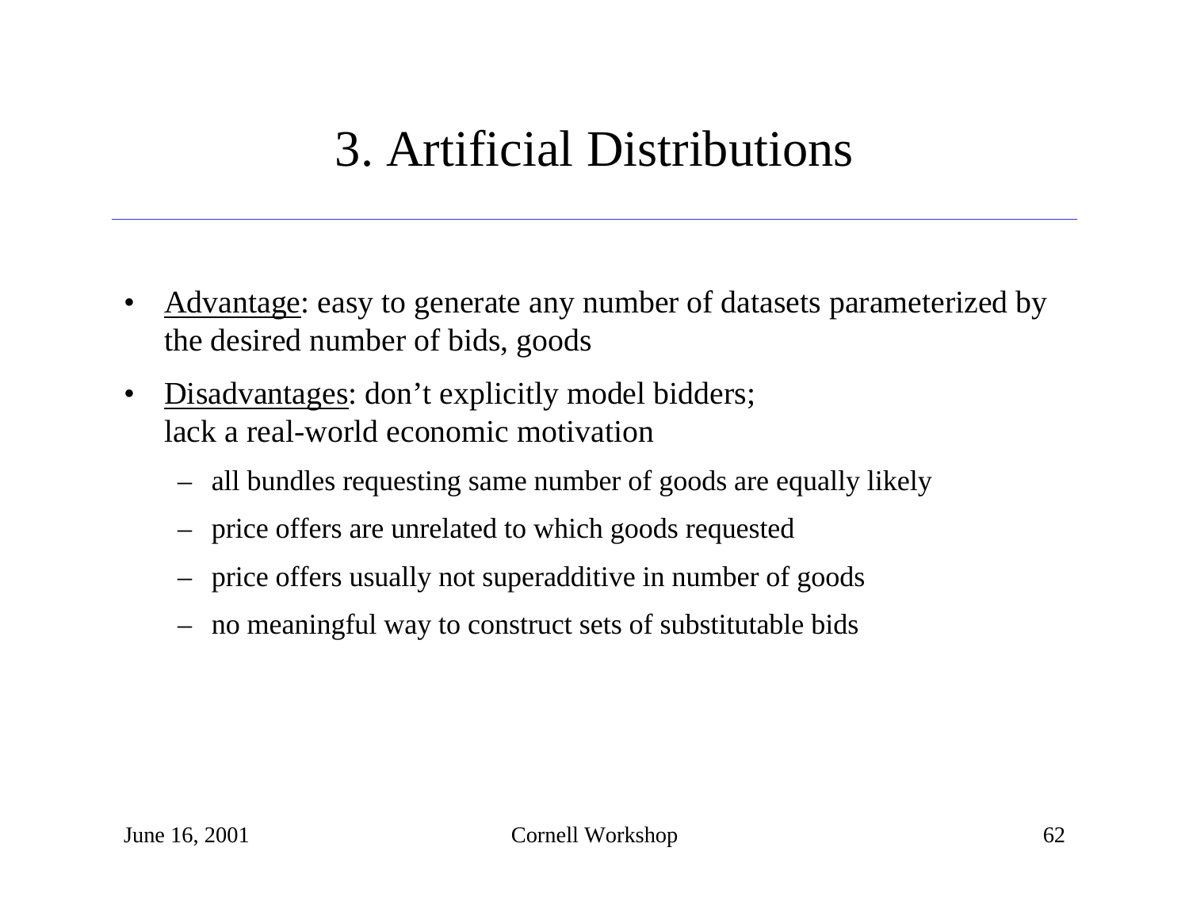# 3. Artificial Distributions

- Advantage: easy to generate any number of datasets parameterized by the desired number of bids, goods
- Disadvantages: don't explicitly model bidders;
  lack a real-world economic motivation
  - all bundles requesting same number of goods are equally likely
  - price offers are unrelated to which goods requested
  - price offers usually not superadditive in number of goods
  - no meaningful way to construct sets of substitutable bids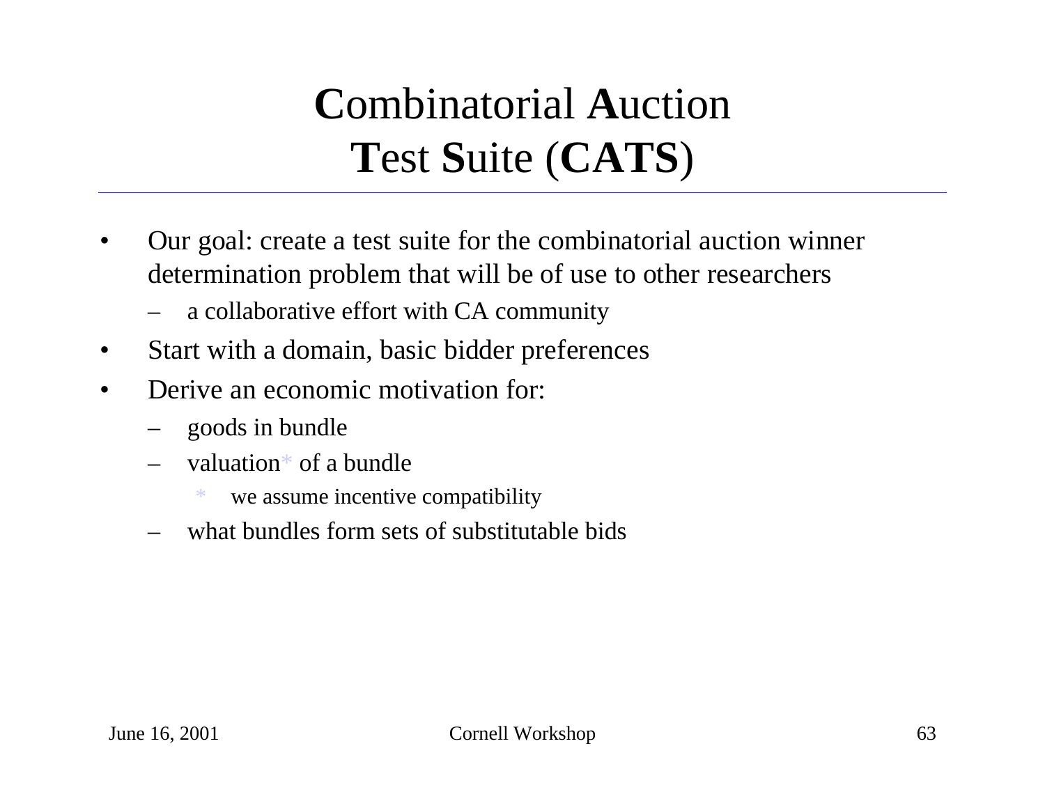# Combinatorial Auction Test Suite (CATS)

- Our goal: create a test suite for the combinatorial auction winner determination problem that will be of use to other researchers
  - a collaborative effort with CA community
- Start with a domain, basic bidder preferences
- Derive an economic motivation for:
  - goods in bundle
  - valuation* of a bundle
    - * we assume incentive compatibility
  - what bundles form sets of substitutable bids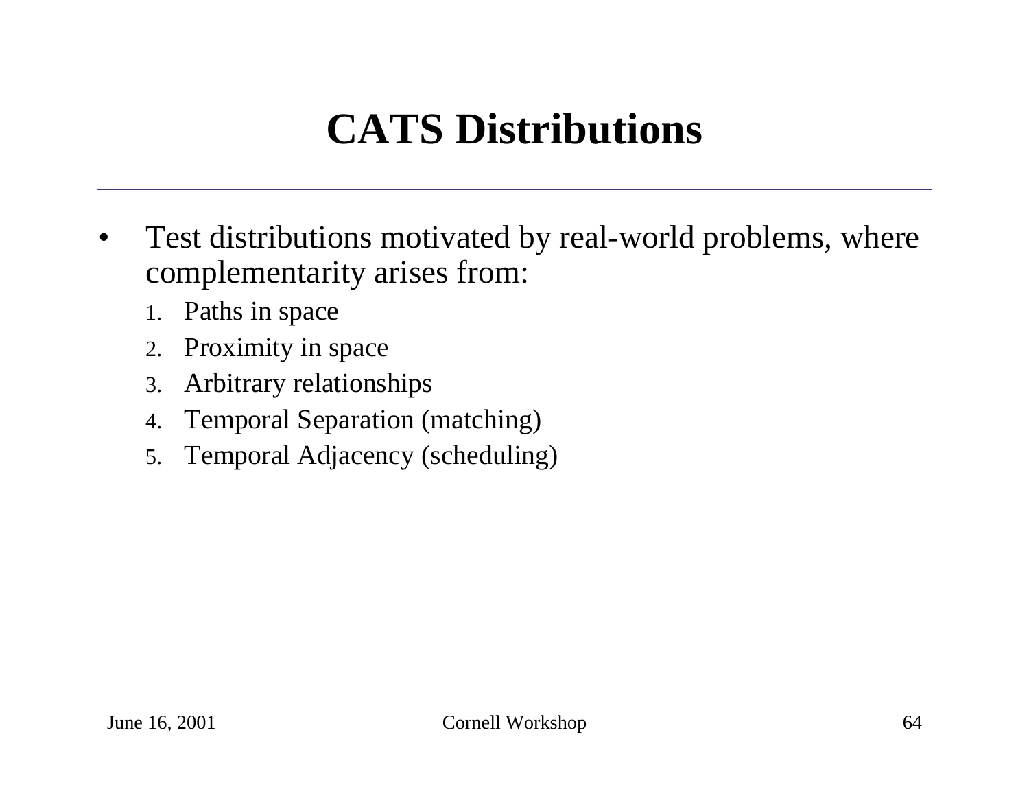# CATS Distributions

- Test distributions motivated by real-world problems, where complementarity arises from:
  1. Paths in space
  2. Proximity in space
  3. Arbitrary relationships
  4. Temporal Separation (matching)
  5. Temporal Adjacency (scheduling)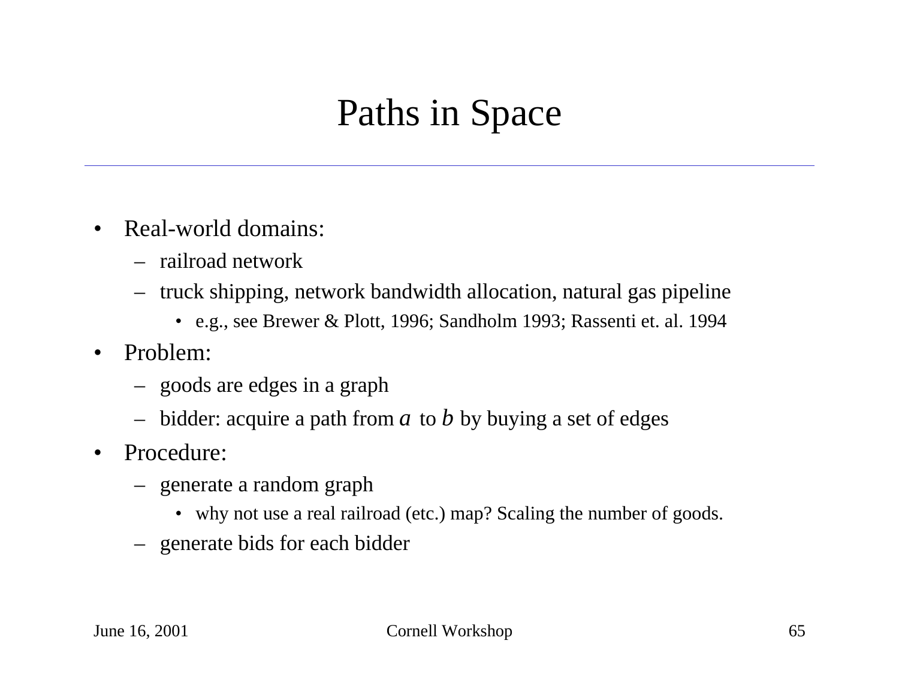# Paths in Space

- Real-world domains:
  - railroad network
  - truck shipping, network bandwidth allocation, natural gas pipeline
    - e.g., see Brewer & Plott, 1996; Sandholm 1993; Rassenti et. al. 1994
- Problem:
  - goods are edges in a graph
  - bidder: acquire a path from $a$ to $b$ by buying a set of edges
- Procedure:
  - generate a random graph
    - why not use a real railroad (etc.) map? Scaling the number of goods.
  - generate bids for each bidder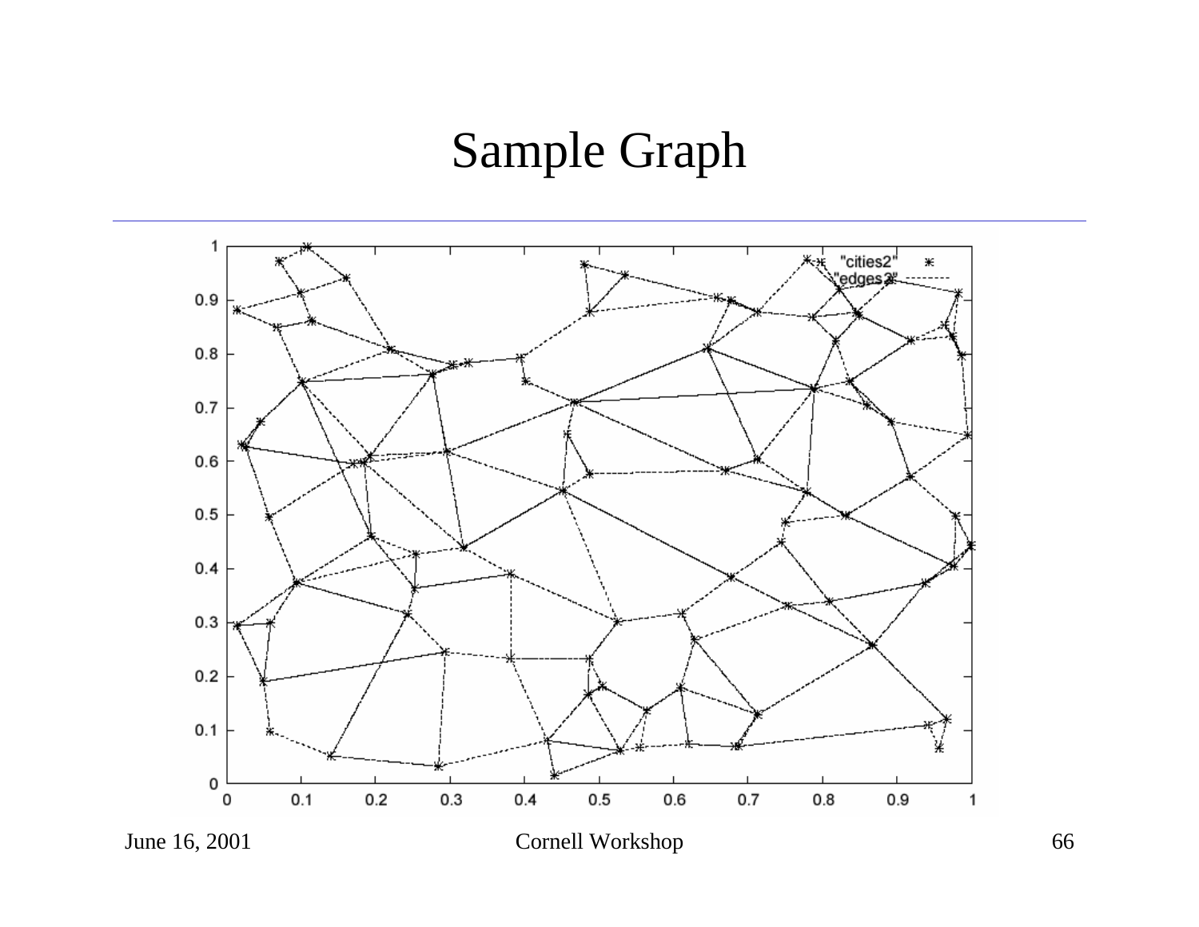# Sample Graph

"cities2"
"edges3"

1
0.9
0.8
0.7
0.6
0.5
0.4
0.3
0.2
0.1
0

0 0.1 0.2 0.3 0.4 0.5 0.6 0.7 0.8 0.9 1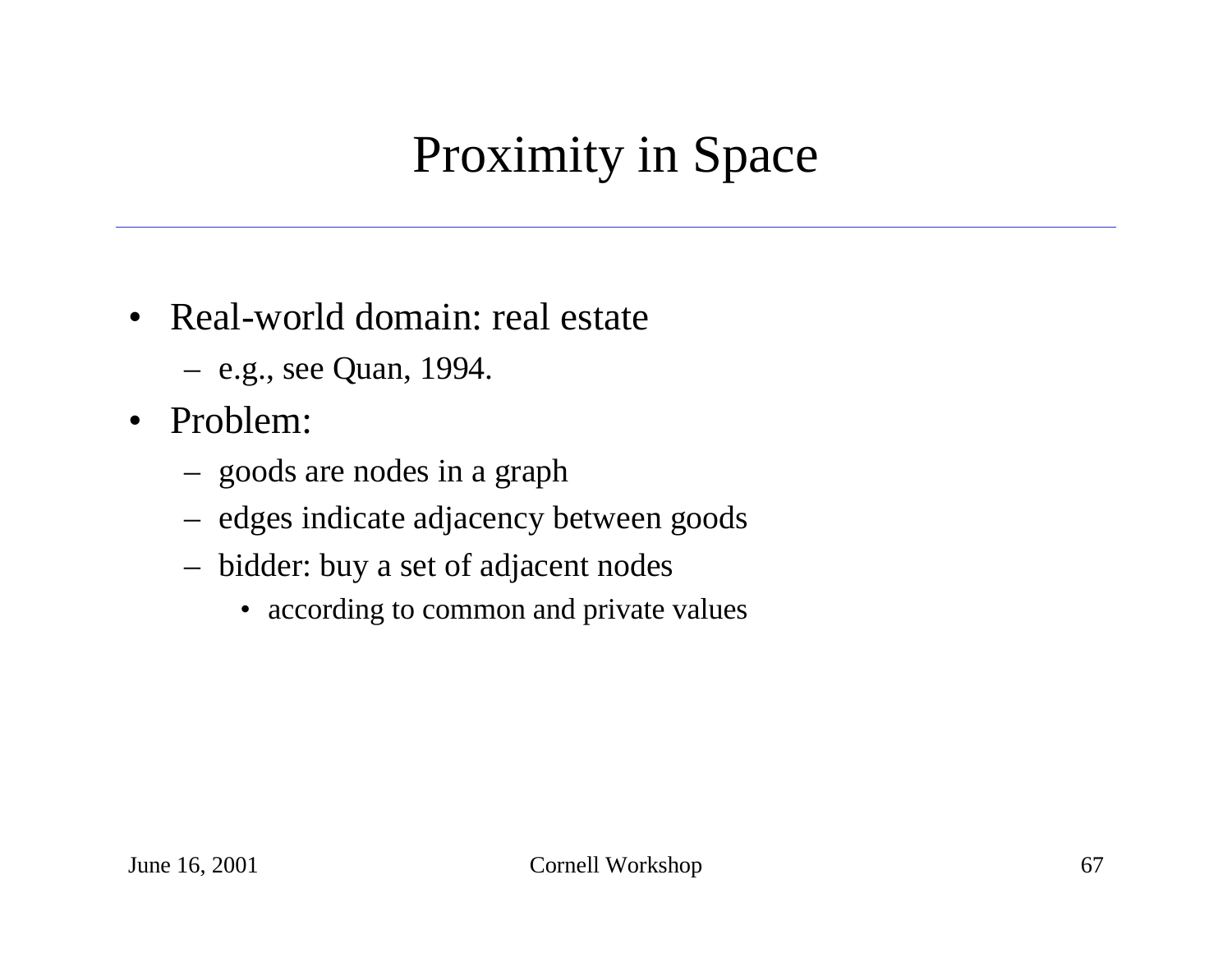# Proximity in Space

- Real-world domain: real estate
  - e.g., see Quan, 1994.
- Problem:
  - goods are nodes in a graph
  - edges indicate adjacency between goods
  - bidder: buy a set of adjacent nodes
    - according to common and private values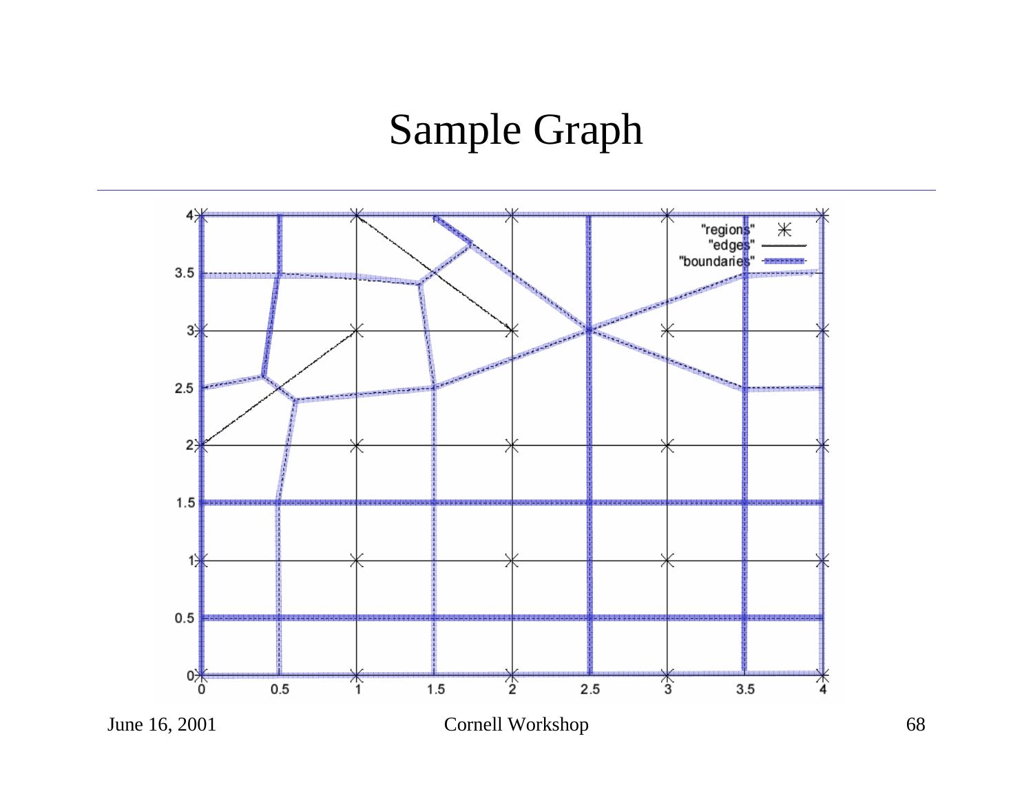# Sample Graph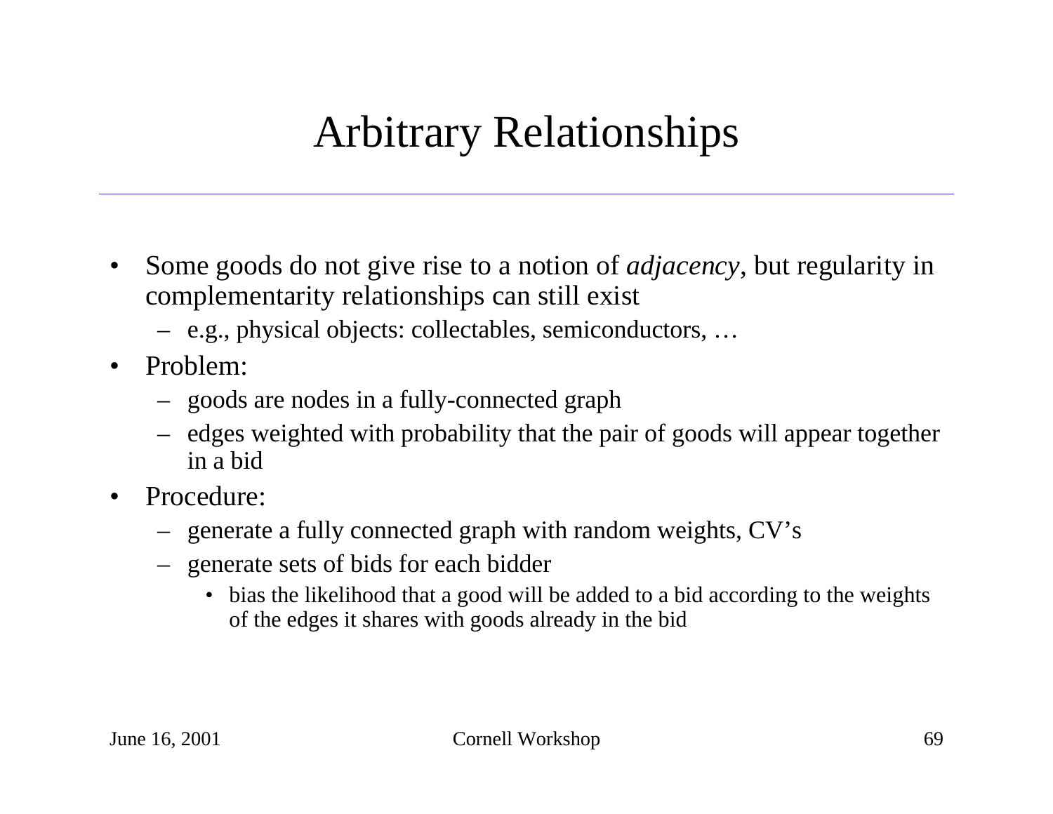# Arbitrary Relationships

- Some goods do not give rise to a notion of *adjacency*, but regularity in complementarity relationships can still exist
  - e.g., physical objects: collectables, semiconductors, …
- Problem:
  - goods are nodes in a fully-connected graph
  - edges weighted with probability that the pair of goods will appear together in a bid
- Procedure:
  - generate a fully connected graph with random weights, CV's
  - generate sets of bids for each bidder
    - bias the likelihood that a good will be added to a bid according to the weights of the edges it shares with goods already in the bid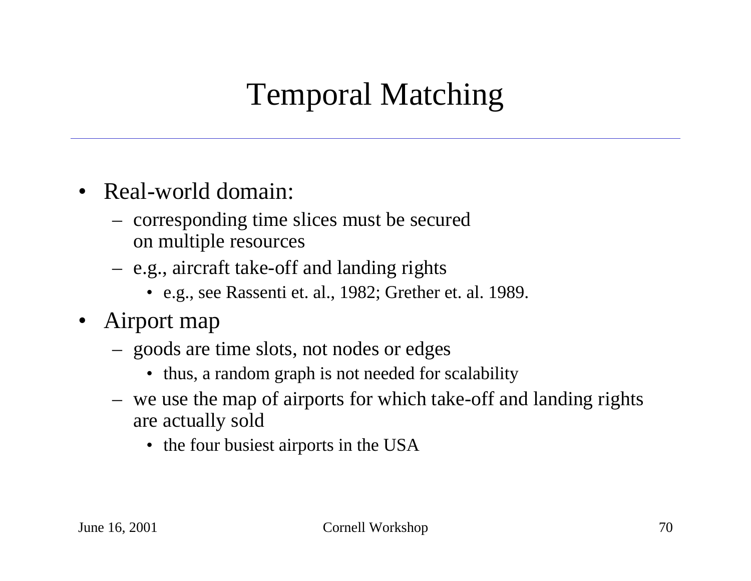# Temporal Matching

- Real-world domain:
  - corresponding time slices must be secured on multiple resources
  - e.g., aircraft take-off and landing rights
    - e.g., see Rassenti et. al., 1982; Grether et. al. 1989.
- Airport map
  - goods are time slots, not nodes or edges
    - thus, a random graph is not needed for scalability
  - we use the map of airports for which take-off and landing rights are actually sold
    - the four busiest airports in the USA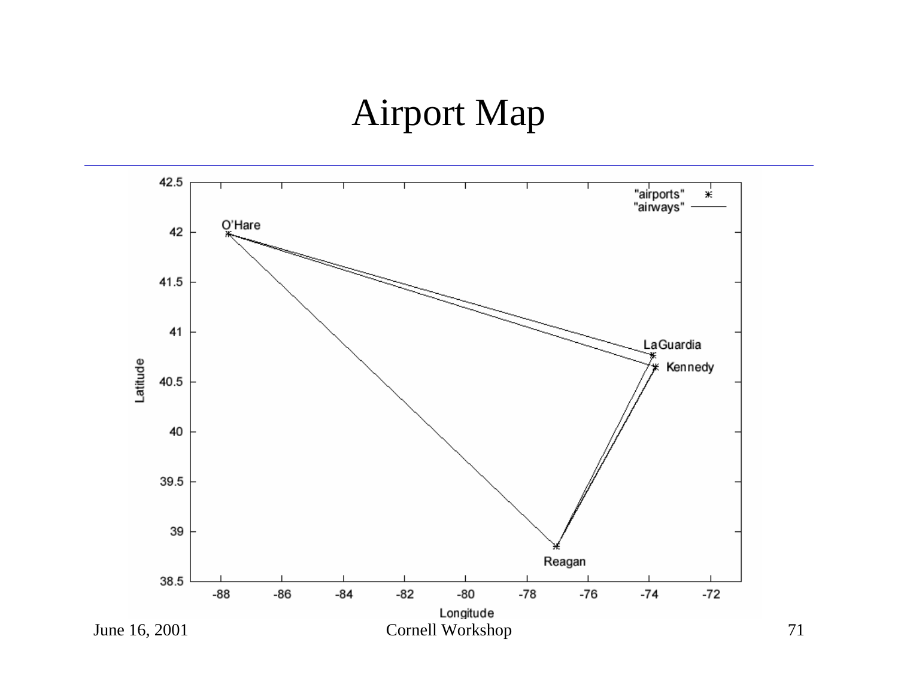# Airport Map

"airports"
"airways"

O'Hare

LaGuardia

Kennedy

Reagan

Latitude

42.5
42
41.5
41
40.5
40
39.5
39
38.5

Longitude

-88
-86
-84
-82
-80
-78
-76
-74
-72

June 16, 2001

Cornell Workshop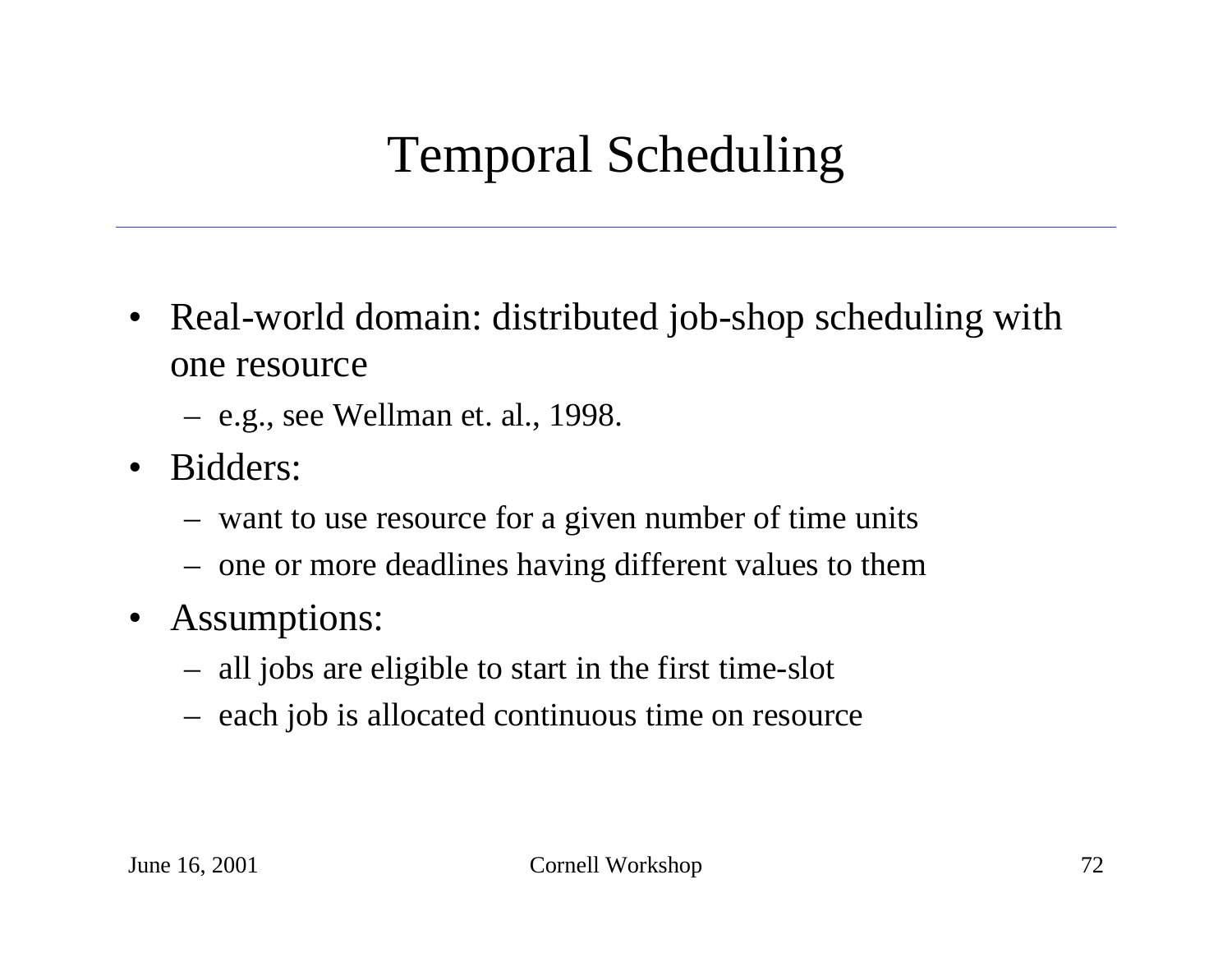# Temporal Scheduling

- Real-world domain: distributed job-shop scheduling with one resource
  - e.g., see Wellman et. al., 1998.
- Bidders:
  - want to use resource for a given number of time units
  - one or more deadlines having different values to them
- Assumptions:
  - all jobs are eligible to start in the first time-slot
  - each job is allocated continuous time on resource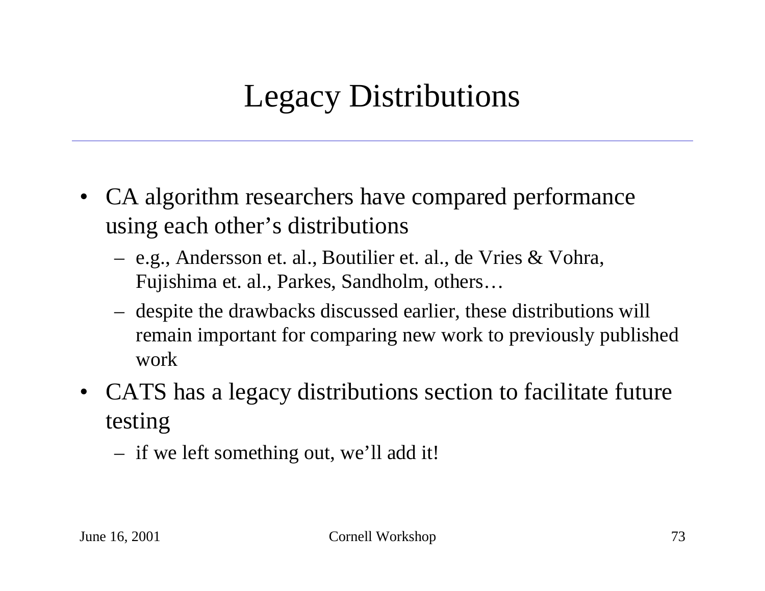# Legacy Distributions

- CA algorithm researchers have compared performance using each other's distributions
  - e.g., Andersson et. al., Boutilier et. al., de Vries & Vohra, Fujishima et. al., Parkes, Sandholm, others…
  - despite the drawbacks discussed earlier, these distributions will remain important for comparing new work to previously published work
- CATS has a legacy distributions section to facilitate future testing
  - if we left something out, we'll add it!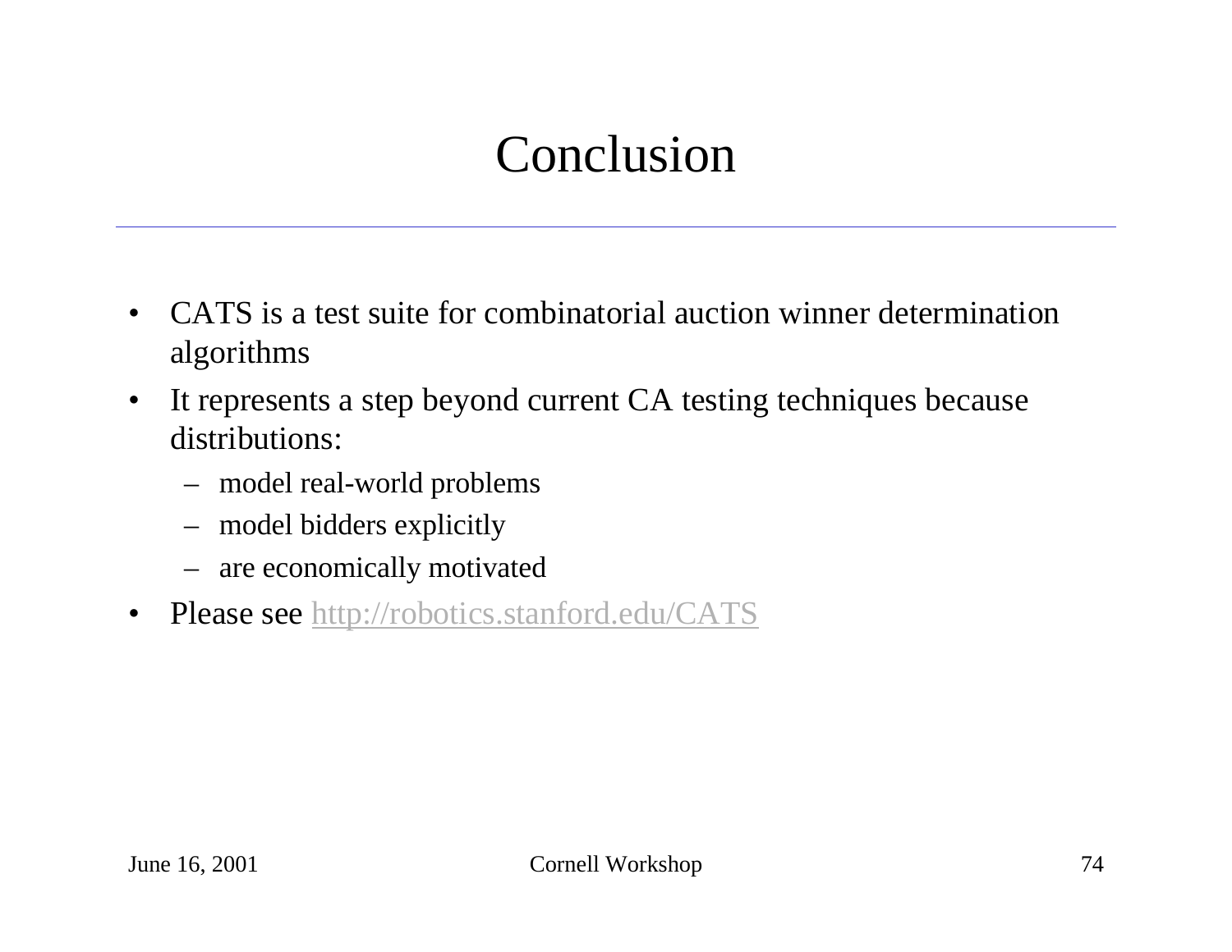# Conclusion

- CATS is a test suite for combinatorial auction winner determination algorithms
- It represents a step beyond current CA testing techniques because distributions:
  - model real-world problems
  - model bidders explicitly
  - are economically motivated
- Please see http://robotics.stanford.edu/CATS